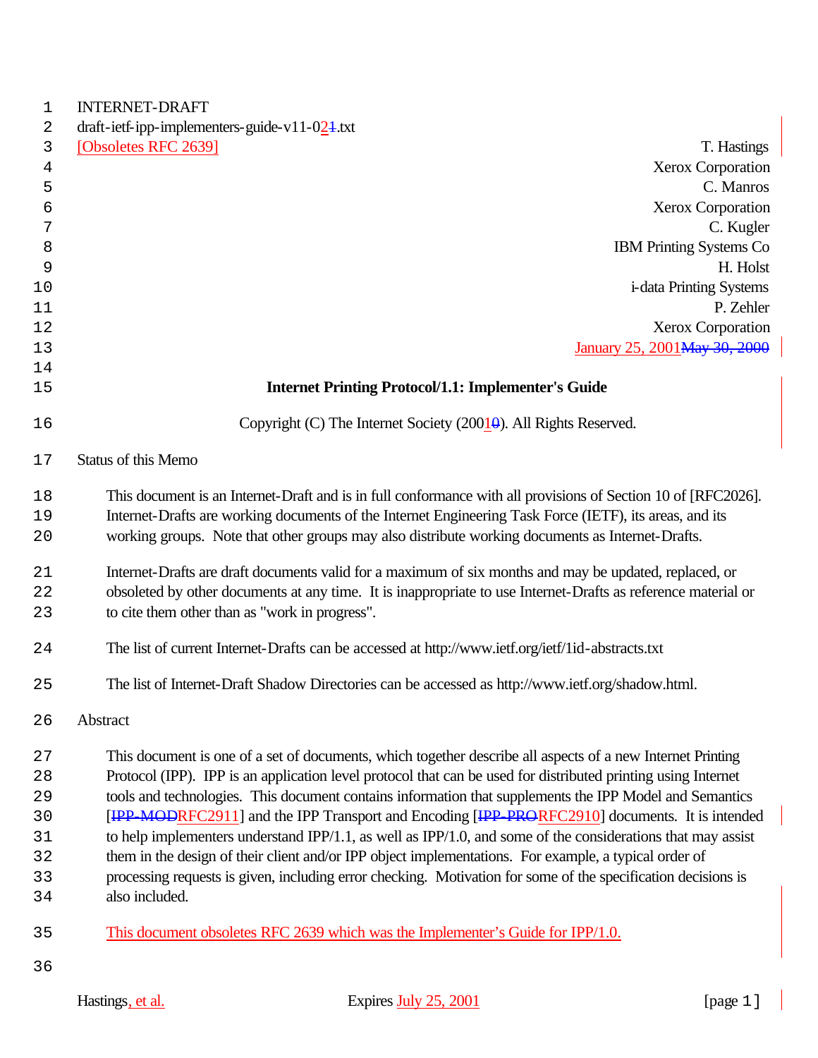INTERNET-DRAFT
draft-ietf-ipp-implementers-guide-v11-021.txt
[Obsoletes RFC 2639]

T. Hastings
Xerox Corporation
C. Manros
Xerox Corporation
C. Kugler
IBM Printing Systems Co
H. Holst
i-data Printing Systems
P. Zehler
Xerox Corporation
January 25, 2001May 30, 2000

# Internet Printing Protocol/1.1: Implementer's Guide

Copyright (C) The Internet Society (20010). All Rights Reserved.

## Status of this Memo

This document is an Internet-Draft and is in full conformance with all provisions of Section 10 of [RFC2026]. Internet-Drafts are working documents of the Internet Engineering Task Force (IETF), its areas, and its working groups. Note that other groups may also distribute working documents as Internet-Drafts.

Internet-Drafts are draft documents valid for a maximum of six months and may be updated, replaced, or obsoleted by other documents at any time. It is inappropriate to use Internet-Drafts as reference material or to cite them other than as "work in progress".

The list of current Internet-Drafts can be accessed at http://www.ietf.org/ietf/1id-abstracts.txt

The list of Internet-Draft Shadow Directories can be accessed as http://www.ietf.org/shadow.html.

## Abstract

This document is one of a set of documents, which together describe all aspects of a new Internet Printing Protocol (IPP). IPP is an application level protocol that can be used for distributed printing using Internet tools and technologies. This document contains information that supplements the IPP Model and Semantics [IPP-MODRFC2911] and the IPP Transport and Encoding [IPP-PRORFC2910] documents. It is intended to help implementers understand IPP/1.1, as well as IPP/1.0, and some of the considerations that may assist them in the design of their client and/or IPP object implementations. For example, a typical order of processing requests is given, including error checking. Motivation for some of the specification decisions is also included.

This document obsoletes RFC 2639 which was the Implementer's Guide for IPP/1.0.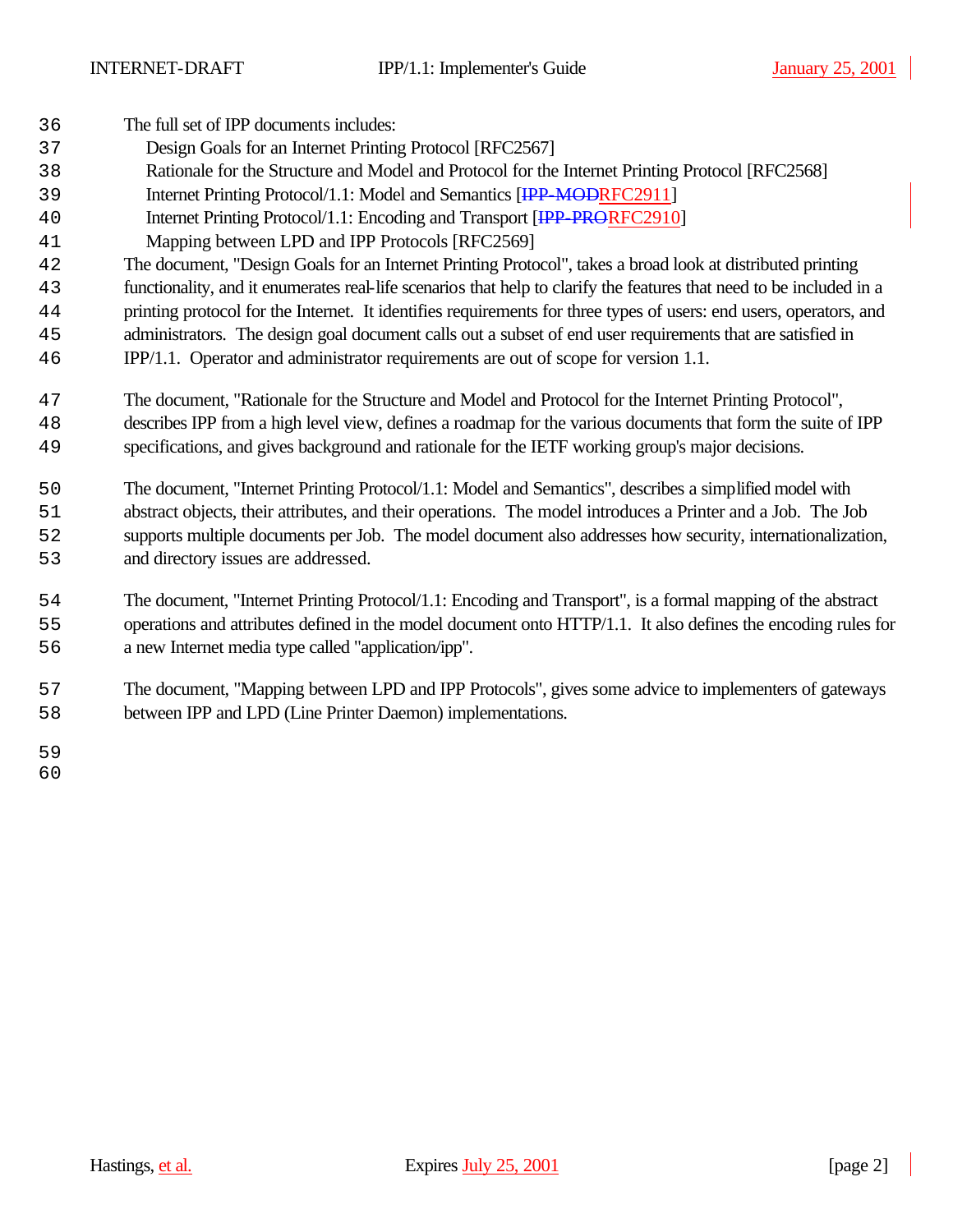The full set of IPP documents includes:

- Design Goals for an Internet Printing Protocol [RFC2567]
- Rationale for the Structure and Model and Protocol for the Internet Printing Protocol [RFC2568]
- Internet Printing Protocol/1.1: Model and Semantics [RFC2911]
- Internet Printing Protocol/1.1: Encoding and Transport [RFC2910]
- Mapping between LPD and IPP Protocols [RFC2569]

The document, "Design Goals for an Internet Printing Protocol", takes a broad look at distributed printing functionality, and it enumerates real-life scenarios that help to clarify the features that need to be included in a printing protocol for the Internet. It identifies requirements for three types of users: end users, operators, and administrators. The design goal document calls out a subset of end user requirements that are satisfied in IPP/1.1. Operator and administrator requirements are out of scope for version 1.1.

The document, "Rationale for the Structure and Model and Protocol for the Internet Printing Protocol", describes IPP from a high level view, defines a roadmap for the various documents that form the suite of IPP specifications, and gives background and rationale for the IETF working group's major decisions.

The document, "Internet Printing Protocol/1.1: Model and Semantics", describes a simplified model with abstract objects, their attributes, and their operations. The model introduces a Printer and a Job. The Job supports multiple documents per Job. The model document also addresses how security, internationalization, and directory issues are addressed.

The document, "Internet Printing Protocol/1.1: Encoding and Transport", is a formal mapping of the abstract operations and attributes defined in the model document onto HTTP/1.1. It also defines the encoding rules for a new Internet media type called "application/ipp".

The document, "Mapping between LPD and IPP Protocols", gives some advice to implementers of gateways between IPP and LPD (Line Printer Daemon) implementations.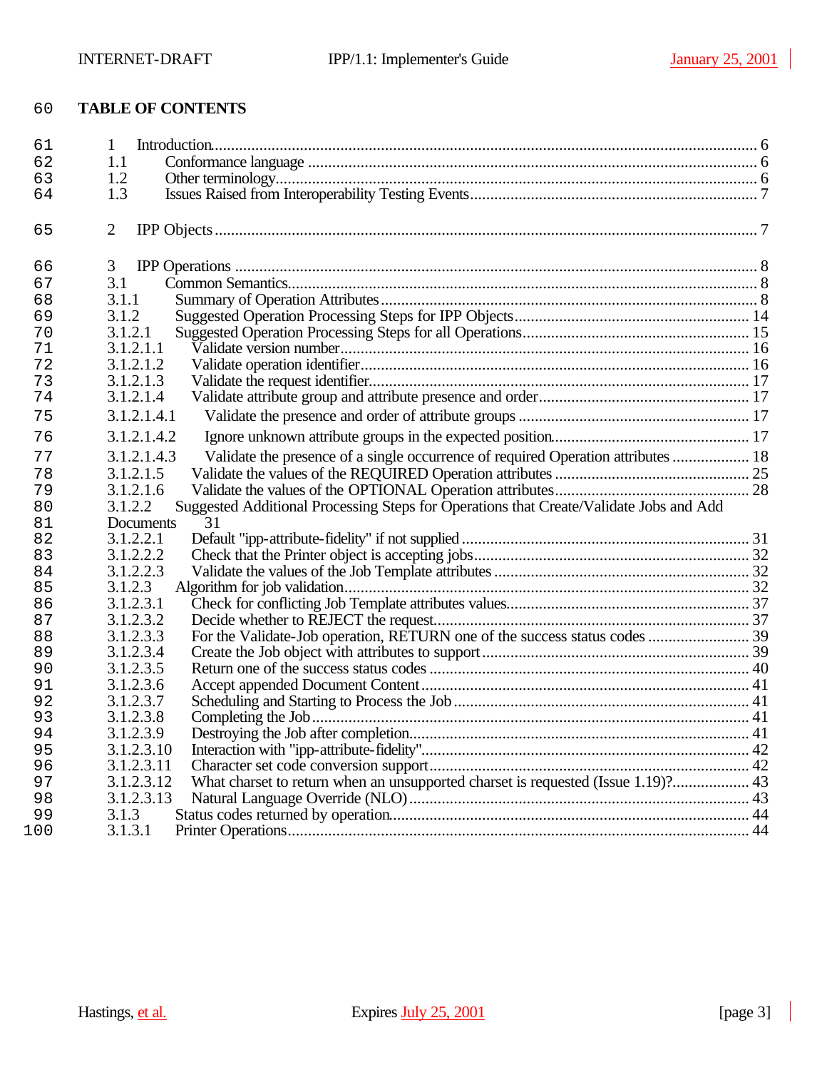# TABLE OF CONTENTS

1 Introduction ........ 6
1.1 Conformance language ........ 6
1.2 Other terminology ........ 6
1.3 Issues Raised from Interoperability Testing Events ........ 7

2 IPP Objects ........ 7

3 IPP Operations ........ 8
3.1 Common Semantics ........ 8
3.1.1 Summary of Operation Attributes ........ 8
3.1.2 Suggested Operation Processing Steps for IPP Objects ........ 14
3.1.2.1 Suggested Operation Processing Steps for all Operations ........ 15
3.1.2.1.1 Validate version number ........ 16
3.1.2.1.2 Validate operation identifier ........ 16
3.1.2.1.3 Validate the request identifier ........ 17
3.1.2.1.4 Validate attribute group and attribute presence and order ........ 17
3.1.2.1.4.1 Validate the presence and order of attribute groups ........ 17
3.1.2.1.4.2 Ignore unknown attribute groups in the expected position ........ 17
3.1.2.1.4.3 Validate the presence of a single occurrence of required Operation attributes ........ 18
3.1.2.1.5 Validate the values of the REQUIRED Operation attributes ........ 25
3.1.2.1.6 Validate the values of the OPTIONAL Operation attributes ........ 28
3.1.2.2 Suggested Additional Processing Steps for Operations that Create/Validate Jobs and Add Documents 31
3.1.2.2.1 Default "ipp-attribute-fidelity" if not supplied ........ 31
3.1.2.2.2 Check that the Printer object is accepting jobs ........ 32
3.1.2.2.3 Validate the values of the Job Template attributes ........ 32
3.1.2.3 Algorithm for job validation ........ 32
3.1.2.3.1 Check for conflicting Job Template attributes values ........ 37
3.1.2.3.2 Decide whether to REJECT the request ........ 37
3.1.2.3.3 For the Validate-Job operation, RETURN one of the success status codes ........ 39
3.1.2.3.4 Create the Job object with attributes to support ........ 39
3.1.2.3.5 Return one of the success status codes ........ 40
3.1.2.3.6 Accept appended Document Content ........ 41
3.1.2.3.7 Scheduling and Starting to Process the Job ........ 41
3.1.2.3.8 Completing the Job ........ 41
3.1.2.3.9 Destroying the Job after completion ........ 41
3.1.2.3.10 Interaction with "ipp-attribute-fidelity" ........ 42
3.1.2.3.11 Character set code conversion support ........ 42
3.1.2.3.12 What charset to return when an unsupported charset is requested (Issue 1.19)? ........ 43
3.1.2.3.13 Natural Language Override (NLO) ........ 43
3.1.3 Status codes returned by operation ........ 44
3.1.3.1 Printer Operations ........ 44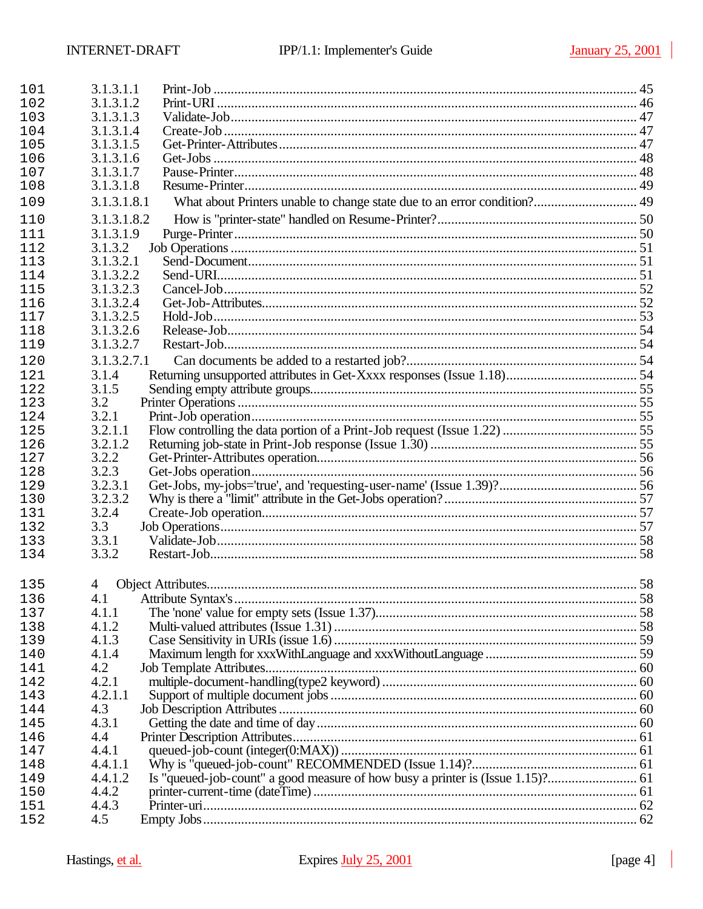101 3.1.3.1.1 Print-Job ........................................................................................................ 45
102 3.1.3.1.2 Print-URI ........................................................................................................ 46
103 3.1.3.1.3 Validate-Job ..................................................................................................... 47
104 3.1.3.1.4 Create-Job ....................................................................................................... 47
105 3.1.3.1.5 Get-Printer-Attributes ...................................................................................... 47
106 3.1.3.1.6 Get-Jobs .......................................................................................................... 48
107 3.1.3.1.7 Pause-Printer .................................................................................................... 48
108 3.1.3.1.8 Resume-Printer ................................................................................................. 49
109 3.1.3.1.8.1 What about Printers unable to change state due to an error condition? ............................. 49
110 3.1.3.1.8.2 How is "printer-state" handled on Resume-Printer? ......................................................... 50
111 3.1.3.1.9 Purge-Printer .................................................................................................... 50
112 3.1.3.2 Job Operations ..................................................................................................... 51
113 3.1.3.2.1 Send-Document ................................................................................................ 51
114 3.1.3.2.2 Send-URI ......................................................................................................... 51
115 3.1.3.2.3 Cancel-Job ....................................................................................................... 52
116 3.1.3.2.4 Get-Job-Attributes ............................................................................................ 52
117 3.1.3.2.5 Hold-Job .......................................................................................................... 53
118 3.1.3.2.6 Release-Job ...................................................................................................... 54
119 3.1.3.2.7 Restart-Job ....................................................................................................... 54
120 3.1.3.2.7.1 Can documents be added to a restarted job? ..................................................................... 54
121 3.1.4 Returning unsupported attributes in Get-Xxxx responses (Issue 1.18) ...................................... 54
122 3.1.5 Sending empty attribute groups ............................................................................................... 55
123 3.2 Printer Operations ................................................................................................................... 55
124 3.2.1 Print-Job operation .................................................................................................................. 55
125 3.2.1.1 Flow controlling the data portion of a Print-Job request (Issue 1.22) ....................................... 55
126 3.2.1.2 Returning job-state in Print-Job response (Issue 1.30) ............................................................ 55
127 3.2.2 Get-Printer-Attributes operation .............................................................................................. 56
128 3.2.3 Get-Jobs operation .................................................................................................................. 56
129 3.2.3.1 Get-Jobs, my-jobs='true', and 'requesting-user-name' (Issue 1.39)? ........................................ 56
130 3.2.3.2 Why is there a "limit" attribute in the Get-Jobs operation? ....................................................... 57
131 3.2.4 Create-Job operation ............................................................................................................... 57
132 3.3 Job Operations ........................................................................................................................ 57
133 3.3.1 Validate-Job ............................................................................................................................ 58
134 3.3.2 Restart-Job .............................................................................................................................. 58

135 4 Object Attributes ............................................................................................................................ 58
136 4.1 Attribute Syntax's ..................................................................................................................... 58
137 4.1.1 The 'none' value for empty sets (Issue 1.37) ............................................................................ 58
138 4.1.2 Multi-valued attributes (Issue 1.31) .......................................................................................... 58
139 4.1.3 Case Sensitivity in URIs (issue 1.6) ......................................................................................... 59
140 4.1.4 Maximum length for xxxWithLanguage and xxxWithoutLanguage ........................................... 59
141 4.2 Job Template Attributes ............................................................................................................ 60
142 4.2.1 multiple-document-handling(type2 keyword) ........................................................................... 60
143 4.2.1.1 Support of multiple document jobs ........................................................................................ 60
144 4.3 Job Description Attributes ........................................................................................................ 60
145 4.3.1 Getting the date and time of day .............................................................................................. 60
146 4.4 Printer Description Attributes ................................................................................................... 61
147 4.4.1 queued-job-count (integer(0:MAX)) ........................................................................................ 61
148 4.4.1.1 Why is "queued-job-count" RECOMMENDED (Issue 1.14)? .................................................. 61
149 4.4.1.2 Is "queued-job-count" a good measure of how busy a printer is (Issue 1.15)? ........................... 61
150 4.4.2 printer-current-time (dateTime) ............................................................................................... 61
151 4.4.3 Printer-uri ................................................................................................................................ 62
152 4.5 Empty Jobs .............................................................................................................................. 62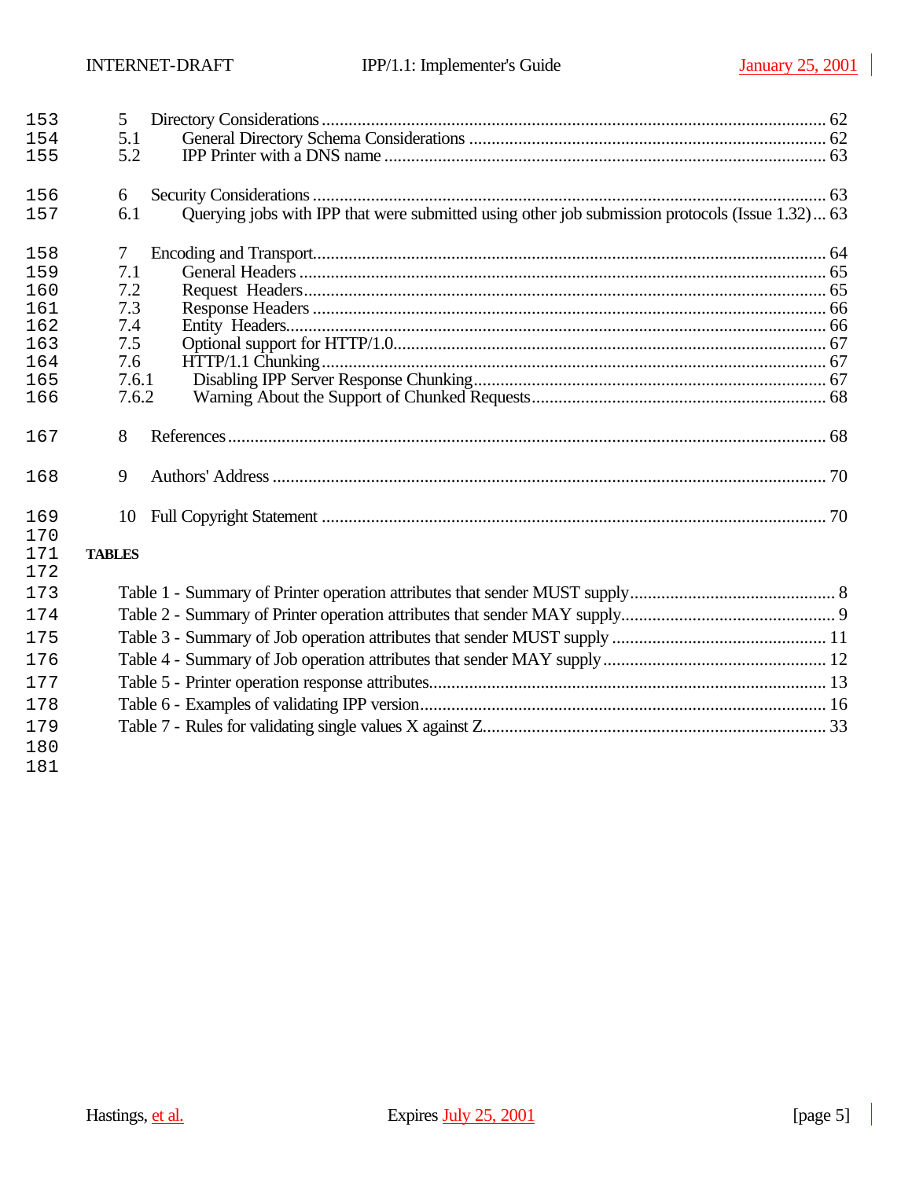5 Directory Considerations ................................................................................................ 62
5.1 General Directory Schema Considerations ................................................................ 62
5.2 IPP Printer with a DNS name .................................................................................. 63

6 Security Considerations ................................................................................................. 63
6.1 Querying jobs with IPP that were submitted using other job submission protocols (Issue 1.32) ... 63

7 Encoding and Transport................................................................................................. 64
7.1 General Headers ..................................................................................................... 65
7.2 Request Headers..................................................................................................... 65
7.3 Response Headers .................................................................................................. 66
7.4 Entity Headers........................................................................................................ 66
7.5 Optional support for HTTP/1.0................................................................................ 67
7.6 HTTP/1.1 Chunking ................................................................................................ 67
7.6.1 Disabling IPP Server Response Chunking.............................................................. 67
7.6.2 Warning About the Support of Chunked Requests.................................................. 68

8 References...................................................................................................................... 68

9 Authors' Address ........................................................................................................... 70

10 Full Copyright Statement ............................................................................................... 70

**TABLES**

Table 1 - Summary of Printer operation attributes that sender MUST supply............................................. 8
Table 2 - Summary of Printer operation attributes that sender MAY supply................................................ 9
Table 3 - Summary of Job operation attributes that sender MUST supply ................................................ 11
Table 4 - Summary of Job operation attributes that sender MAY supply .................................................. 12
Table 5 - Printer operation response attributes........................................................................................ 13
Table 6 - Examples of validating IPP version........................................................................................... 16
Table 7 - Rules for validating single values X against Z............................................................................ 33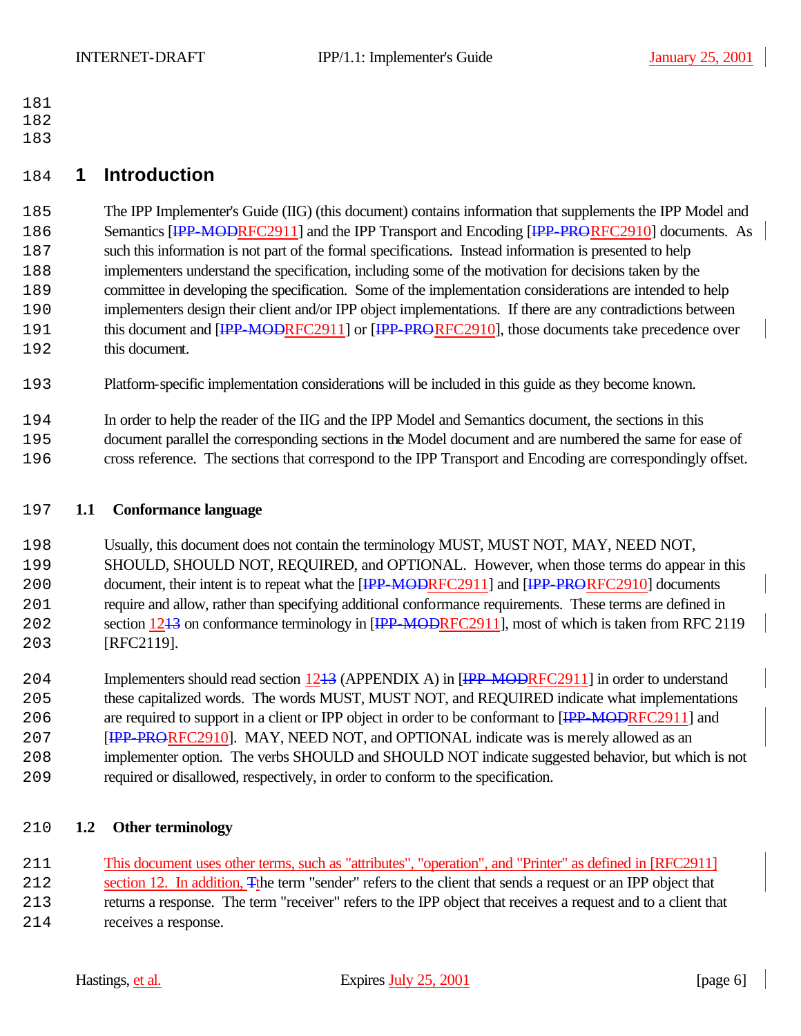# 1 Introduction

The IPP Implementer's Guide (IIG) (this document) contains information that supplements the IPP Model and Semantics [~~IPP-MOD~~RFC2911] and the IPP Transport and Encoding [~~IPP-PRO~~RFC2910] documents. As such this information is not part of the formal specifications. Instead information is presented to help implementers understand the specification, including some of the motivation for decisions taken by the committee in developing the specification. Some of the implementation considerations are intended to help implementers design their client and/or IPP object implementations. If there are any contradictions between this document and [~~IPP-MOD~~RFC2911] or [~~IPP-PRO~~RFC2910], those documents take precedence over this document.

Platform-specific implementation considerations will be included in this guide as they become known.

In order to help the reader of the IIG and the IPP Model and Semantics document, the sections in this document parallel the corresponding sections in the Model document and are numbered the same for ease of cross reference. The sections that correspond to the IPP Transport and Encoding are correspondingly offset.

## 1.1 Conformance language

Usually, this document does not contain the terminology MUST, MUST NOT, MAY, NEED NOT, SHOULD, SHOULD NOT, REQUIRED, and OPTIONAL. However, when those terms do appear in this document, their intent is to repeat what the [~~IPP-MOD~~RFC2911] and [~~IPP-PRO~~RFC2910] documents require and allow, rather than specifying additional conformance requirements. These terms are defined in section 12~~13~~ on conformance terminology in [~~IPP-MOD~~RFC2911], most of which is taken from RFC 2119 [RFC2119].

Implementers should read section 12~~13~~ (APPENDIX A) in [~~IPP-MOD~~RFC2911] in order to understand these capitalized words. The words MUST, MUST NOT, and REQUIRED indicate what implementations are required to support in a client or IPP object in order to be conformant to [~~IPP-MOD~~RFC2911] and [~~IPP-PRO~~RFC2910]. MAY, NEED NOT, and OPTIONAL indicate was is merely allowed as an implementer option. The verbs SHOULD and SHOULD NOT indicate suggested behavior, but which is not required or disallowed, respectively, in order to conform to the specification.

## 1.2 Other terminology

This document uses other terms, such as "attributes", "operation", and "Printer" as defined in [RFC2911] section 12. In addition, ~~T~~the term "sender" refers to the client that sends a request or an IPP object that returns a response. The term "receiver" refers to the IPP object that receives a request and to a client that receives a response.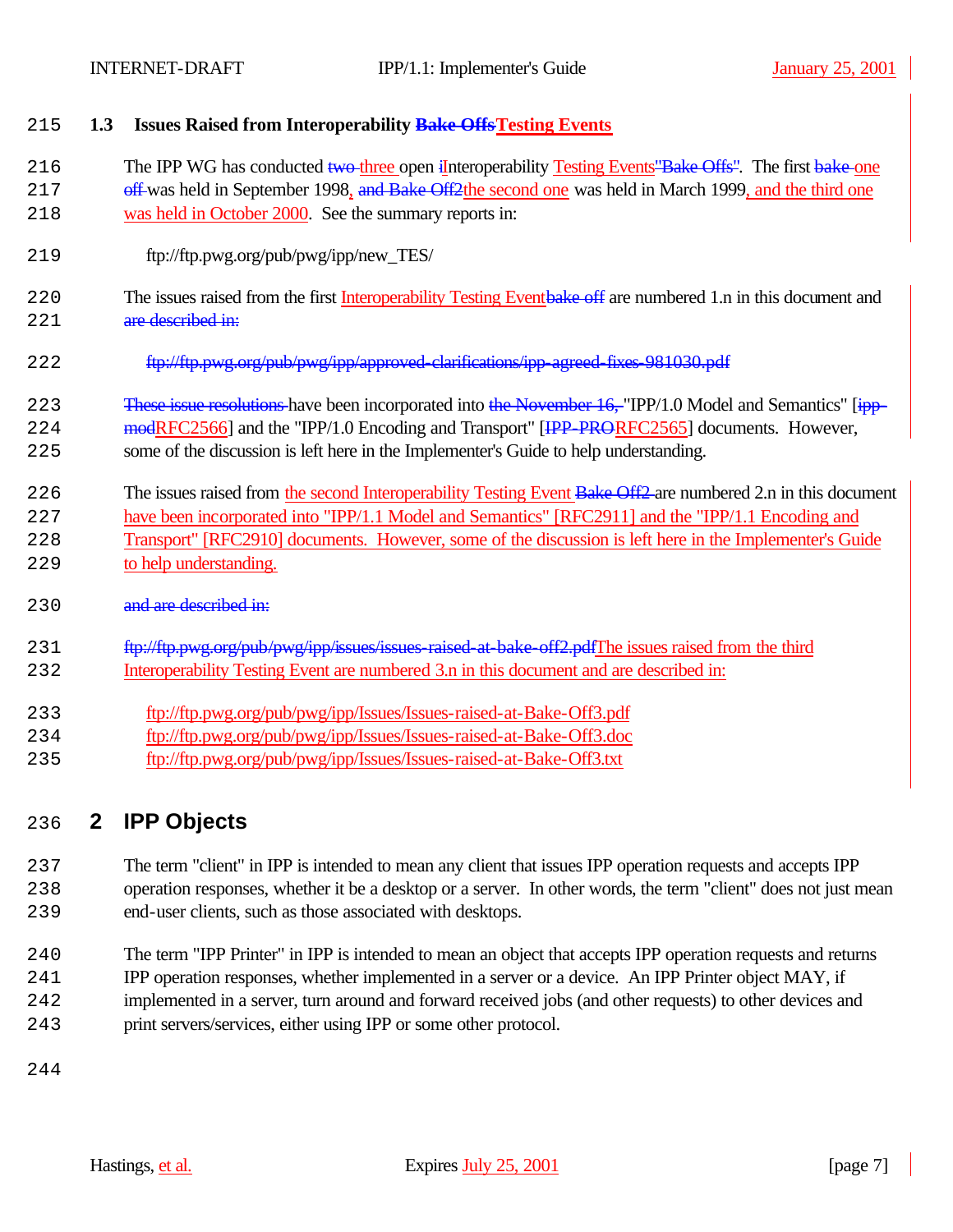### 1.3 Issues Raised from Interoperability ~~Bake Offs~~Testing Events

The IPP WG has conducted ~~two~~ three open ~~i~~Interoperability Testing Events~~"Bake Offs"~~. The first ~~bake off~~ one was held in September 1998, ~~and Bake Off2~~the second one was held in March 1999, and the third one was held in October 2000. See the summary reports in:

ftp://ftp.pwg.org/pub/pwg/ipp/new_TES/

The issues raised from the first Interoperability Testing Event~~bake off~~ are numbered 1.n in this document and ~~are described in:~~

~~ftp://ftp.pwg.org/pub/pwg/ipp/approved-clarifications/ipp-agreed-fixes-981030.pdf~~

~~These issue resolutions~~ have been incorporated into ~~the November 16,~~ "IPP/1.0 Model and Semantics" [~~ipp-mod~~RFC2566] and the "IPP/1.0 Encoding and Transport" [~~IPP-PRO~~RFC2565] documents. However, some of the discussion is left here in the Implementer's Guide to help understanding.

The issues raised from the second Interoperability Testing Event ~~Bake Off2~~ are numbered 2.n in this document have been incorporated into "IPP/1.1 Model and Semantics" [RFC2911] and the "IPP/1.1 Encoding and Transport" [RFC2910] documents. However, some of the discussion is left here in the Implementer's Guide to help understanding.

~~and are described in:~~

~~ftp://ftp.pwg.org/pub/pwg/ipp/issues/issues-raised-at-bake-off2.pdf~~The issues raised from the third Interoperability Testing Event are numbered 3.n in this document and are described in:

ftp://ftp.pwg.org/pub/pwg/ipp/Issues/Issues-raised-at-Bake-Off3.pdf
ftp://ftp.pwg.org/pub/pwg/ipp/Issues/Issues-raised-at-Bake-Off3.doc
ftp://ftp.pwg.org/pub/pwg/ipp/Issues/Issues-raised-at-Bake-Off3.txt

# 2 IPP Objects

The term "client" in IPP is intended to mean any client that issues IPP operation requests and accepts IPP operation responses, whether it be a desktop or a server. In other words, the term "client" does not just mean end-user clients, such as those associated with desktops.

The term "IPP Printer" in IPP is intended to mean an object that accepts IPP operation requests and returns IPP operation responses, whether implemented in a server or a device. An IPP Printer object MAY, if implemented in a server, turn around and forward received jobs (and other requests) to other devices and print servers/services, either using IPP or some other protocol.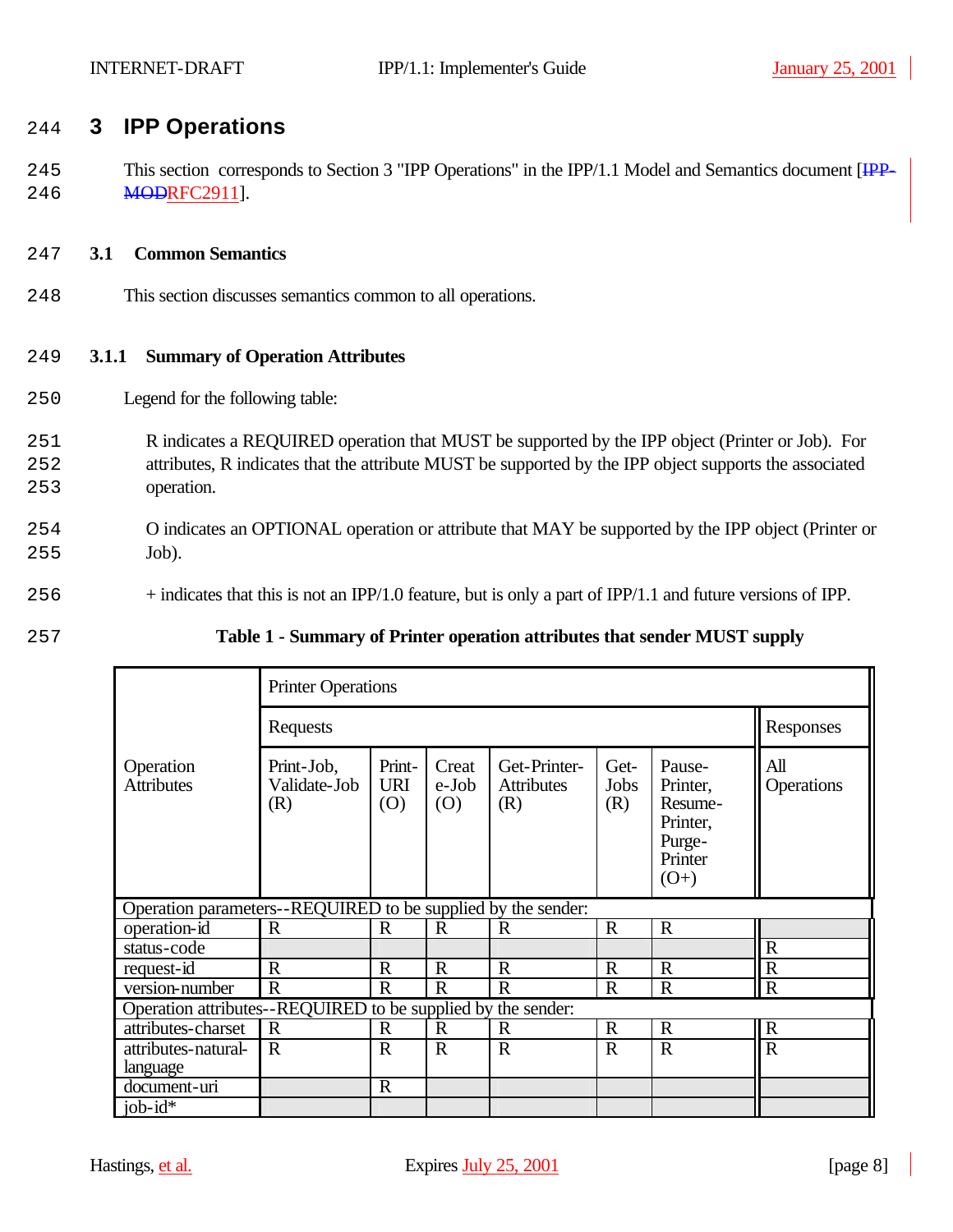# 3 IPP Operations

This section corresponds to Section 3 "IPP Operations" in the IPP/1.1 Model and Semantics document [~~IPP-MOD~~RFC2911].

## 3.1 Common Semantics

This section discusses semantics common to all operations.

### 3.1.1 Summary of Operation Attributes

Legend for the following table:

R indicates a REQUIRED operation that MUST be supported by the IPP object (Printer or Job). For attributes, R indicates that the attribute MUST be supported by the IPP object supports the associated operation.

O indicates an OPTIONAL operation or attribute that MAY be supported by the IPP object (Printer or Job).

+ indicates that this is not an IPP/1.0 feature, but is only a part of IPP/1.1 and future versions of IPP.

**Table 1 - Summary of Printer operation attributes that sender MUST supply**

| Operation Attributes | Printer Operations | | | | | | |
|---|---|---|---|---|---|---|---|
| | Requests | | | | | | Responses |
| | Print-Job, Validate-Job (R) | Print-URI (O) | Create-Job (O) | Get-Printer-Attributes (R) | Get-Jobs (R) | Pause-Printer, Resume-Printer, Purge-Printer (O+) | All Operations |
| Operation parameters--REQUIRED to be supplied by the sender: | | | | | | | |
| operation-id | R | R | R | R | R | R | |
| status-code | | | | | | | R |
| request-id | R | R | R | R | R | R | R |
| version-number | R | R | R | R | R | R | R |
| Operation attributes--REQUIRED to be supplied by the sender: | | | | | | | |
| attributes-charset | R | R | R | R | R | R | R |
| attributes-natural-language | R | R | R | R | R | R | R |
| document-uri | | R | | | | | |
| job-id* | | | | | | | |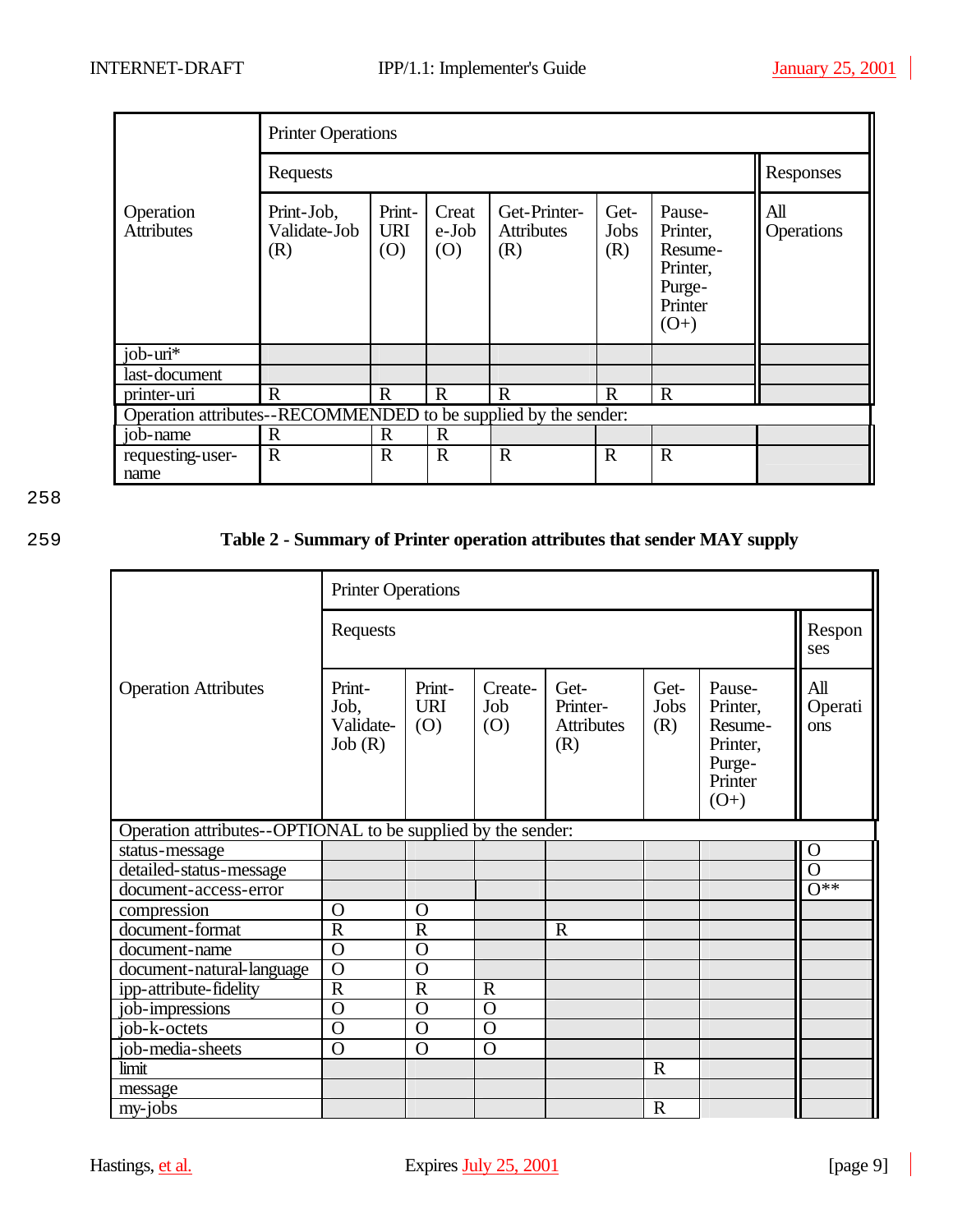| Operation Attributes | Printer Operations | | | | | | |
|---|---|---|---|---|---|---|---|
| | Requests | | | | | | Responses |
| | Print-Job, Validate-Job (R) | Print-URI (O) | Create-Job (O) | Get-Printer-Attributes (R) | Get-Jobs (R) | Pause-Printer, Resume-Printer, Purge-Printer (O+) | All Operations |
| job-uri* | | | | | | | |
| last-document | | | | | | | |
| printer-uri | R | R | R | R | R | R | |
| Operation attributes--RECOMMENDED to be supplied by the sender: | | | | | | | |
| job-name | R | R | R | | | | |
| requesting-user-name | R | R | R | R | R | R | |

258

259 **Table 2 - Summary of Printer operation attributes that sender MAY supply**

| Operation Attributes | Printer Operations | | | | | | |
|---|---|---|---|---|---|---|---|
| | Requests | | | | | | Responses |
| | Print-Job, Validate-Job (R) | Print-URI (O) | Create-Job (O) | Get-Printer-Attributes (R) | Get-Jobs (R) | Pause-Printer, Resume-Printer, Purge-Printer (O+) | All Operations |
| Operation attributes--OPTIONAL to be supplied by the sender: | | | | | | | |
| status-message | | | | | | | O |
| detailed-status-message | | | | | | | O |
| document-access-error | | | | | | | O** |
| compression | O | O | | | | | |
| document-format | R | R | | R | | | |
| document-name | O | O | | | | | |
| document-natural-language | O | O | | | | | |
| ipp-attribute-fidelity | R | R | R | | | | |
| job-impressions | O | O | O | | | | |
| job-k-octets | O | O | O | | | | |
| job-media-sheets | O | O | O | | | | |
| limit | | | | | R | | |
| message | | | | | | | |
| my-jobs | | | | | R | | |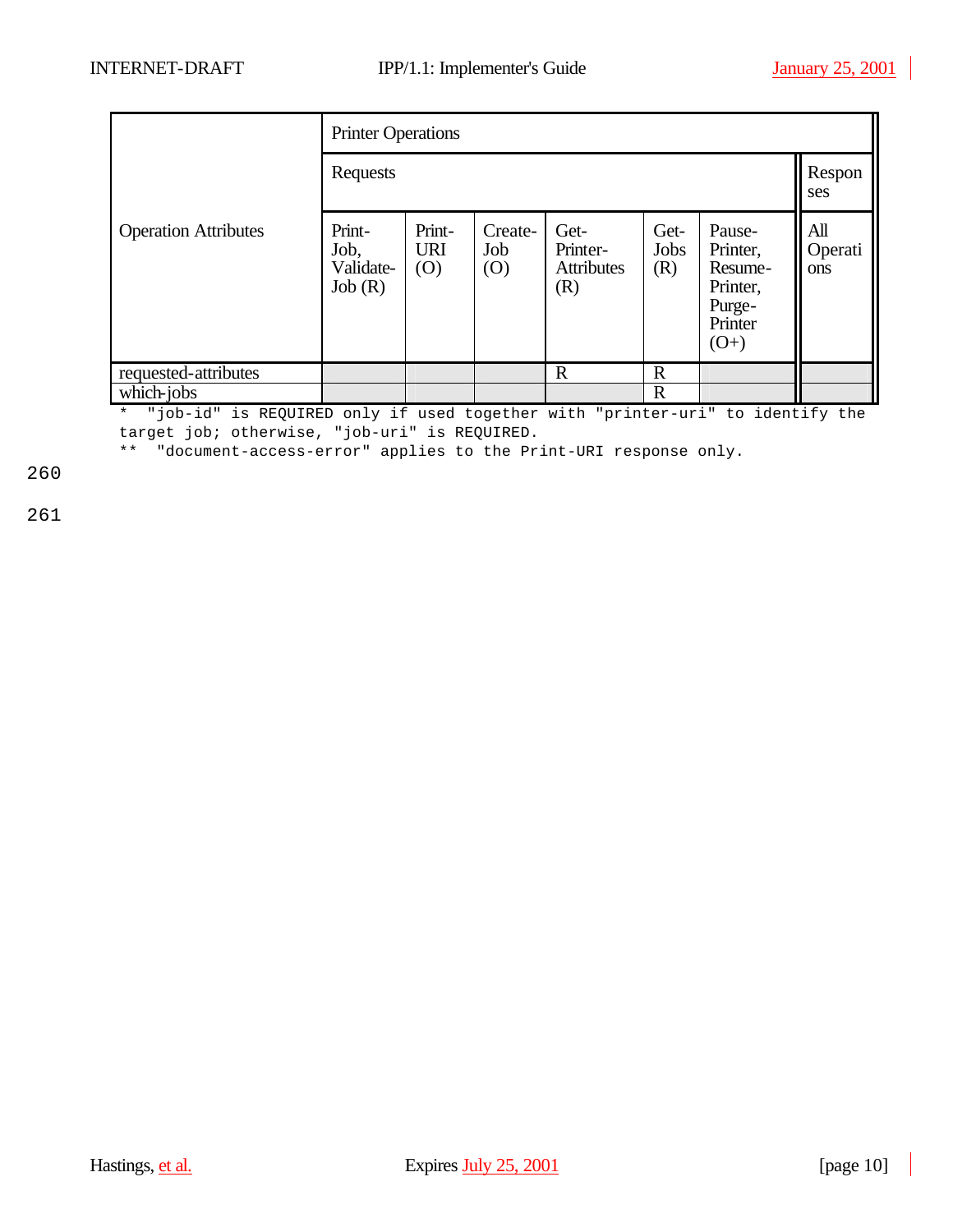| Operation Attributes | Printer Operations | | | | | | |
|---|---|---|---|---|---|---|---|
| | Requests | | | | | | Responses |
| | Print-Job, Validate-Job (R) | Print-URI (O) | Create-Job (O) | Get-Printer-Attributes (R) | Get-Jobs (R) | Pause-Printer, Resume-Printer, Purge-Printer (O+) | All Operations |
| requested-attributes | | | | R | R | | |
| which-jobs | | | | | R | | |

```
*  "job-id" is REQUIRED only if used together with "printer-uri" to identify the
target job; otherwise, "job-uri" is REQUIRED.
**  "document-access-error" applies to the Print-URI response only.
```

260

261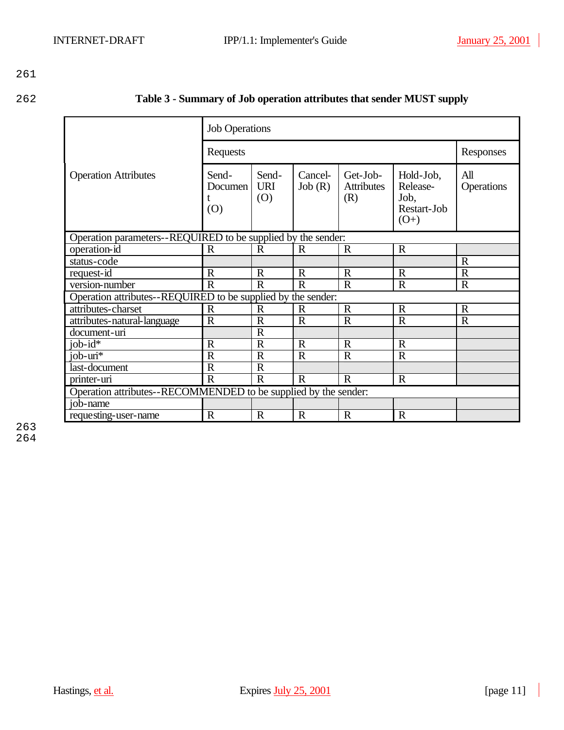**Table 3 - Summary of Job operation attributes that sender MUST supply**

| Operation Attributes | Job Operations | | | | | |
|---|---|---|---|---|---|---|
| | Requests | | | | | Responses |
| | Send-Document (O) | Send-URI (O) | Cancel-Job (R) | Get-Job-Attributes (R) | Hold-Job, Release-Job, Restart-Job (O+) | All Operations |
| Operation parameters--REQUIRED to be supplied by the sender: | | | | | | |
| operation-id | R | R | R | R | R | |
| status-code | | | | | | R |
| request-id | R | R | R | R | R | R |
| version-number | R | R | R | R | R | R |
| Operation attributes--REQUIRED to be supplied by the sender: | | | | | | |
| attributes-charset | R | R | R | R | R | R |
| attributes-natural-language | R | R | R | R | R | R |
| document-uri | | R | | | | |
| job-id* | R | R | R | R | R | |
| job-uri* | R | R | R | R | R | |
| last-document | R | R | | | | |
| printer-uri | R | R | R | R | R | |
| Operation attributes--RECOMMENDED to be supplied by the sender: | | | | | | |
| job-name | | | | | | |
| requesting-user-name | R | R | R | R | R | |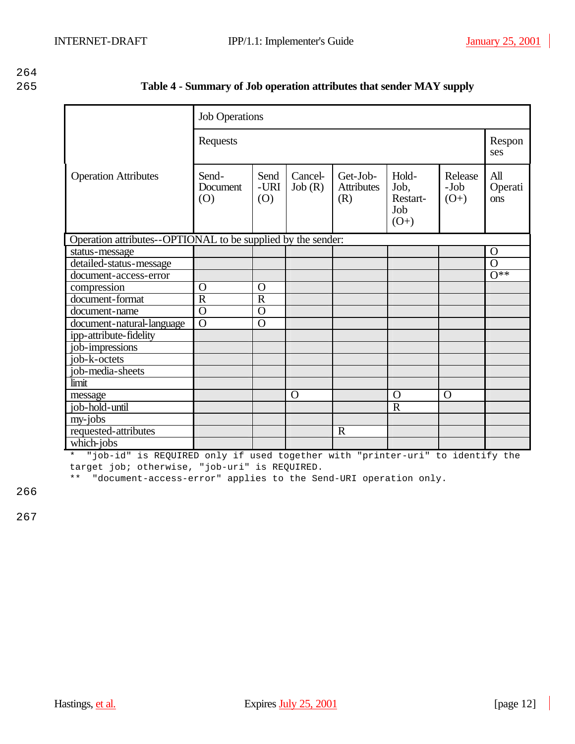**Table 4 - Summary of Job operation attributes that sender MAY supply**

| Operation Attributes | Job Operations | | | | | | |
|---|---|---|---|---|---|---|---|
| | Requests | | | | | | Responses |
| | Send-Document (O) | Send-URI (O) | Cancel-Job (R) | Get-Job-Attributes (R) | Hold-Job, Restart-Job (O+) | Release-Job (O+) | All Operations |
| Operation attributes--OPTIONAL to be supplied by the sender: | | | | | | | |
| status-message | | | | | | | O |
| detailed-status-message | | | | | | | O |
| document-access-error | | | | | | | O** |
| compression | O | O | | | | | |
| document-format | R | R | | | | | |
| document-name | O | O | | | | | |
| document-natural-language | O | O | | | | | |
| ipp-attribute-fidelity | | | | | | | |
| job-impressions | | | | | | | |
| job-k-octets | | | | | | | |
| job-media-sheets | | | | | | | |
| limit | | | | | | | |
| message | | | O | | O | O | |
| job-hold-until | | | | | R | | |
| my-jobs | | | | | | | |
| requested-attributes | | | | R | | | |
| which-jobs | | | | | | | |

```
*  "job-id" is REQUIRED only if used together with "printer-uri" to identify the
target job; otherwise, "job-uri" is REQUIRED.
**  "document-access-error" applies to the Send-URI operation only.
```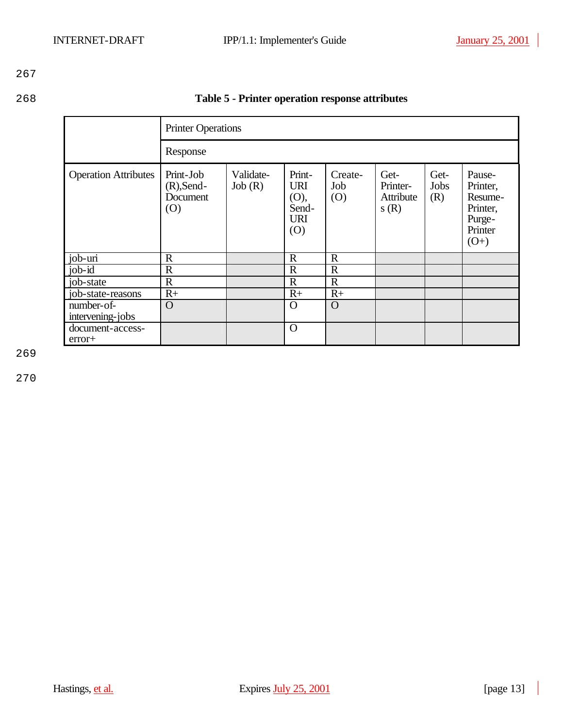**Table 5 - Printer operation response attributes**

| | Printer Operations | | | | | | |
|---|---|---|---|---|---|---|---|
| | Response | | | | | | |
| Operation Attributes | Print-Job (R),Send-Document (O) | Validate-Job (R) | Print-URI (O), Send-URI (O) | Create-Job (O) | Get-Printer-Attributes (R) | Get-Jobs (R) | Pause-Printer, Resume-Printer, Purge-Printer (O+) |
| job-uri | R | | R | R | | | |
| job-id | R | | R | R | | | |
| job-state | R | | R | R | | | |
| job-state-reasons | R+ | | R+ | R+ | | | |
| number-of-intervening-jobs | O | | O | O | | | |
| document-access-error+ | | | O | | | | |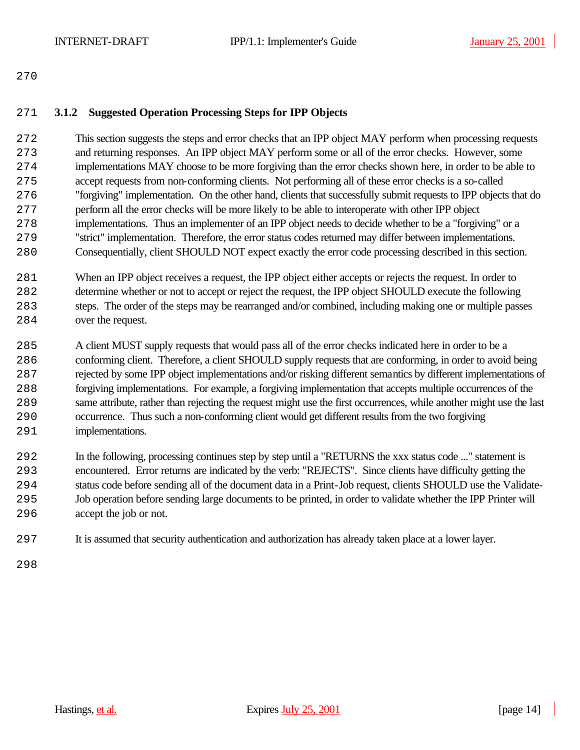### 3.1.2 Suggested Operation Processing Steps for IPP Objects

This section suggests the steps and error checks that an IPP object MAY perform when processing requests and returning responses. An IPP object MAY perform some or all of the error checks. However, some implementations MAY choose to be more forgiving than the error checks shown here, in order to be able to accept requests from non-conforming clients. Not performing all of these error checks is a so-called "forgiving" implementation. On the other hand, clients that successfully submit requests to IPP objects that do perform all the error checks will be more likely to be able to interoperate with other IPP object implementations. Thus an implementer of an IPP object needs to decide whether to be a "forgiving" or a "strict" implementation. Therefore, the error status codes returned may differ between implementations. Consequentially, client SHOULD NOT expect exactly the error code processing described in this section.

When an IPP object receives a request, the IPP object either accepts or rejects the request. In order to determine whether or not to accept or reject the request, the IPP object SHOULD execute the following steps. The order of the steps may be rearranged and/or combined, including making one or multiple passes over the request.

A client MUST supply requests that would pass all of the error checks indicated here in order to be a conforming client. Therefore, a client SHOULD supply requests that are conforming, in order to avoid being rejected by some IPP object implementations and/or risking different semantics by different implementations of forgiving implementations. For example, a forgiving implementation that accepts multiple occurrences of the same attribute, rather than rejecting the request might use the first occurrences, while another might use the last occurrence. Thus such a non-conforming client would get different results from the two forgiving implementations.

In the following, processing continues step by step until a "RETURNS the xxx status code ..." statement is encountered. Error returns are indicated by the verb: "REJECTS". Since clients have difficulty getting the status code before sending all of the document data in a Print-Job request, clients SHOULD use the Validate-Job operation before sending large documents to be printed, in order to validate whether the IPP Printer will accept the job or not.

It is assumed that security authentication and authorization has already taken place at a lower layer.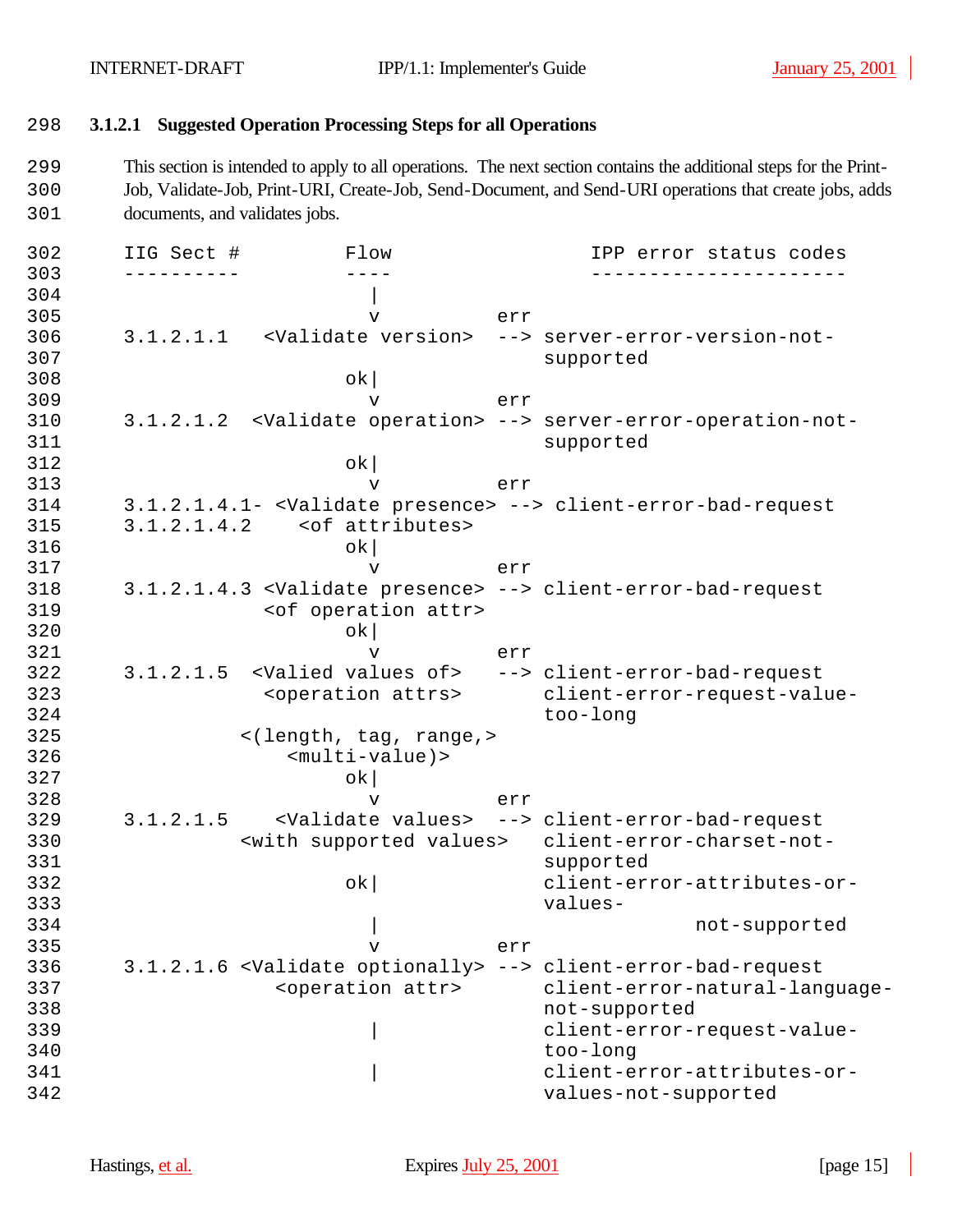### 3.1.2.1 Suggested Operation Processing Steps for all Operations

This section is intended to apply to all operations. The next section contains the additional steps for the Print-Job, Validate-Job, Print-URI, Create-Job, Send-Document, and Send-URI operations that create jobs, adds documents, and validates jobs.

```
IIG Sect #         Flow                 IPP error status codes
----------         ----                 ----------------------
                     |
                     v          err
3.1.2.1.1   <Validate version>  --> server-error-version-not-
                                    supported
                   ok|
                     v          err
3.1.2.1.2  <Validate operation> --> server-error-operation-not-
                                    supported
                   ok|
                     v          err
3.1.2.1.4.1- <Validate presence> --> client-error-bad-request
3.1.2.1.4.2    <of attributes>
                   ok|
                     v          err
3.1.2.1.4.3 <Validate presence> --> client-error-bad-request
              <of operation attr>
                   ok|
                     v          err
3.1.2.1.5  <Valied values of>   --> client-error-bad-request
              <operation attrs>     client-error-request-value-
                                    too-long
            <(length, tag, range,>
                <multi-value)>
                   ok|
                     v          err
3.1.2.1.5    <Validate values>  --> client-error-bad-request
            <with supported values>   client-error-charset-not-
                                    supported
                   ok|              client-error-attributes-or-
                                    values-
                     |                           not-supported
                     v          err
3.1.2.1.6 <Validate optionally> --> client-error-bad-request
             <operation attr>       client-error-natural-language-
                                    not-supported
                     |              client-error-request-value-
                                    too-long
                     |              client-error-attributes-or-
                                    values-not-supported
```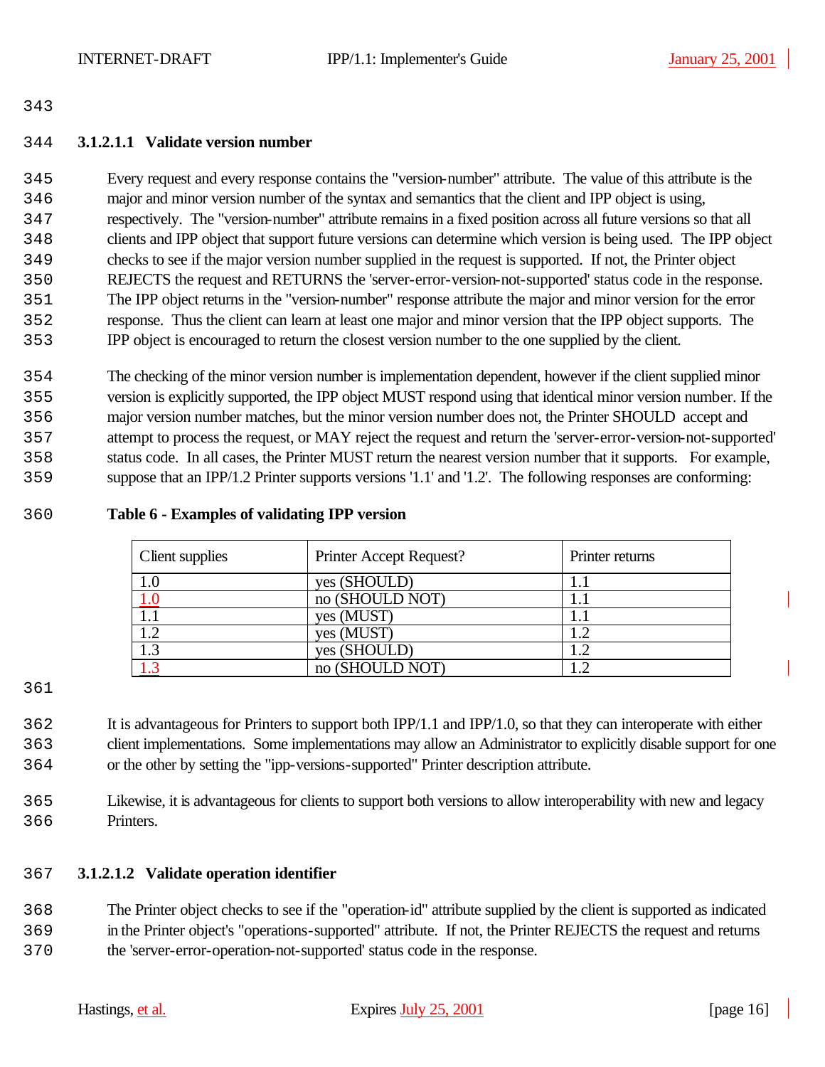#### 3.1.2.1.1 Validate version number

Every request and every response contains the "version-number" attribute. The value of this attribute is the major and minor version number of the syntax and semantics that the client and IPP object is using, respectively. The "version-number" attribute remains in a fixed position across all future versions so that all clients and IPP object that support future versions can determine which version is being used. The IPP object checks to see if the major version number supplied in the request is supported. If not, the Printer object REJECTS the request and RETURNS the 'server-error-version-not-supported' status code in the response. The IPP object returns in the "version-number" response attribute the major and minor version for the error response. Thus the client can learn at least one major and minor version that the IPP object supports. The IPP object is encouraged to return the closest version number to the one supplied by the client.

The checking of the minor version number is implementation dependent, however if the client supplied minor version is explicitly supported, the IPP object MUST respond using that identical minor version number. If the major version number matches, but the minor version number does not, the Printer SHOULD accept and attempt to process the request, or MAY reject the request and return the 'server-error-version-not-supported' status code. In all cases, the Printer MUST return the nearest version number that it supports. For example, suppose that an IPP/1.2 Printer supports versions '1.1' and '1.2'. The following responses are conforming:

**Table 6 - Examples of validating IPP version**

| Client supplies | Printer Accept Request? | Printer returns |
|---|---|---|
| 1.0 | yes (SHOULD) | 1.1 |
| 1.0 | no (SHOULD NOT) | 1.1 |
| 1.1 | yes (MUST) | 1.1 |
| 1.2 | yes (MUST) | 1.2 |
| 1.3 | yes (SHOULD) | 1.2 |
| 1.3 | no (SHOULD NOT) | 1.2 |

It is advantageous for Printers to support both IPP/1.1 and IPP/1.0, so that they can interoperate with either client implementations. Some implementations may allow an Administrator to explicitly disable support for one or the other by setting the "ipp-versions-supported" Printer description attribute.

Likewise, it is advantageous for clients to support both versions to allow interoperability with new and legacy Printers.

#### 3.1.2.1.2 Validate operation identifier

The Printer object checks to see if the "operation-id" attribute supplied by the client is supported as indicated in the Printer object's "operations-supported" attribute. If not, the Printer REJECTS the request and returns the 'server-error-operation-not-supported' status code in the response.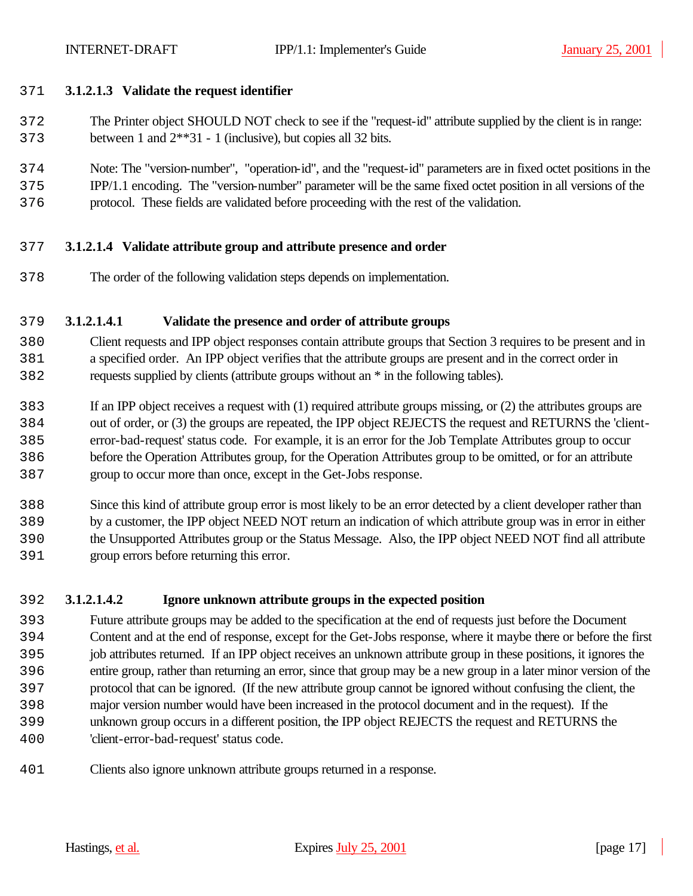#### 3.1.2.1.3 Validate the request identifier

The Printer object SHOULD NOT check to see if the "request-id" attribute supplied by the client is in range: between 1 and 2**31 - 1 (inclusive), but copies all 32 bits.

Note: The "version-number", "operation-id", and the "request-id" parameters are in fixed octet positions in the IPP/1.1 encoding. The "version-number" parameter will be the same fixed octet position in all versions of the protocol. These fields are validated before proceeding with the rest of the validation.

#### 3.1.2.1.4 Validate attribute group and attribute presence and order

The order of the following validation steps depends on implementation.

##### 3.1.2.1.4.1 Validate the presence and order of attribute groups

Client requests and IPP object responses contain attribute groups that Section 3 requires to be present and in a specified order. An IPP object verifies that the attribute groups are present and in the correct order in requests supplied by clients (attribute groups without an * in the following tables).

If an IPP object receives a request with (1) required attribute groups missing, or (2) the attributes groups are out of order, or (3) the groups are repeated, the IPP object REJECTS the request and RETURNS the 'client-error-bad-request' status code. For example, it is an error for the Job Template Attributes group to occur before the Operation Attributes group, for the Operation Attributes group to be omitted, or for an attribute group to occur more than once, except in the Get-Jobs response.

Since this kind of attribute group error is most likely to be an error detected by a client developer rather than by a customer, the IPP object NEED NOT return an indication of which attribute group was in error in either the Unsupported Attributes group or the Status Message. Also, the IPP object NEED NOT find all attribute group errors before returning this error.

##### 3.1.2.1.4.2 Ignore unknown attribute groups in the expected position

Future attribute groups may be added to the specification at the end of requests just before the Document Content and at the end of response, except for the Get-Jobs response, where it maybe there or before the first job attributes returned. If an IPP object receives an unknown attribute group in these positions, it ignores the entire group, rather than returning an error, since that group may be a new group in a later minor version of the protocol that can be ignored. (If the new attribute group cannot be ignored without confusing the client, the major version number would have been increased in the protocol document and in the request). If the unknown group occurs in a different position, the IPP object REJECTS the request and RETURNS the 'client-error-bad-request' status code.

Clients also ignore unknown attribute groups returned in a response.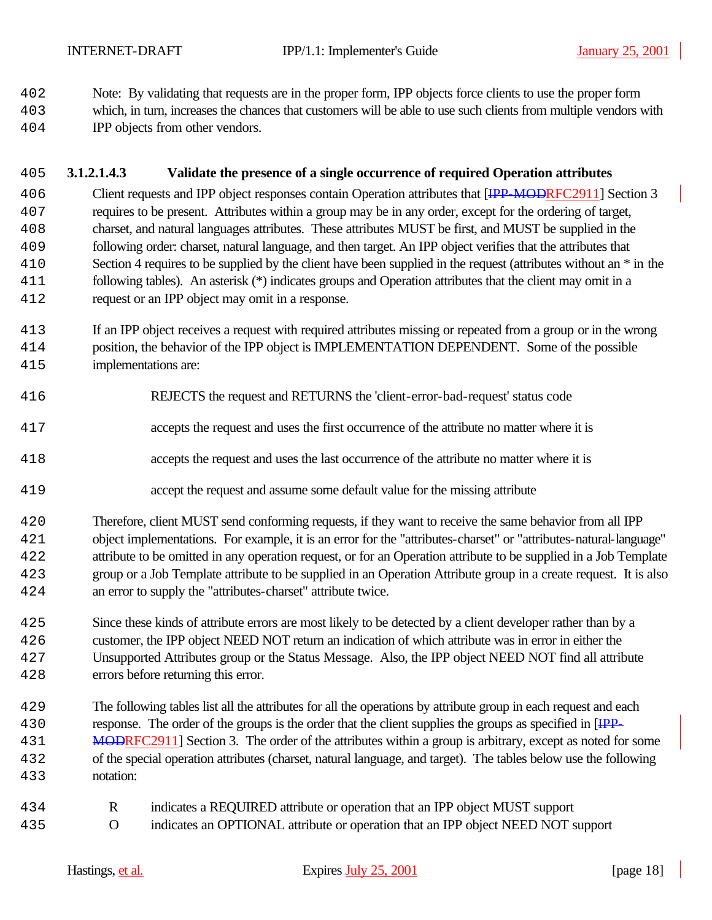Note: By validating that requests are in the proper form, IPP objects force clients to use the proper form which, in turn, increases the chances that customers will be able to use such clients from multiple vendors with IPP objects from other vendors.

#### 3.1.2.1.4.3 Validate the presence of a single occurrence of required Operation attributes

Client requests and IPP object responses contain Operation attributes that [IPP-MODRFC2911] Section 3 requires to be present. Attributes within a group may be in any order, except for the ordering of target, charset, and natural languages attributes. These attributes MUST be first, and MUST be supplied in the following order: charset, natural language, and then target. An IPP object verifies that the attributes that Section 4 requires to be supplied by the client have been supplied in the request (attributes without an * in the following tables). An asterisk (*) indicates groups and Operation attributes that the client may omit in a request or an IPP object may omit in a response.

If an IPP object receives a request with required attributes missing or repeated from a group or in the wrong position, the behavior of the IPP object is IMPLEMENTATION DEPENDENT. Some of the possible implementations are:

REJECTS the request and RETURNS the 'client-error-bad-request' status code

accepts the request and uses the first occurrence of the attribute no matter where it is

accepts the request and uses the last occurrence of the attribute no matter where it is

accept the request and assume some default value for the missing attribute

Therefore, client MUST send conforming requests, if they want to receive the same behavior from all IPP object implementations. For example, it is an error for the "attributes-charset" or "attributes-natural-language" attribute to be omitted in any operation request, or for an Operation attribute to be supplied in a Job Template group or a Job Template attribute to be supplied in an Operation Attribute group in a create request. It is also an error to supply the "attributes-charset" attribute twice.

Since these kinds of attribute errors are most likely to be detected by a client developer rather than by a customer, the IPP object NEED NOT return an indication of which attribute was in error in either the Unsupported Attributes group or the Status Message. Also, the IPP object NEED NOT find all attribute errors before returning this error.

The following tables list all the attributes for all the operations by attribute group in each request and each response. The order of the groups is the order that the client supplies the groups as specified in [IPP-MODRFC2911] Section 3. The order of the attributes within a group is arbitrary, except as noted for some of the special operation attributes (charset, natural language, and target). The tables below use the following notation:

R indicates a REQUIRED attribute or operation that an IPP object MUST support
O indicates an OPTIONAL attribute or operation that an IPP object NEED NOT support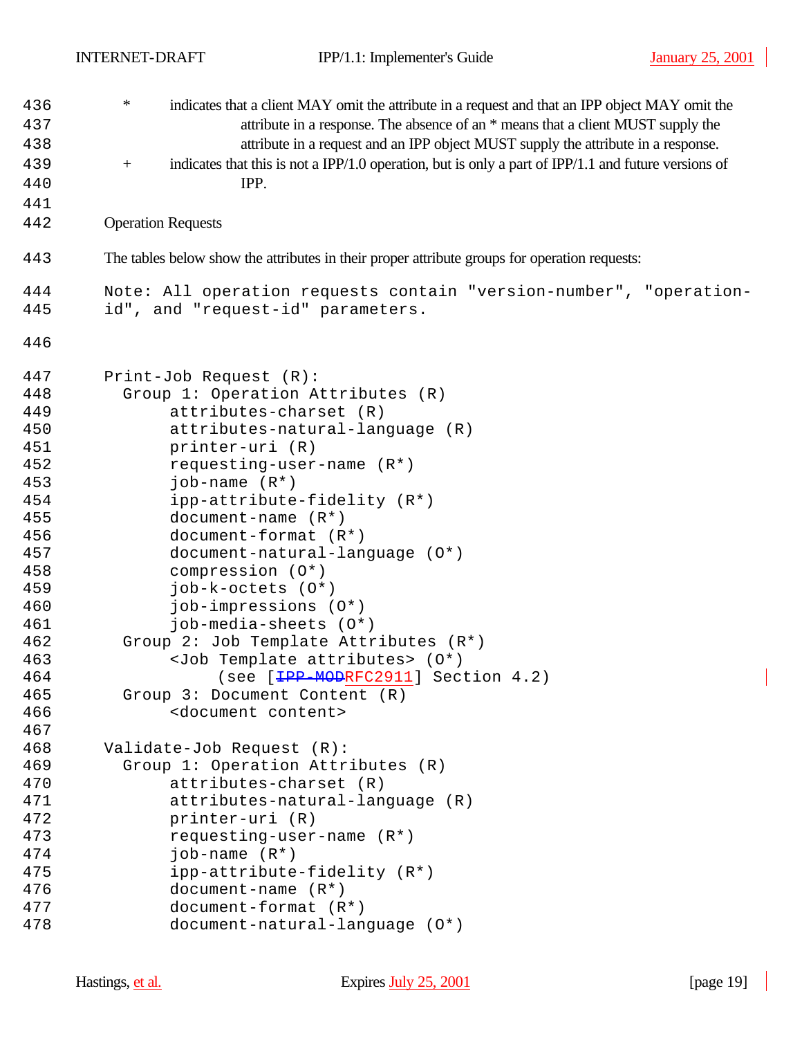*        indicates that a client MAY omit the attribute in a request and that an IPP object MAY omit the attribute in a response. The absence of an * means that a client MUST supply the attribute in a request and an IPP object MUST supply the attribute in a response.

+        indicates that this is not a IPP/1.0 operation, but is only a part of IPP/1.1 and future versions of IPP.

Operation Requests

The tables below show the attributes in their proper attribute groups for operation requests:

```
Note: All operation requests contain "version-number", "operation-
id", and "request-id" parameters.


Print-Job Request (R):
  Group 1: Operation Attributes (R)
       attributes-charset (R)
       attributes-natural-language (R)
       printer-uri (R)
       requesting-user-name (R*)
       job-name (R*)
       ipp-attribute-fidelity (R*)
       document-name (R*)
       document-format (R*)
       document-natural-language (O*)
       compression (O*)
       job-k-octets (O*)
       job-impressions (O*)
       job-media-sheets (O*)
  Group 2: Job Template Attributes (R*)
       <Job Template attributes> (O*)
            (see [IPP-MODRFC2911] Section 4.2)
  Group 3: Document Content (R)
       <document content>

Validate-Job Request (R):
  Group 1: Operation Attributes (R)
       attributes-charset (R)
       attributes-natural-language (R)
       printer-uri (R)
       requesting-user-name (R*)
       job-name (R*)
       ipp-attribute-fidelity (R*)
       document-name (R*)
       document-format (R*)
       document-natural-language (O*)
```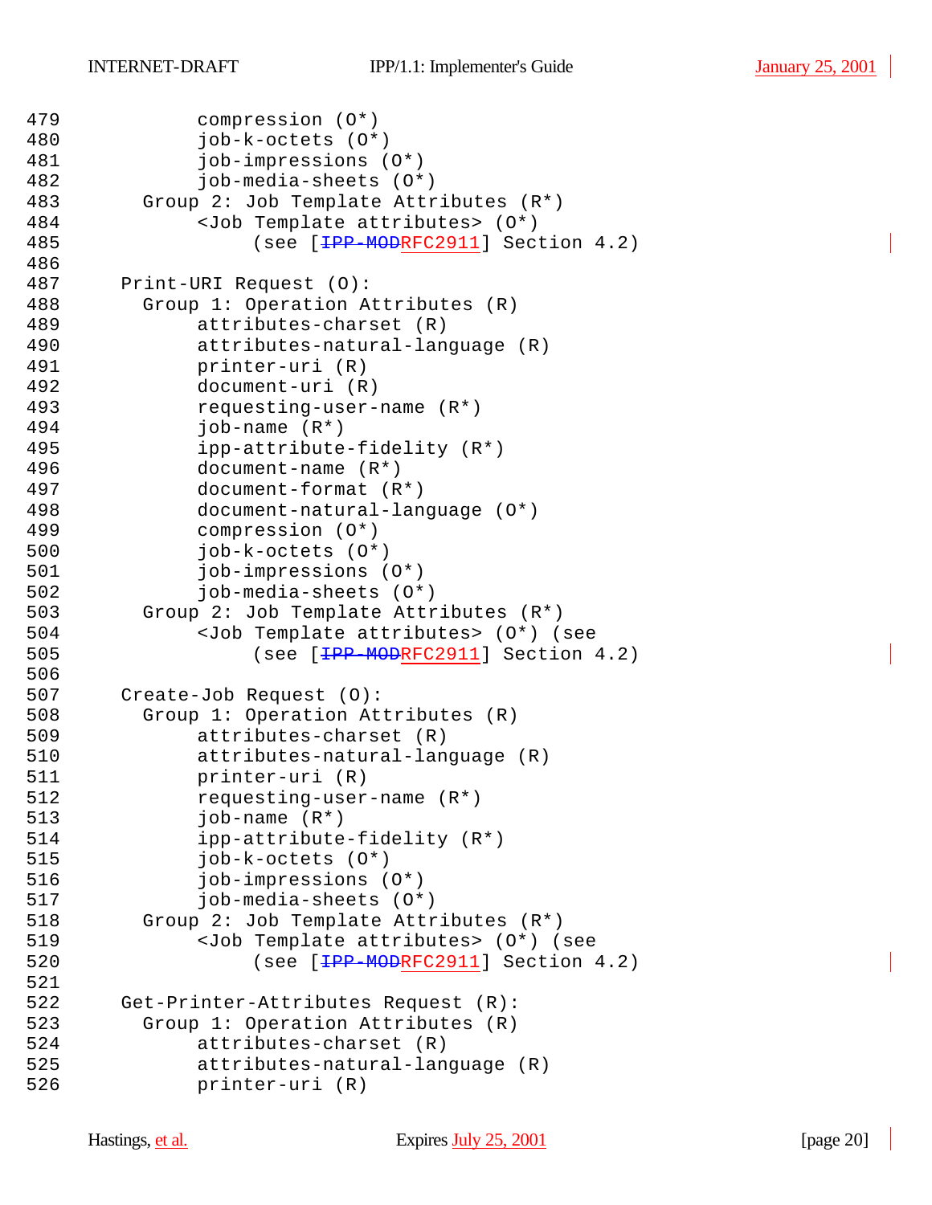```
479           compression (O*)
480           job-k-octets (O*)
481           job-impressions (O*)
482           job-media-sheets (O*)
483       Group 2: Job Template Attributes (R*)
484           <Job Template attributes> (O*)
485               (see [IPP-MODRFC2911] Section 4.2)
486
487     Print-URI Request (O):
488       Group 1: Operation Attributes (R)
489           attributes-charset (R)
490           attributes-natural-language (R)
491           printer-uri (R)
492           document-uri (R)
493           requesting-user-name (R*)
494           job-name (R*)
495           ipp-attribute-fidelity (R*)
496           document-name (R*)
497           document-format (R*)
498           document-natural-language (O*)
499           compression (O*)
500           job-k-octets (O*)
501           job-impressions (O*)
502           job-media-sheets (O*)
503       Group 2: Job Template Attributes (R*)
504           <Job Template attributes> (O*) (see
505               (see [IPP-MODRFC2911] Section 4.2)
506
507     Create-Job Request (O):
508       Group 1: Operation Attributes (R)
509           attributes-charset (R)
510           attributes-natural-language (R)
511           printer-uri (R)
512           requesting-user-name (R*)
513           job-name (R*)
514           ipp-attribute-fidelity (R*)
515           job-k-octets (O*)
516           job-impressions (O*)
517           job-media-sheets (O*)
518       Group 2: Job Template Attributes (R*)
519           <Job Template attributes> (O*) (see
520               (see [IPP-MODRFC2911] Section 4.2)
521
522     Get-Printer-Attributes Request (R):
523       Group 1: Operation Attributes (R)
524           attributes-charset (R)
525           attributes-natural-language (R)
526           printer-uri (R)
```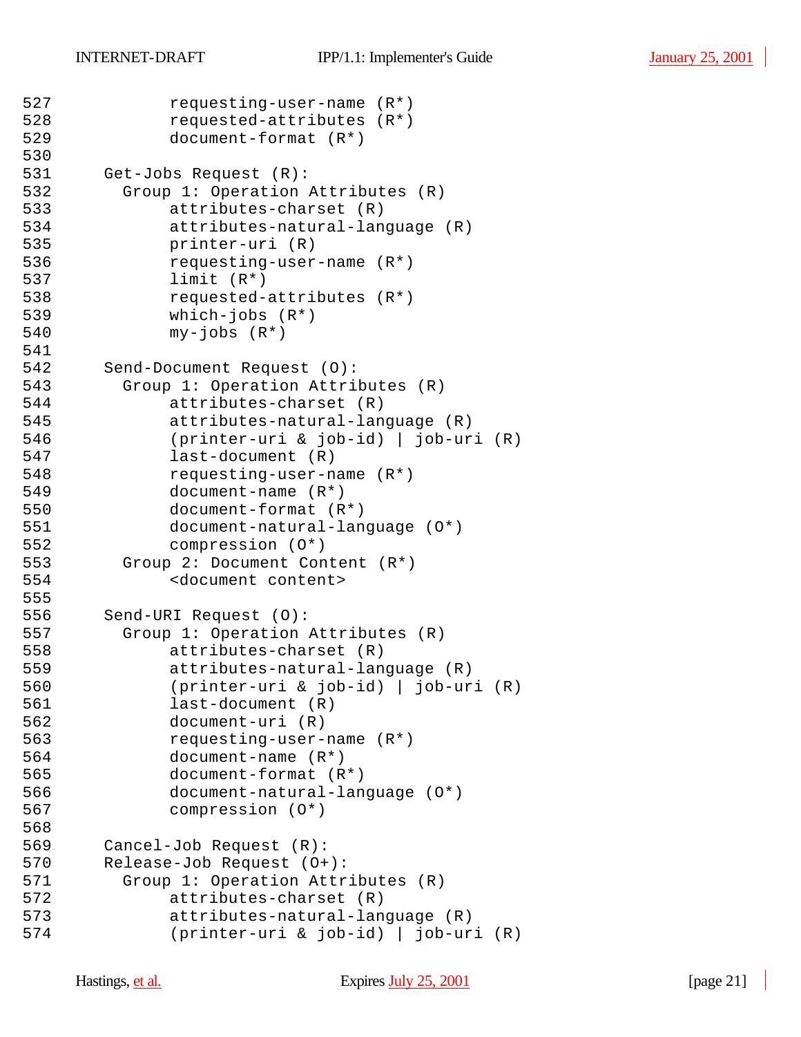```
527            requesting-user-name (R*)
528            requested-attributes (R*)
529            document-format (R*)
530
531     Get-Jobs Request (R):
532       Group 1: Operation Attributes (R)
533            attributes-charset (R)
534            attributes-natural-language (R)
535            printer-uri (R)
536            requesting-user-name (R*)
537            limit (R*)
538            requested-attributes (R*)
539            which-jobs (R*)
540            my-jobs (R*)
541
542     Send-Document Request (O):
543       Group 1: Operation Attributes (R)
544            attributes-charset (R)
545            attributes-natural-language (R)
546            (printer-uri & job-id) | job-uri (R)
547            last-document (R)
548            requesting-user-name (R*)
549            document-name (R*)
550            document-format (R*)
551            document-natural-language (O*)
552            compression (O*)
553       Group 2: Document Content (R*)
554            <document content>
555
556     Send-URI Request (O):
557       Group 1: Operation Attributes (R)
558            attributes-charset (R)
559            attributes-natural-language (R)
560            (printer-uri & job-id) | job-uri (R)
561            last-document (R)
562            document-uri (R)
563            requesting-user-name (R*)
564            document-name (R*)
565            document-format (R*)
566            document-natural-language (O*)
567            compression (O*)
568
569     Cancel-Job Request (R):
570     Release-Job Request (O+):
571       Group 1: Operation Attributes (R)
572            attributes-charset (R)
573            attributes-natural-language (R)
574            (printer-uri & job-id) | job-uri (R)
```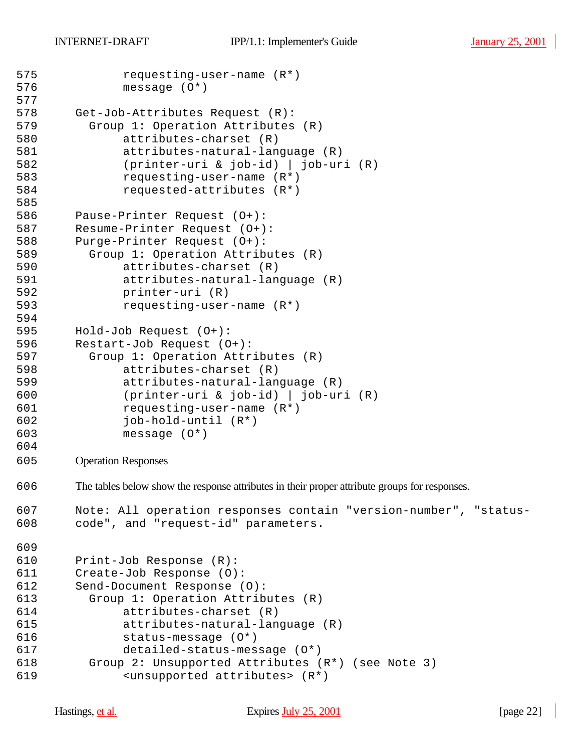```
        requesting-user-name (R*)
        message (O*)

  Get-Job-Attributes Request (R):
    Group 1: Operation Attributes (R)
        attributes-charset (R)
        attributes-natural-language (R)
        (printer-uri & job-id) | job-uri (R)
        requesting-user-name (R*)
        requested-attributes (R*)

  Pause-Printer Request (O+):
  Resume-Printer Request (O+):
  Purge-Printer Request (O+):
    Group 1: Operation Attributes (R)
        attributes-charset (R)
        attributes-natural-language (R)
        printer-uri (R)
        requesting-user-name (R*)

  Hold-Job Request (O+):
  Restart-Job Request (O+):
    Group 1: Operation Attributes (R)
        attributes-charset (R)
        attributes-natural-language (R)
        (printer-uri & job-id) | job-uri (R)
        requesting-user-name (R*)
        job-hold-until (R*)
        message (O*)
```

Operation Responses

The tables below show the response attributes in their proper attribute groups for responses.

Note: All operation responses contain "version-number", "status-code", and "request-id" parameters.

```
  Print-Job Response (R):
  Create-Job Response (O):
  Send-Document Response (O):
    Group 1: Operation Attributes (R)
        attributes-charset (R)
        attributes-natural-language (R)
        status-message (O*)
        detailed-status-message (O*)
    Group 2: Unsupported Attributes (R*) (see Note 3)
        <unsupported attributes> (R*)
```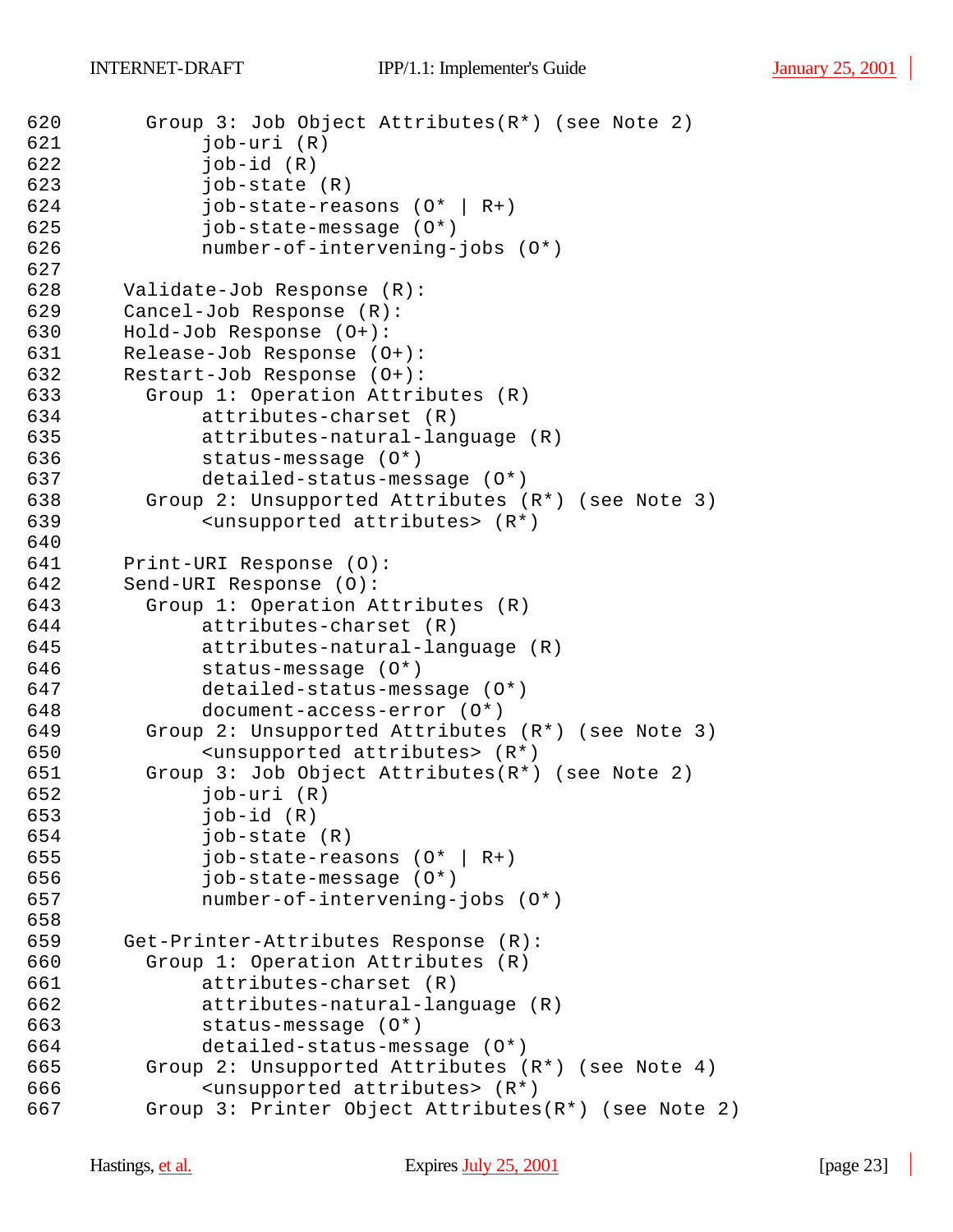```
620       Group 3: Job Object Attributes(R*) (see Note 2)
621            job-uri (R)
622            job-id (R)
623            job-state (R)
624            job-state-reasons (O* | R+)
625            job-state-message (O*)
626            number-of-intervening-jobs (O*)
627
628     Validate-Job Response (R):
629     Cancel-Job Response (R):
630     Hold-Job Response (O+):
631     Release-Job Response (O+):
632     Restart-Job Response (O+):
633       Group 1: Operation Attributes (R)
634            attributes-charset (R)
635            attributes-natural-language (R)
636            status-message (O*)
637            detailed-status-message (O*)
638       Group 2: Unsupported Attributes (R*) (see Note 3)
639            <unsupported attributes> (R*)
640
641     Print-URI Response (O):
642     Send-URI Response (O):
643       Group 1: Operation Attributes (R)
644            attributes-charset (R)
645            attributes-natural-language (R)
646            status-message (O*)
647            detailed-status-message (O*)
648            document-access-error (O*)
649       Group 2: Unsupported Attributes (R*) (see Note 3)
650            <unsupported attributes> (R*)
651       Group 3: Job Object Attributes(R*) (see Note 2)
652            job-uri (R)
653            job-id (R)
654            job-state (R)
655            job-state-reasons (O* | R+)
656            job-state-message (O*)
657            number-of-intervening-jobs (O*)
658
659     Get-Printer-Attributes Response (R):
660       Group 1: Operation Attributes (R)
661            attributes-charset (R)
662            attributes-natural-language (R)
663            status-message (O*)
664            detailed-status-message (O*)
665       Group 2: Unsupported Attributes (R*) (see Note 4)
666            <unsupported attributes> (R*)
667       Group 3: Printer Object Attributes(R*) (see Note 2)
```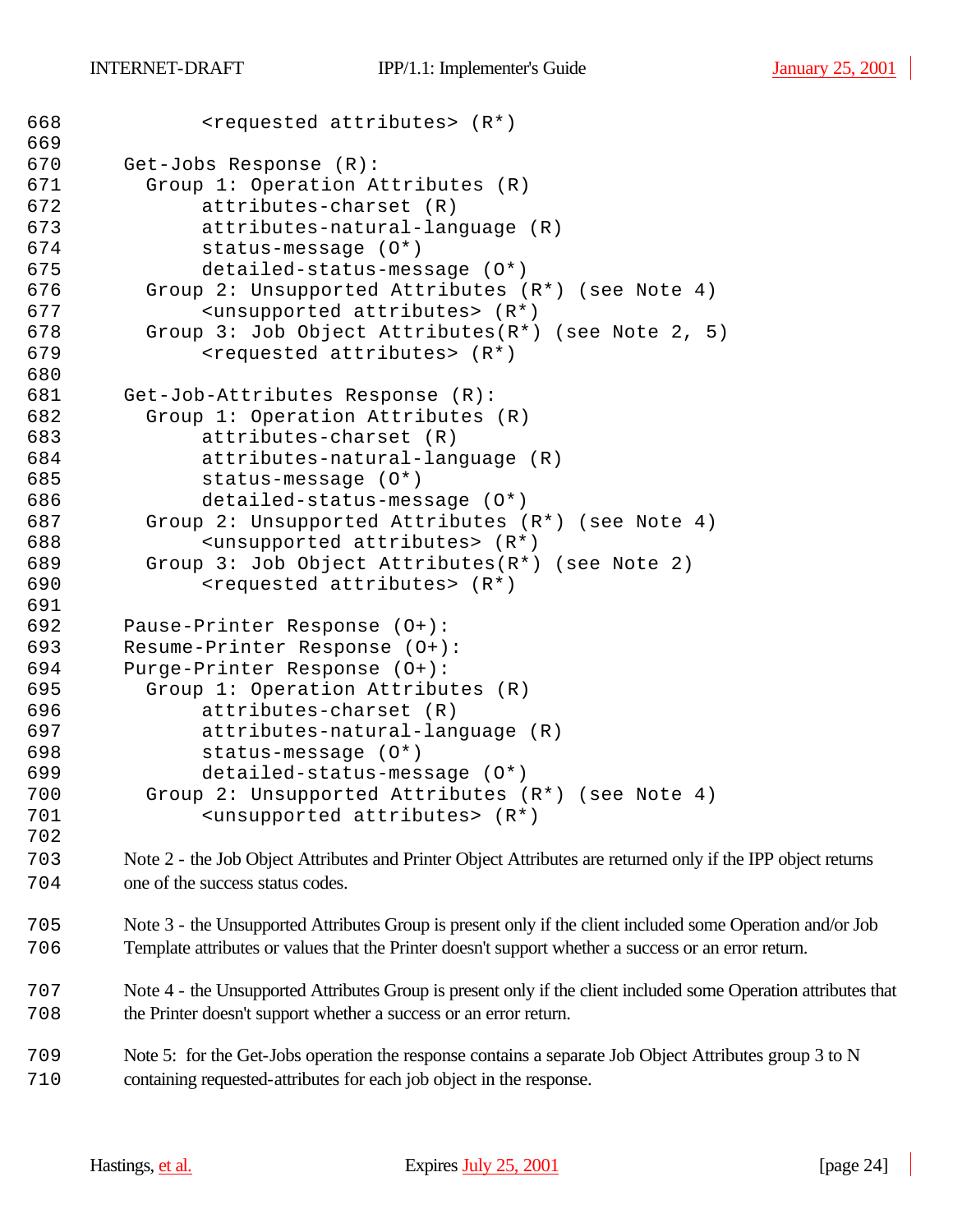```
        <requested attributes> (R*)

  Get-Jobs Response (R):
    Group 1: Operation Attributes (R)
        attributes-charset (R)
        attributes-natural-language (R)
        status-message (O*)
        detailed-status-message (O*)
    Group 2: Unsupported Attributes (R*) (see Note 4)
        <unsupported attributes> (R*)
    Group 3: Job Object Attributes(R*) (see Note 2, 5)
        <requested attributes> (R*)

  Get-Job-Attributes Response (R):
    Group 1: Operation Attributes (R)
        attributes-charset (R)
        attributes-natural-language (R)
        status-message (O*)
        detailed-status-message (O*)
    Group 2: Unsupported Attributes (R*) (see Note 4)
        <unsupported attributes> (R*)
    Group 3: Job Object Attributes(R*) (see Note 2)
        <requested attributes> (R*)

  Pause-Printer Response (O+):
  Resume-Printer Response (O+):
  Purge-Printer Response (O+):
    Group 1: Operation Attributes (R)
        attributes-charset (R)
        attributes-natural-language (R)
        status-message (O*)
        detailed-status-message (O*)
    Group 2: Unsupported Attributes (R*) (see Note 4)
        <unsupported attributes> (R*)
```

Note 2 - the Job Object Attributes and Printer Object Attributes are returned only if the IPP object returns one of the success status codes.

Note 3 - the Unsupported Attributes Group is present only if the client included some Operation and/or Job Template attributes or values that the Printer doesn't support whether a success or an error return.

Note 4 - the Unsupported Attributes Group is present only if the client included some Operation attributes that the Printer doesn't support whether a success or an error return.

Note 5: for the Get-Jobs operation the response contains a separate Job Object Attributes group 3 to N containing requested-attributes for each job object in the response.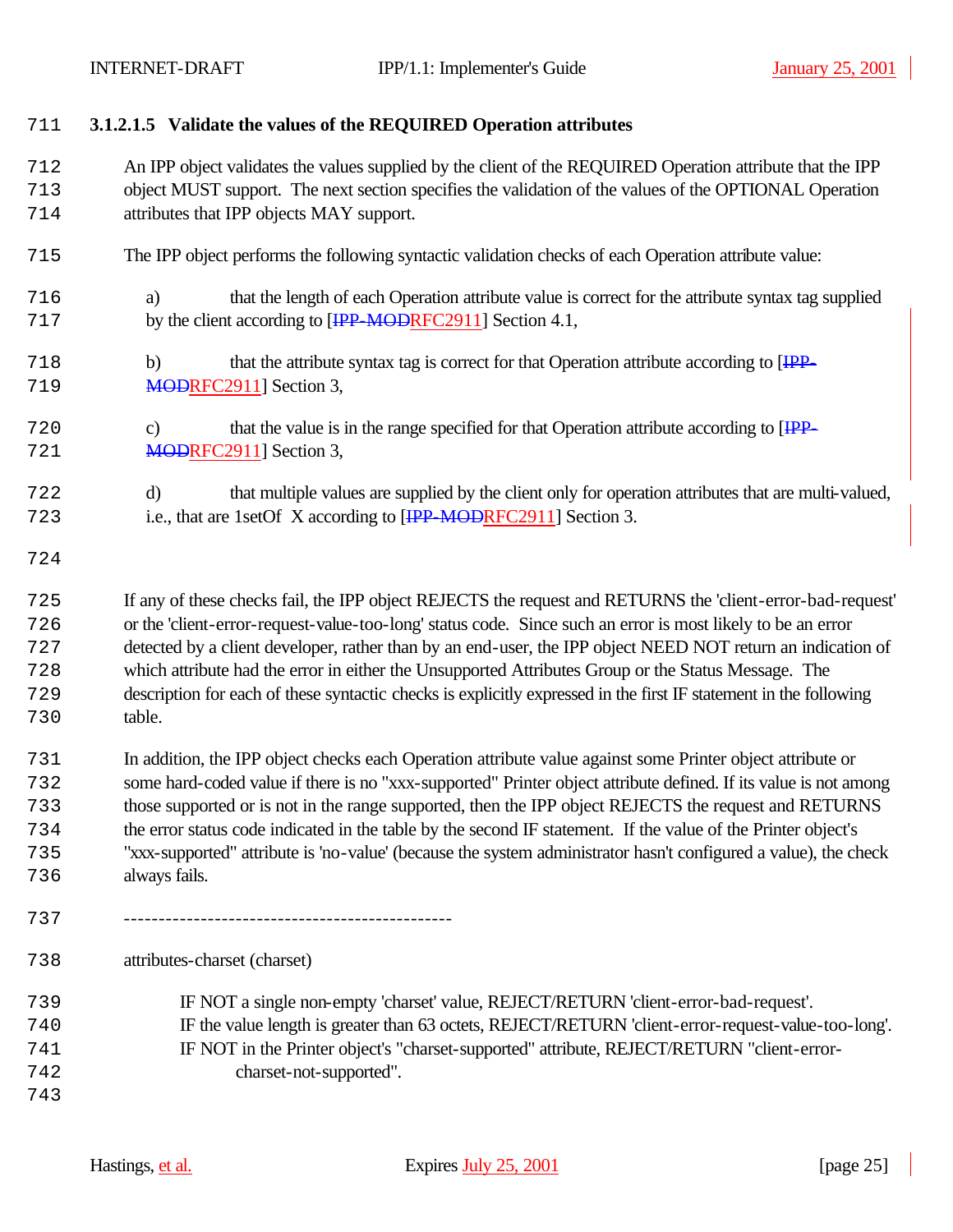### 3.1.2.1.5 Validate the values of the REQUIRED Operation attributes

An IPP object validates the values supplied by the client of the REQUIRED Operation attribute that the IPP object MUST support. The next section specifies the validation of the values of the OPTIONAL Operation attributes that IPP objects MAY support.

The IPP object performs the following syntactic validation checks of each Operation attribute value:

a) that the length of each Operation attribute value is correct for the attribute syntax tag supplied by the client according to [IPP-MODRFC2911] Section 4.1,

b) that the attribute syntax tag is correct for that Operation attribute according to [IPP-MODRFC2911] Section 3,

c) that the value is in the range specified for that Operation attribute according to [IPP-MODRFC2911] Section 3,

d) that multiple values are supplied by the client only for operation attributes that are multi-valued, i.e., that are 1setOf X according to [IPP-MODRFC2911] Section 3.

If any of these checks fail, the IPP object REJECTS the request and RETURNS the 'client-error-bad-request' or the 'client-error-request-value-too-long' status code. Since such an error is most likely to be an error detected by a client developer, rather than by an end-user, the IPP object NEED NOT return an indication of which attribute had the error in either the Unsupported Attributes Group or the Status Message. The description for each of these syntactic checks is explicitly expressed in the first IF statement in the following table.

In addition, the IPP object checks each Operation attribute value against some Printer object attribute or some hard-coded value if there is no "xxx-supported" Printer object attribute defined. If its value is not among those supported or is not in the range supported, then the IPP object REJECTS the request and RETURNS the error status code indicated in the table by the second IF statement. If the value of the Printer object's "xxx-supported" attribute is 'no-value' (because the system administrator hasn't configured a value), the check always fails.

```
-----------------------------------------------

attributes-charset (charset)

    IF NOT a single non-empty 'charset' value, REJECT/RETURN 'client-error-bad-request'.
    IF the value length is greater than 63 octets, REJECT/RETURN 'client-error-request-value-too-long'.
    IF NOT in the Printer object's "charset-supported" attribute, REJECT/RETURN "client-error-
        charset-not-supported".
```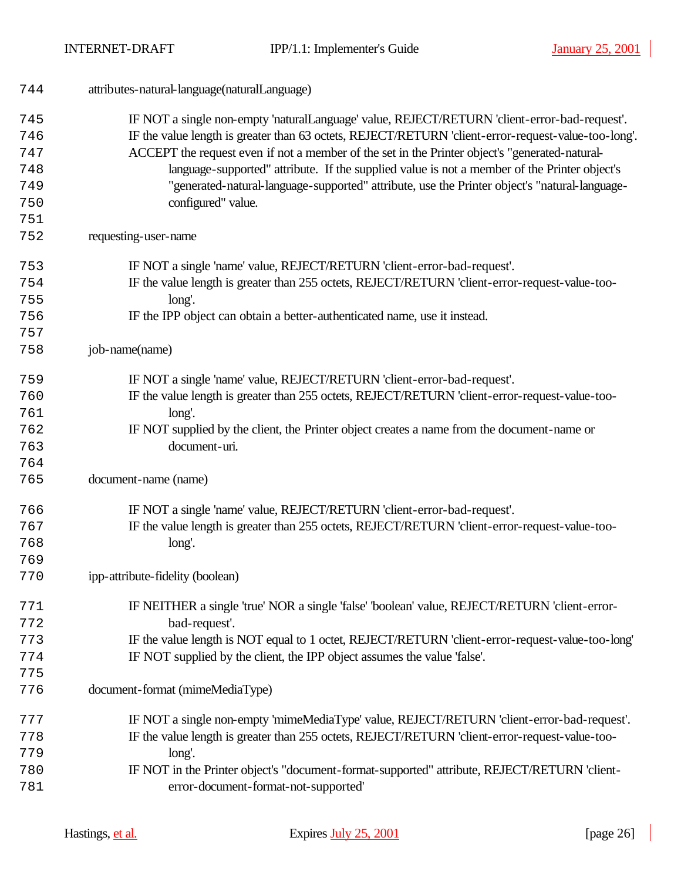attributes-natural-language(naturalLanguage)

IF NOT a single non-empty 'naturalLanguage' value, REJECT/RETURN 'client-error-bad-request'.
IF the value length is greater than 63 octets, REJECT/RETURN 'client-error-request-value-too-long'.
ACCEPT the request even if not a member of the set in the Printer object's "generated-natural-language-supported" attribute. If the supplied value is not a member of the Printer object's "generated-natural-language-supported" attribute, use the Printer object's "natural-language-configured" value.

requesting-user-name

IF NOT a single 'name' value, REJECT/RETURN 'client-error-bad-request'.
IF the value length is greater than 255 octets, REJECT/RETURN 'client-error-request-value-too-long'.
IF the IPP object can obtain a better-authenticated name, use it instead.

job-name(name)

IF NOT a single 'name' value, REJECT/RETURN 'client-error-bad-request'.
IF the value length is greater than 255 octets, REJECT/RETURN 'client-error-request-value-too-long'.
IF NOT supplied by the client, the Printer object creates a name from the document-name or document-uri.

document-name (name)

IF NOT a single 'name' value, REJECT/RETURN 'client-error-bad-request'.
IF the value length is greater than 255 octets, REJECT/RETURN 'client-error-request-value-too-long'.

ipp-attribute-fidelity (boolean)

IF NEITHER a single 'true' NOR a single 'false' 'boolean' value, REJECT/RETURN 'client-error-bad-request'.
IF the value length is NOT equal to 1 octet, REJECT/RETURN 'client-error-request-value-too-long'
IF NOT supplied by the client, the IPP object assumes the value 'false'.

document-format (mimeMediaType)

IF NOT a single non-empty 'mimeMediaType' value, REJECT/RETURN 'client-error-bad-request'.
IF the value length is greater than 255 octets, REJECT/RETURN 'client-error-request-value-too-long'.
IF NOT in the Printer object's "document-format-supported" attribute, REJECT/RETURN 'client-error-document-format-not-supported'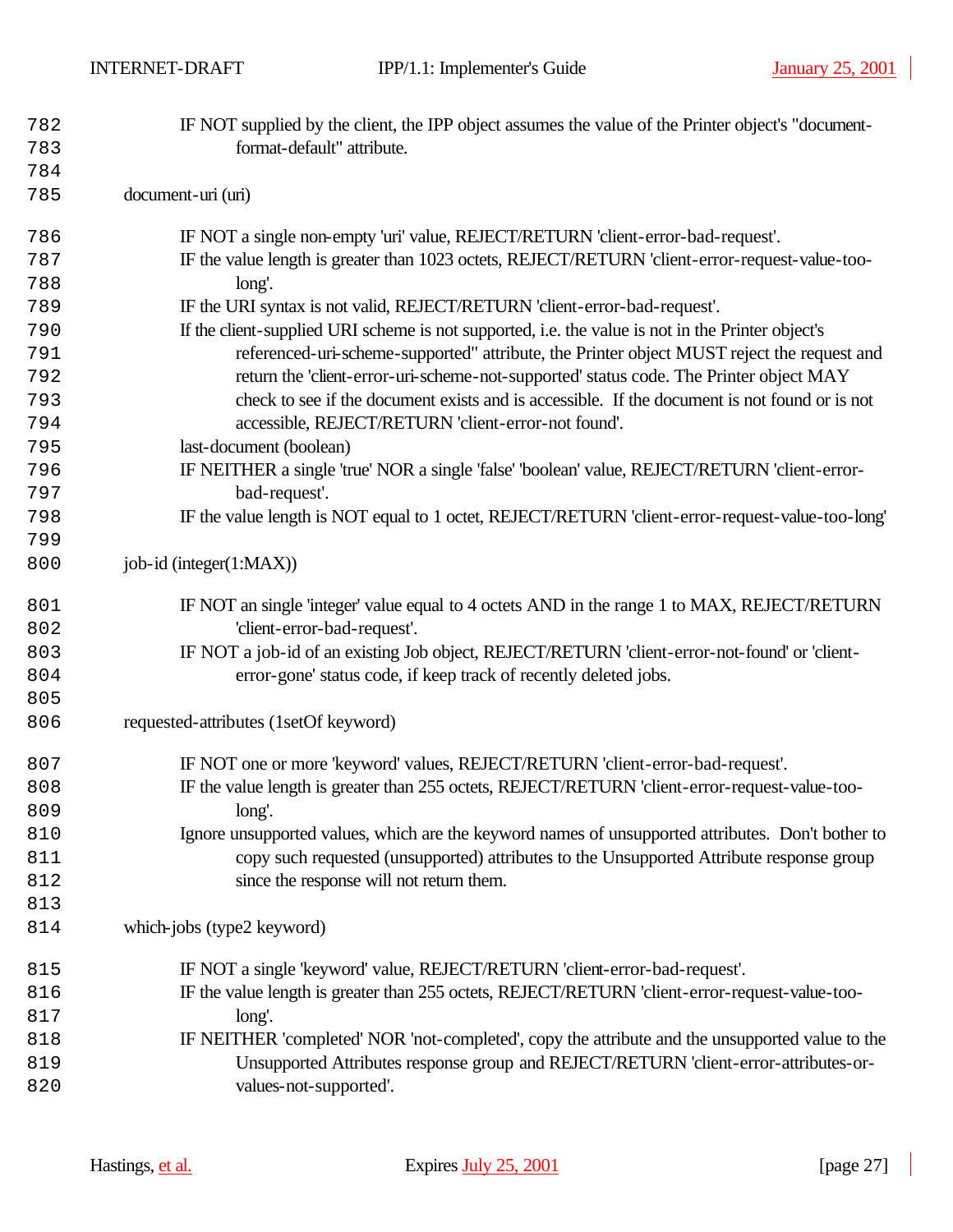IF NOT supplied by the client, the IPP object assumes the value of the Printer object's "document-format-default" attribute.

document-uri (uri)

IF NOT a single non-empty 'uri' value, REJECT/RETURN 'client-error-bad-request'.
IF the value length is greater than 1023 octets, REJECT/RETURN 'client-error-request-value-too-long'.
IF the URI syntax is not valid, REJECT/RETURN 'client-error-bad-request'.
If the client-supplied URI scheme is not supported, i.e. the value is not in the Printer object's referenced-uri-scheme-supported" attribute, the Printer object MUST reject the request and return the 'client-error-uri-scheme-not-supported' status code. The Printer object MAY check to see if the document exists and is accessible. If the document is not found or is not accessible, REJECT/RETURN 'client-error-not found'.
last-document (boolean)
IF NEITHER a single 'true' NOR a single 'false' 'boolean' value, REJECT/RETURN 'client-error-bad-request'.
IF the value length is NOT equal to 1 octet, REJECT/RETURN 'client-error-request-value-too-long'

job-id (integer(1:MAX))

IF NOT an single 'integer' value equal to 4 octets AND in the range 1 to MAX, REJECT/RETURN 'client-error-bad-request'.
IF NOT a job-id of an existing Job object, REJECT/RETURN 'client-error-not-found' or 'client-error-gone' status code, if keep track of recently deleted jobs.

requested-attributes (1setOf keyword)

IF NOT one or more 'keyword' values, REJECT/RETURN 'client-error-bad-request'.
IF the value length is greater than 255 octets, REJECT/RETURN 'client-error-request-value-too-long'.
Ignore unsupported values, which are the keyword names of unsupported attributes. Don't bother to copy such requested (unsupported) attributes to the Unsupported Attribute response group since the response will not return them.

which-jobs (type2 keyword)

IF NOT a single 'keyword' value, REJECT/RETURN 'client-error-bad-request'.
IF the value length is greater than 255 octets, REJECT/RETURN 'client-error-request-value-too-long'.
IF NEITHER 'completed' NOR 'not-completed', copy the attribute and the unsupported value to the Unsupported Attributes response group and REJECT/RETURN 'client-error-attributes-or-values-not-supported'.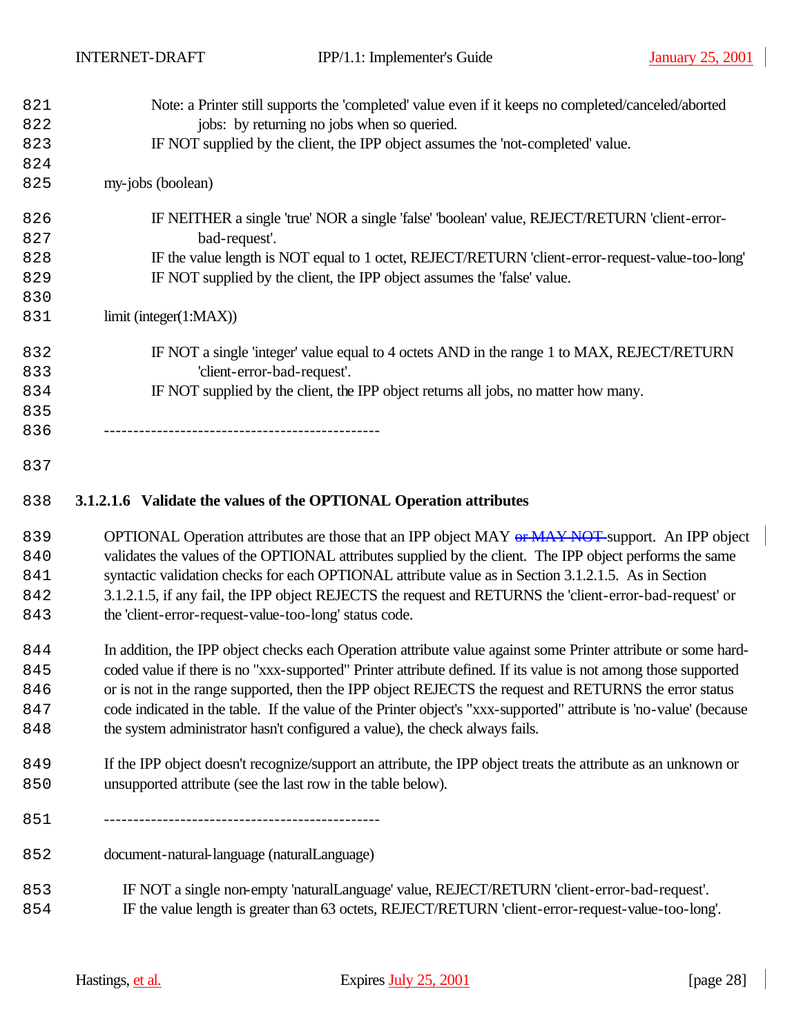Note: a Printer still supports the 'completed' value even if it keeps no completed/canceled/aborted jobs: by returning no jobs when so queried.

IF NOT supplied by the client, the IPP object assumes the 'not-completed' value.

my-jobs (boolean)

IF NEITHER a single 'true' NOR a single 'false' 'boolean' value, REJECT/RETURN 'client-error-bad-request'.

IF the value length is NOT equal to 1 octet, REJECT/RETURN 'client-error-request-value-too-long'

IF NOT supplied by the client, the IPP object assumes the 'false' value.

limit (integer(1:MAX))

IF NOT a single 'integer' value equal to 4 octets AND in the range 1 to MAX, REJECT/RETURN 'client-error-bad-request'.

IF NOT supplied by the client, the IPP object returns all jobs, no matter how many.

-----------------------------------------------

#### 3.1.2.1.6 Validate the values of the OPTIONAL Operation attributes

OPTIONAL Operation attributes are those that an IPP object MAY ~~or MAY NOT~~ support. An IPP object validates the values of the OPTIONAL attributes supplied by the client. The IPP object performs the same syntactic validation checks for each OPTIONAL attribute value as in Section 3.1.2.1.5. As in Section 3.1.2.1.5, if any fail, the IPP object REJECTS the request and RETURNS the 'client-error-bad-request' or the 'client-error-request-value-too-long' status code.

In addition, the IPP object checks each Operation attribute value against some Printer attribute or some hard-coded value if there is no "xxx-supported" Printer attribute defined. If its value is not among those supported or is not in the range supported, then the IPP object REJECTS the request and RETURNS the error status code indicated in the table. If the value of the Printer object's "xxx-supported" attribute is 'no-value' (because the system administrator hasn't configured a value), the check always fails.

If the IPP object doesn't recognize/support an attribute, the IPP object treats the attribute as an unknown or unsupported attribute (see the last row in the table below).

-----------------------------------------------

document-natural-language (naturalLanguage)

IF NOT a single non-empty 'naturalLanguage' value, REJECT/RETURN 'client-error-bad-request'.

IF the value length is greater than 63 octets, REJECT/RETURN 'client-error-request-value-too-long'.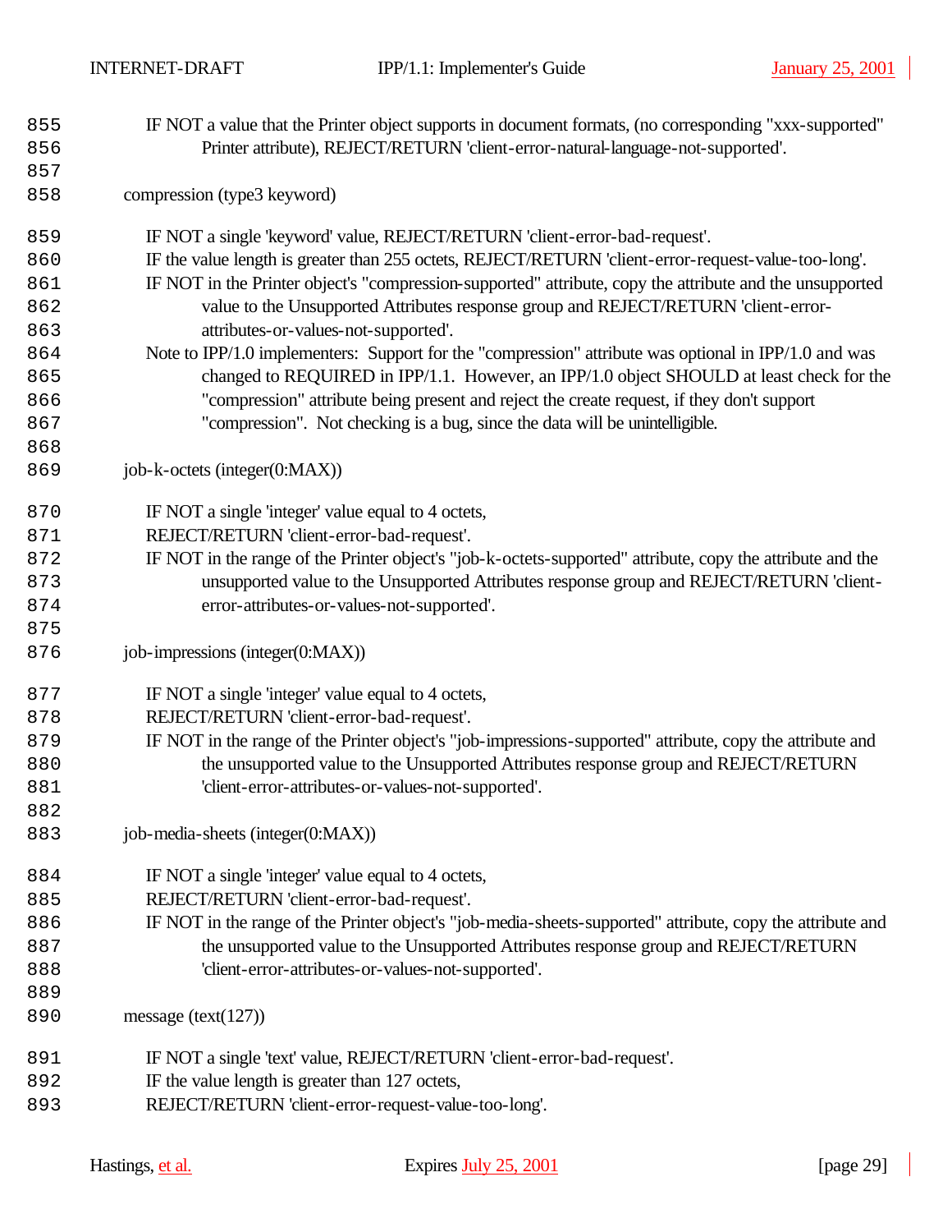IF NOT a value that the Printer object supports in document formats, (no corresponding "xxx-supported" Printer attribute), REJECT/RETURN 'client-error-natural-language-not-supported'.

compression (type3 keyword)

IF NOT a single 'keyword' value, REJECT/RETURN 'client-error-bad-request'.
IF the value length is greater than 255 octets, REJECT/RETURN 'client-error-request-value-too-long'.
IF NOT in the Printer object's "compression-supported" attribute, copy the attribute and the unsupported value to the Unsupported Attributes response group and REJECT/RETURN 'client-error-attributes-or-values-not-supported'.
Note to IPP/1.0 implementers: Support for the "compression" attribute was optional in IPP/1.0 and was changed to REQUIRED in IPP/1.1. However, an IPP/1.0 object SHOULD at least check for the "compression" attribute being present and reject the create request, if they don't support "compression". Not checking is a bug, since the data will be unintelligible.

job-k-octets (integer(0:MAX))

IF NOT a single 'integer' value equal to 4 octets, REJECT/RETURN 'client-error-bad-request'.
IF NOT in the range of the Printer object's "job-k-octets-supported" attribute, copy the attribute and the unsupported value to the Unsupported Attributes response group and REJECT/RETURN 'client-error-attributes-or-values-not-supported'.

job-impressions (integer(0:MAX))

IF NOT a single 'integer' value equal to 4 octets, REJECT/RETURN 'client-error-bad-request'.
IF NOT in the range of the Printer object's "job-impressions-supported" attribute, copy the attribute and the unsupported value to the Unsupported Attributes response group and REJECT/RETURN 'client-error-attributes-or-values-not-supported'.

job-media-sheets (integer(0:MAX))

IF NOT a single 'integer' value equal to 4 octets, REJECT/RETURN 'client-error-bad-request'.
IF NOT in the range of the Printer object's "job-media-sheets-supported" attribute, copy the attribute and the unsupported value to the Unsupported Attributes response group and REJECT/RETURN 'client-error-attributes-or-values-not-supported'.

message (text(127))

IF NOT a single 'text' value, REJECT/RETURN 'client-error-bad-request'.
IF the value length is greater than 127 octets, REJECT/RETURN 'client-error-request-value-too-long'.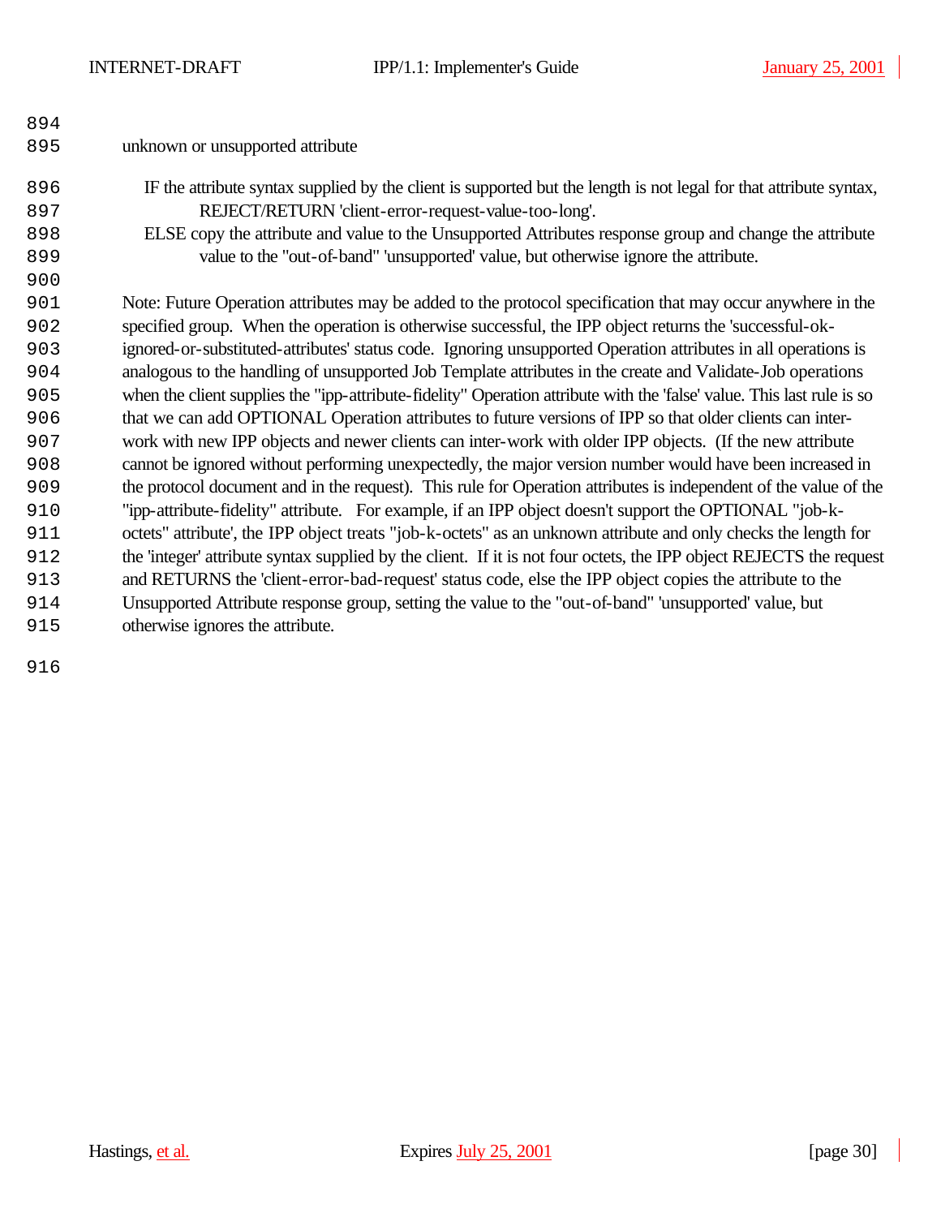unknown or unsupported attribute

IF the attribute syntax supplied by the client is supported but the length is not legal for that attribute syntax, REJECT/RETURN 'client-error-request-value-too-long'.

ELSE copy the attribute and value to the Unsupported Attributes response group and change the attribute value to the "out-of-band" 'unsupported' value, but otherwise ignore the attribute.

Note: Future Operation attributes may be added to the protocol specification that may occur anywhere in the specified group. When the operation is otherwise successful, the IPP object returns the 'successful-ok-ignored-or-substituted-attributes' status code. Ignoring unsupported Operation attributes in all operations is analogous to the handling of unsupported Job Template attributes in the create and Validate-Job operations when the client supplies the "ipp-attribute-fidelity" Operation attribute with the 'false' value. This last rule is so that we can add OPTIONAL Operation attributes to future versions of IPP so that older clients can inter-work with new IPP objects and newer clients can inter-work with older IPP objects. (If the new attribute cannot be ignored without performing unexpectedly, the major version number would have been increased in the protocol document and in the request). This rule for Operation attributes is independent of the value of the "ipp-attribute-fidelity" attribute. For example, if an IPP object doesn't support the OPTIONAL "job-k-octets" attribute', the IPP object treats "job-k-octets" as an unknown attribute and only checks the length for the 'integer' attribute syntax supplied by the client. If it is not four octets, the IPP object REJECTS the request and RETURNS the 'client-error-bad-request' status code, else the IPP object copies the attribute to the Unsupported Attribute response group, setting the value to the "out-of-band" 'unsupported' value, but otherwise ignores the attribute.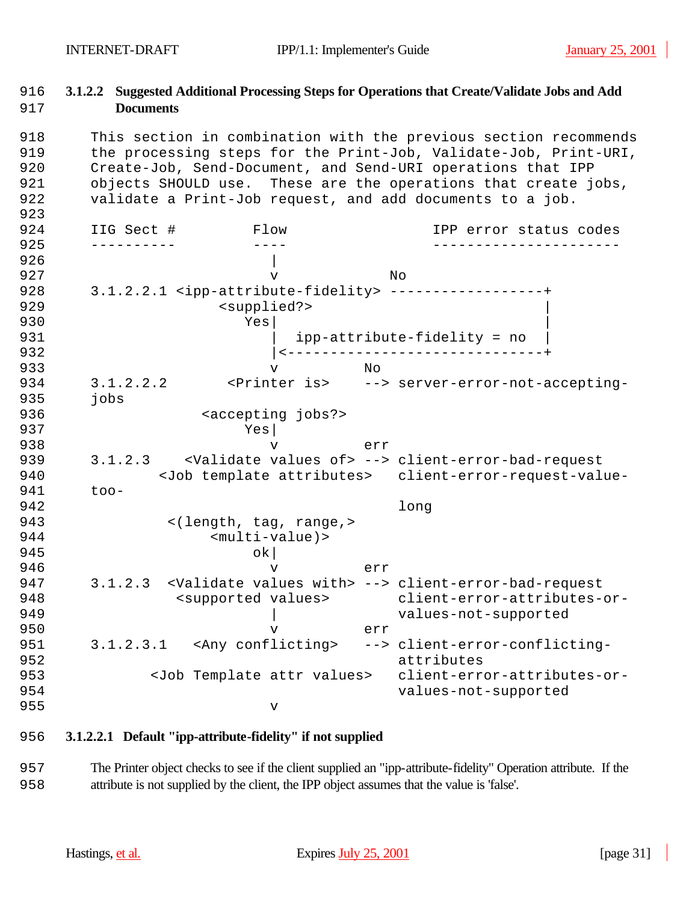#### 3.1.2.2 Suggested Additional Processing Steps for Operations that Create/Validate Jobs and Add Documents

This section in combination with the previous section recommends the processing steps for the Print-Job, Validate-Job, Print-URI, Create-Job, Send-Document, and Send-URI operations that IPP objects SHOULD use. These are the operations that create jobs, validate a Print-Job request, and add documents to a job.

```
IIG Sect #         Flow                 IPP error status codes
----------         ----                 ----------------------
                     |
                     v             No
3.1.2.2.1 <ipp-attribute-fidelity> ------------------+
                <supplied?>                          |
                   Yes|                              |
                      |  ipp-attribute-fidelity = no |
                      |<-----------------------------+
                      v          No
3.1.2.2.2       <Printer is>    --> server-error-not-accepting-
jobs
              <accepting jobs?>
                   Yes|
                      v          err
3.1.2.3    <Validate values of> --> client-error-bad-request
        <Job template attributes>   client-error-request-value-
too-
                                    long
         <(length, tag, range,>
              <multi-value)>
                    ok|
                      v          err
3.1.2.3  <Validate values with> --> client-error-bad-request
          <supported values>        client-error-attributes-or-
                      |             values-not-supported
                      v          err
3.1.2.3.1   <Any conflicting>   --> client-error-conflicting-
                                    attributes
       <Job Template attr values>   client-error-attributes-or-
                                    values-not-supported
                      v
```

##### 3.1.2.2.1 Default "ipp-attribute-fidelity" if not supplied

The Printer object checks to see if the client supplied an "ipp-attribute-fidelity" Operation attribute. If the attribute is not supplied by the client, the IPP object assumes that the value is 'false'.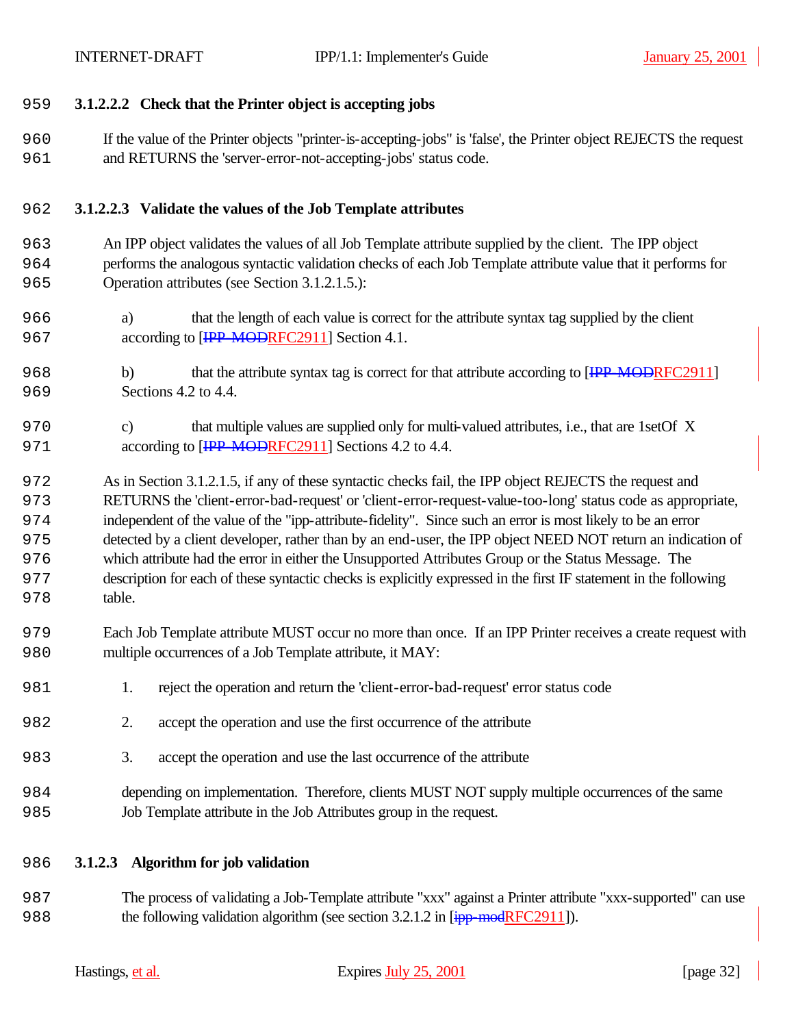#### 3.1.2.2.2 Check that the Printer object is accepting jobs

If the value of the Printer objects "printer-is-accepting-jobs" is 'false', the Printer object REJECTS the request and RETURNS the 'server-error-not-accepting-jobs' status code.

#### 3.1.2.2.3 Validate the values of the Job Template attributes

An IPP object validates the values of all Job Template attribute supplied by the client. The IPP object performs the analogous syntactic validation checks of each Job Template attribute value that it performs for Operation attributes (see Section 3.1.2.1.5.):

a) that the length of each value is correct for the attribute syntax tag supplied by the client according to [~~IPP-MOD~~RFC2911] Section 4.1.

b) that the attribute syntax tag is correct for that attribute according to [~~IPP-MOD~~RFC2911] Sections 4.2 to 4.4.

c) that multiple values are supplied only for multi-valued attributes, i.e., that are 1setOf X according to [~~IPP-MOD~~RFC2911] Sections 4.2 to 4.4.

As in Section 3.1.2.1.5, if any of these syntactic checks fail, the IPP object REJECTS the request and RETURNS the 'client-error-bad-request' or 'client-error-request-value-too-long' status code as appropriate, independent of the value of the "ipp-attribute-fidelity". Since such an error is most likely to be an error detected by a client developer, rather than by an end-user, the IPP object NEED NOT return an indication of which attribute had the error in either the Unsupported Attributes Group or the Status Message. The description for each of these syntactic checks is explicitly expressed in the first IF statement in the following table.

Each Job Template attribute MUST occur no more than once. If an IPP Printer receives a create request with multiple occurrences of a Job Template attribute, it MAY:

1. reject the operation and return the 'client-error-bad-request' error status code
2. accept the operation and use the first occurrence of the attribute
3. accept the operation and use the last occurrence of the attribute

depending on implementation. Therefore, clients MUST NOT supply multiple occurrences of the same Job Template attribute in the Job Attributes group in the request.

### 3.1.2.3 Algorithm for job validation

The process of validating a Job-Template attribute "xxx" against a Printer attribute "xxx-supported" can use the following validation algorithm (see section 3.2.1.2 in [~~ipp-mod~~RFC2911]).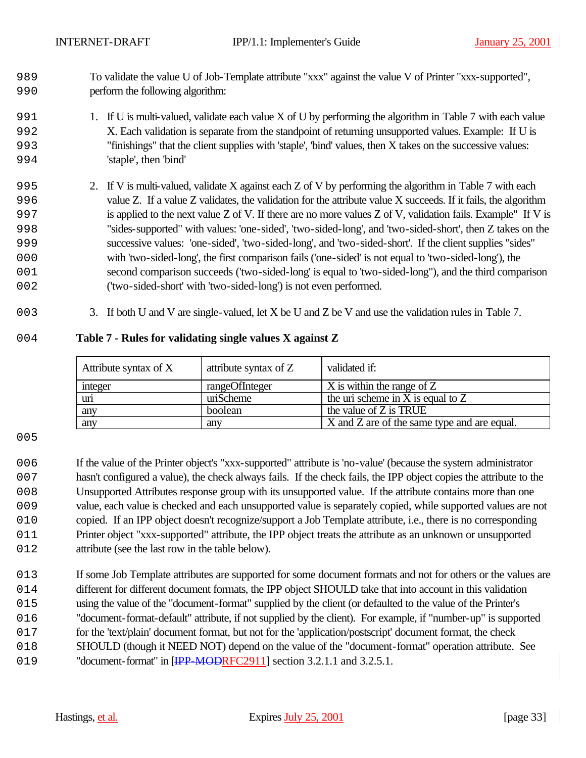To validate the value U of Job-Template attribute "xxx" against the value V of Printer "xxx-supported", perform the following algorithm:

1. If U is multi-valued, validate each value X of U by performing the algorithm in Table 7 with each value X. Each validation is separate from the standpoint of returning unsupported values. Example: If U is "finishings" that the client supplies with 'staple', 'bind' values, then X takes on the successive values: 'staple', then 'bind'

2. If V is multi-valued, validate X against each Z of V by performing the algorithm in Table 7 with each value Z. If a value Z validates, the validation for the attribute value X succeeds. If it fails, the algorithm is applied to the next value Z of V. If there are no more values Z of V, validation fails. Example" If V is "sides-supported" with values: 'one-sided', 'two-sided-long', and 'two-sided-short', then Z takes on the successive values: 'one-sided', 'two-sided-long', and 'two-sided-short'. If the client supplies "sides" with 'two-sided-long', the first comparison fails ('one-sided' is not equal to 'two-sided-long'), the second comparison succeeds ('two-sided-long' is equal to 'two-sided-long"), and the third comparison ('two-sided-short' with 'two-sided-long') is not even performed.

3. If both U and V are single-valued, let X be U and Z be V and use the validation rules in Table 7.

**Table 7 - Rules for validating single values X against Z**

| Attribute syntax of X | attribute syntax of Z | validated if: |
|---|---|---|
| integer | rangeOfInteger | X is within the range of Z |
| uri | uriScheme | the uri scheme in X is equal to Z |
| any | boolean | the value of Z is TRUE |
| any | any | X and Z are of the same type and are equal. |

If the value of the Printer object's "xxx-supported" attribute is 'no-value' (because the system administrator hasn't configured a value), the check always fails. If the check fails, the IPP object copies the attribute to the Unsupported Attributes response group with its unsupported value. If the attribute contains more than one value, each value is checked and each unsupported value is separately copied, while supported values are not copied. If an IPP object doesn't recognize/support a Job Template attribute, i.e., there is no corresponding Printer object "xxx-supported" attribute, the IPP object treats the attribute as an unknown or unsupported attribute (see the last row in the table below).

If some Job Template attributes are supported for some document formats and not for others or the values are different for different document formats, the IPP object SHOULD take that into account in this validation using the value of the "document-format" supplied by the client (or defaulted to the value of the Printer's "document-format-default" attribute, if not supplied by the client). For example, if "number-up" is supported for the 'text/plain' document format, but not for the 'application/postscript' document format, the check SHOULD (though it NEED NOT) depend on the value of the "document-format" operation attribute. See "document-format" in [~~IPP-MOD~~RFC2911] section 3.2.1.1 and 3.2.5.1.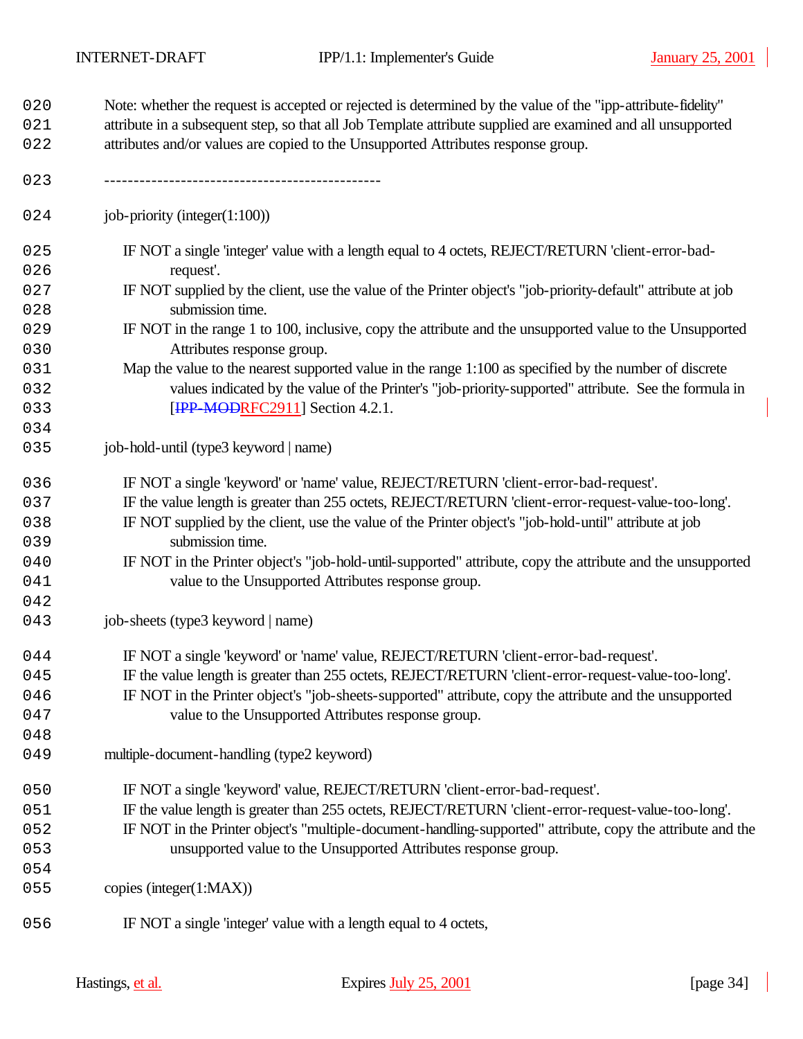Note: whether the request is accepted or rejected is determined by the value of the "ipp-attribute-fidelity" attribute in a subsequent step, so that all Job Template attribute supplied are examined and all unsupported attributes and/or values are copied to the Unsupported Attributes response group.

-----------------------------------------------

job-priority (integer(1:100))

IF NOT a single 'integer' value with a length equal to 4 octets, REJECT/RETURN 'client-error-bad-request'.
IF NOT supplied by the client, use the value of the Printer object's "job-priority-default" attribute at job submission time.
IF NOT in the range 1 to 100, inclusive, copy the attribute and the unsupported value to the Unsupported Attributes response group.
Map the value to the nearest supported value in the range 1:100 as specified by the number of discrete values indicated by the value of the Printer's "job-priority-supported" attribute. See the formula in [~~IPP-MOD~~RFC2911] Section 4.2.1.

job-hold-until (type3 keyword | name)

IF NOT a single 'keyword' or 'name' value, REJECT/RETURN 'client-error-bad-request'.
IF the value length is greater than 255 octets, REJECT/RETURN 'client-error-request-value-too-long'.
IF NOT supplied by the client, use the value of the Printer object's "job-hold-until" attribute at job submission time.
IF NOT in the Printer object's "job-hold-until-supported" attribute, copy the attribute and the unsupported value to the Unsupported Attributes response group.

job-sheets (type3 keyword | name)

IF NOT a single 'keyword' or 'name' value, REJECT/RETURN 'client-error-bad-request'.
IF the value length is greater than 255 octets, REJECT/RETURN 'client-error-request-value-too-long'.
IF NOT in the Printer object's "job-sheets-supported" attribute, copy the attribute and the unsupported value to the Unsupported Attributes response group.

multiple-document-handling (type2 keyword)

IF NOT a single 'keyword' value, REJECT/RETURN 'client-error-bad-request'.
IF the value length is greater than 255 octets, REJECT/RETURN 'client-error-request-value-too-long'.
IF NOT in the Printer object's "multiple-document-handling-supported" attribute, copy the attribute and the unsupported value to the Unsupported Attributes response group.

copies (integer(1:MAX))

IF NOT a single 'integer' value with a length equal to 4 octets,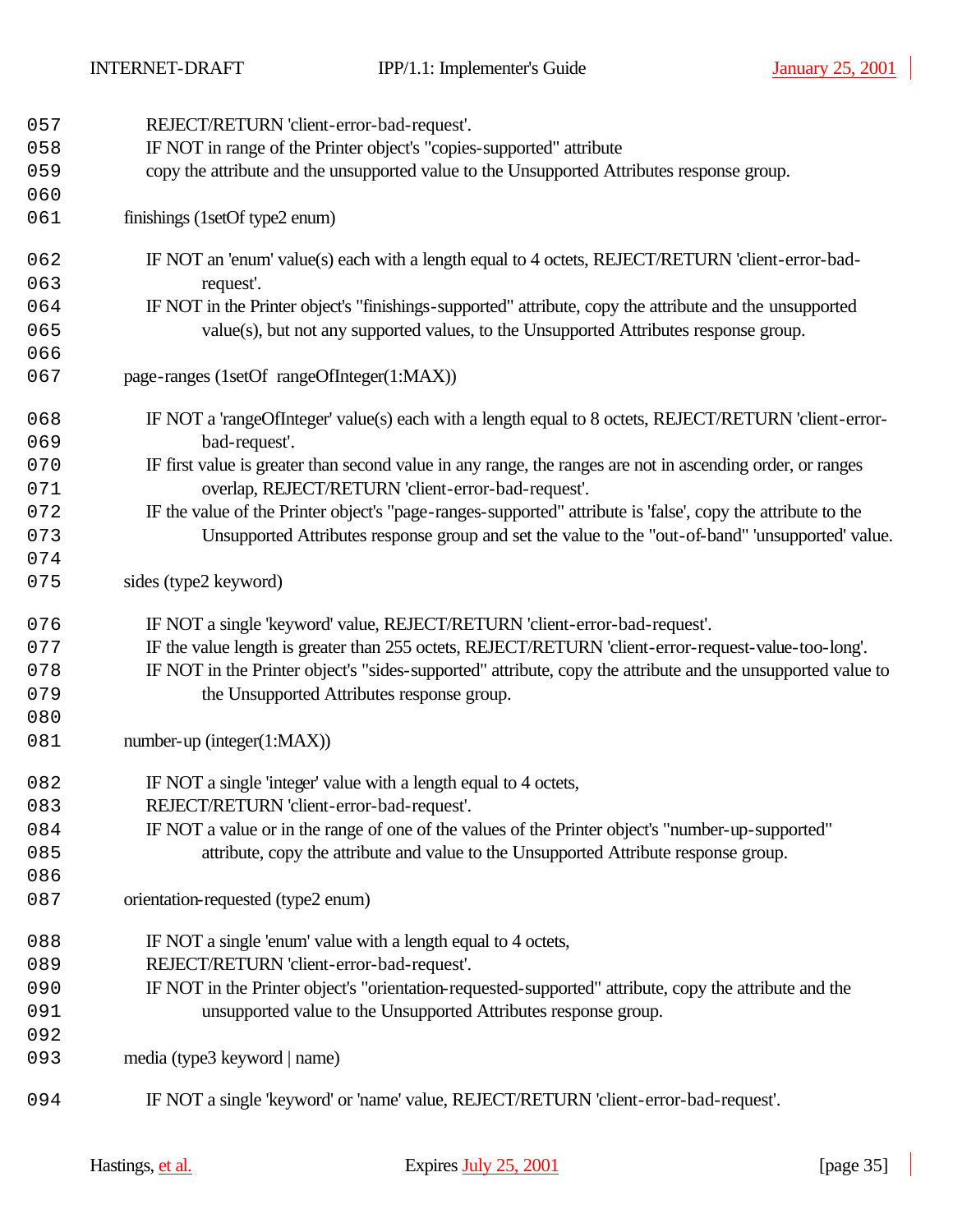REJECT/RETURN 'client-error-bad-request'.
IF NOT in range of the Printer object's "copies-supported" attribute
copy the attribute and the unsupported value to the Unsupported Attributes response group.

finishings (1setOf type2 enum)

IF NOT an 'enum' value(s) each with a length equal to 4 octets, REJECT/RETURN 'client-error-bad-request'.
IF NOT in the Printer object's "finishings-supported" attribute, copy the attribute and the unsupported value(s), but not any supported values, to the Unsupported Attributes response group.

page-ranges (1setOf rangeOfInteger(1:MAX))

IF NOT a 'rangeOfInteger' value(s) each with a length equal to 8 octets, REJECT/RETURN 'client-error-bad-request'.
IF first value is greater than second value in any range, the ranges are not in ascending order, or ranges overlap, REJECT/RETURN 'client-error-bad-request'.
IF the value of the Printer object's "page-ranges-supported" attribute is 'false', copy the attribute to the Unsupported Attributes response group and set the value to the "out-of-band" 'unsupported' value.

sides (type2 keyword)

IF NOT a single 'keyword' value, REJECT/RETURN 'client-error-bad-request'.
IF the value length is greater than 255 octets, REJECT/RETURN 'client-error-request-value-too-long'.
IF NOT in the Printer object's "sides-supported" attribute, copy the attribute and the unsupported value to the Unsupported Attributes response group.

number-up (integer(1:MAX))

IF NOT a single 'integer' value with a length equal to 4 octets,
REJECT/RETURN 'client-error-bad-request'.
IF NOT a value or in the range of one of the values of the Printer object's "number-up-supported" attribute, copy the attribute and value to the Unsupported Attribute response group.

orientation-requested (type2 enum)

IF NOT a single 'enum' value with a length equal to 4 octets,
REJECT/RETURN 'client-error-bad-request'.
IF NOT in the Printer object's "orientation-requested-supported" attribute, copy the attribute and the unsupported value to the Unsupported Attributes response group.

media (type3 keyword | name)

IF NOT a single 'keyword' or 'name' value, REJECT/RETURN 'client-error-bad-request'.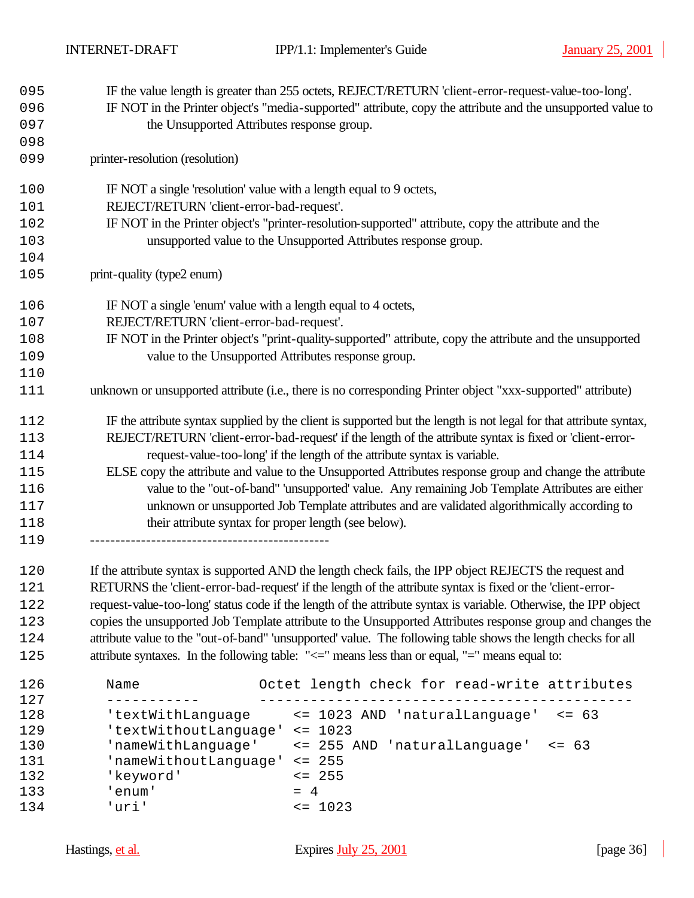IF the value length is greater than 255 octets, REJECT/RETURN 'client-error-request-value-too-long'.
IF NOT in the Printer object's "media-supported" attribute, copy the attribute and the unsupported value to the Unsupported Attributes response group.

printer-resolution (resolution)

IF NOT a single 'resolution' value with a length equal to 9 octets,
REJECT/RETURN 'client-error-bad-request'.
IF NOT in the Printer object's "printer-resolution-supported" attribute, copy the attribute and the unsupported value to the Unsupported Attributes response group.

print-quality (type2 enum)

IF NOT a single 'enum' value with a length equal to 4 octets,
REJECT/RETURN 'client-error-bad-request'.
IF NOT in the Printer object's "print-quality-supported" attribute, copy the attribute and the unsupported value to the Unsupported Attributes response group.

unknown or unsupported attribute (i.e., there is no corresponding Printer object "xxx-supported" attribute)

IF the attribute syntax supplied by the client is supported but the length is not legal for that attribute syntax,
REJECT/RETURN 'client-error-bad-request' if the length of the attribute syntax is fixed or 'client-error-request-value-too-long' if the length of the attribute syntax is variable.
ELSE copy the attribute and value to the Unsupported Attributes response group and change the attribute value to the "out-of-band" 'unsupported' value. Any remaining Job Template Attributes are either unknown or unsupported Job Template attributes and are validated algorithmically according to their attribute syntax for proper length (see below).

-----------------------------------------------

If the attribute syntax is supported AND the length check fails, the IPP object REJECTS the request and RETURNS the 'client-error-bad-request' if the length of the attribute syntax is fixed or the 'client-error-request-value-too-long' status code if the length of the attribute syntax is variable. Otherwise, the IPP object copies the unsupported Job Template attribute to the Unsupported Attributes response group and changes the attribute value to the "out-of-band" 'unsupported' value. The following table shows the length checks for all attribute syntaxes. In the following table: "<=" means less than or equal, "=" means equal to:

```
Name               Octet length check for read-write attributes
-----------        --------------------------------------------
'textWithLanguage     <= 1023 AND 'naturalLanguage'  <= 63
'textWithoutLanguage' <= 1023
'nameWithLanguage'    <= 255 AND 'naturalLanguage'  <= 63
'nameWithoutLanguage' <= 255
'keyword'             <= 255
'enum'                = 4
'uri'                 <= 1023
```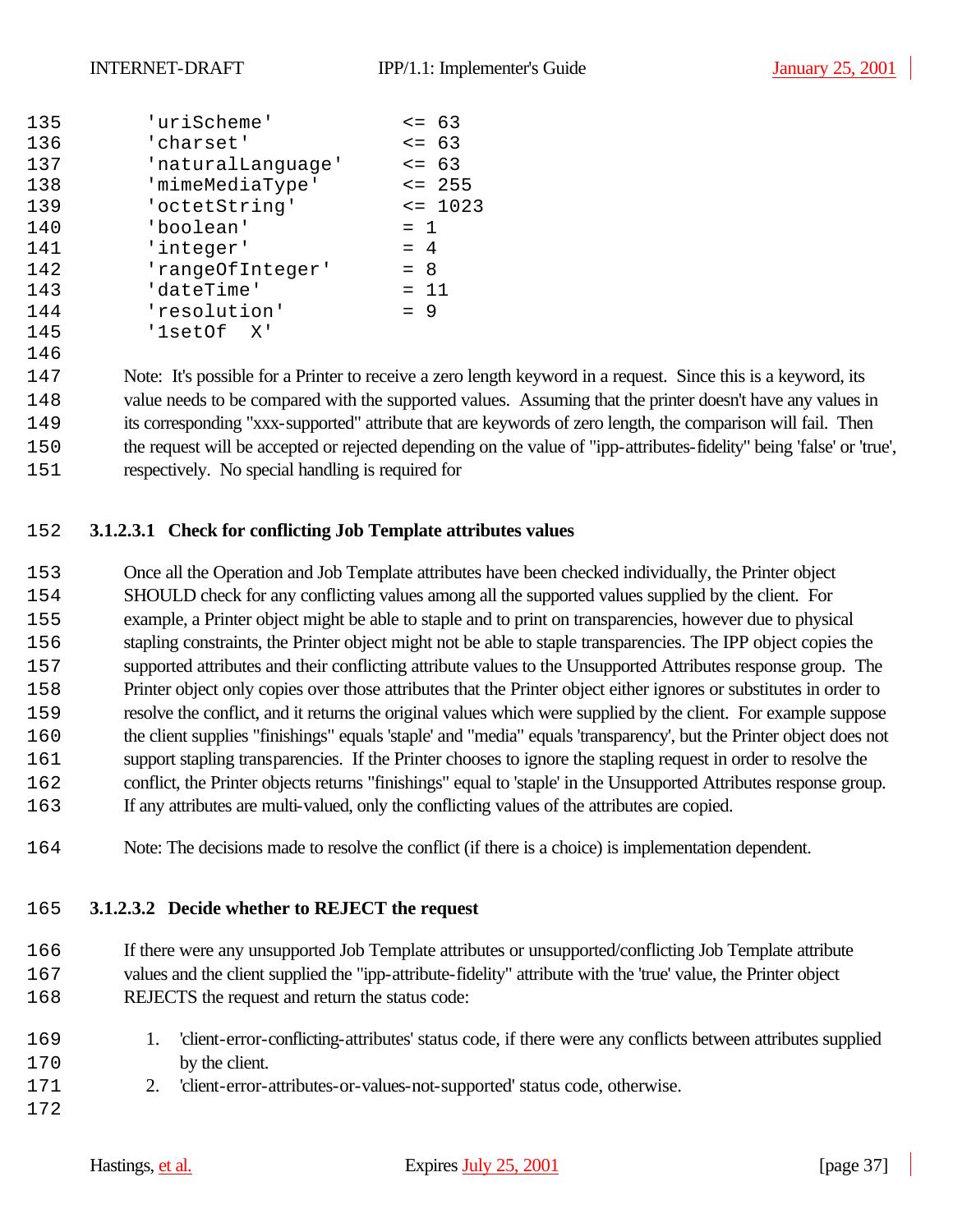```
'uriScheme'           <= 63
'charset'             <= 63
'naturalLanguage'     <= 63
'mimeMediaType'       <= 255
'octetString'         <= 1023
'boolean'             = 1
'integer'             = 4
'rangeOfInteger'      = 8
'dateTime'            = 11
'resolution'          = 9
'1setOf  X'
```

Note: It's possible for a Printer to receive a zero length keyword in a request. Since this is a keyword, its value needs to be compared with the supported values. Assuming that the printer doesn't have any values in its corresponding "xxx-supported" attribute that are keywords of zero length, the comparison will fail. Then the request will be accepted or rejected depending on the value of "ipp-attributes-fidelity" being 'false' or 'true', respectively. No special handling is required for

#### 3.1.2.3.1 Check for conflicting Job Template attributes values

Once all the Operation and Job Template attributes have been checked individually, the Printer object SHOULD check for any conflicting values among all the supported values supplied by the client. For example, a Printer object might be able to staple and to print on transparencies, however due to physical stapling constraints, the Printer object might not be able to staple transparencies. The IPP object copies the supported attributes and their conflicting attribute values to the Unsupported Attributes response group. The Printer object only copies over those attributes that the Printer object either ignores or substitutes in order to resolve the conflict, and it returns the original values which were supplied by the client. For example suppose the client supplies "finishings" equals 'staple' and "media" equals 'transparency', but the Printer object does not support stapling transparencies. If the Printer chooses to ignore the stapling request in order to resolve the conflict, the Printer objects returns "finishings" equal to 'staple' in the Unsupported Attributes response group. If any attributes are multi-valued, only the conflicting values of the attributes are copied.

Note: The decisions made to resolve the conflict (if there is a choice) is implementation dependent.

#### 3.1.2.3.2 Decide whether to REJECT the request

If there were any unsupported Job Template attributes or unsupported/conflicting Job Template attribute values and the client supplied the "ipp-attribute-fidelity" attribute with the 'true' value, the Printer object REJECTS the request and return the status code:

1. 'client-error-conflicting-attributes' status code, if there were any conflicts between attributes supplied by the client.
2. 'client-error-attributes-or-values-not-supported' status code, otherwise.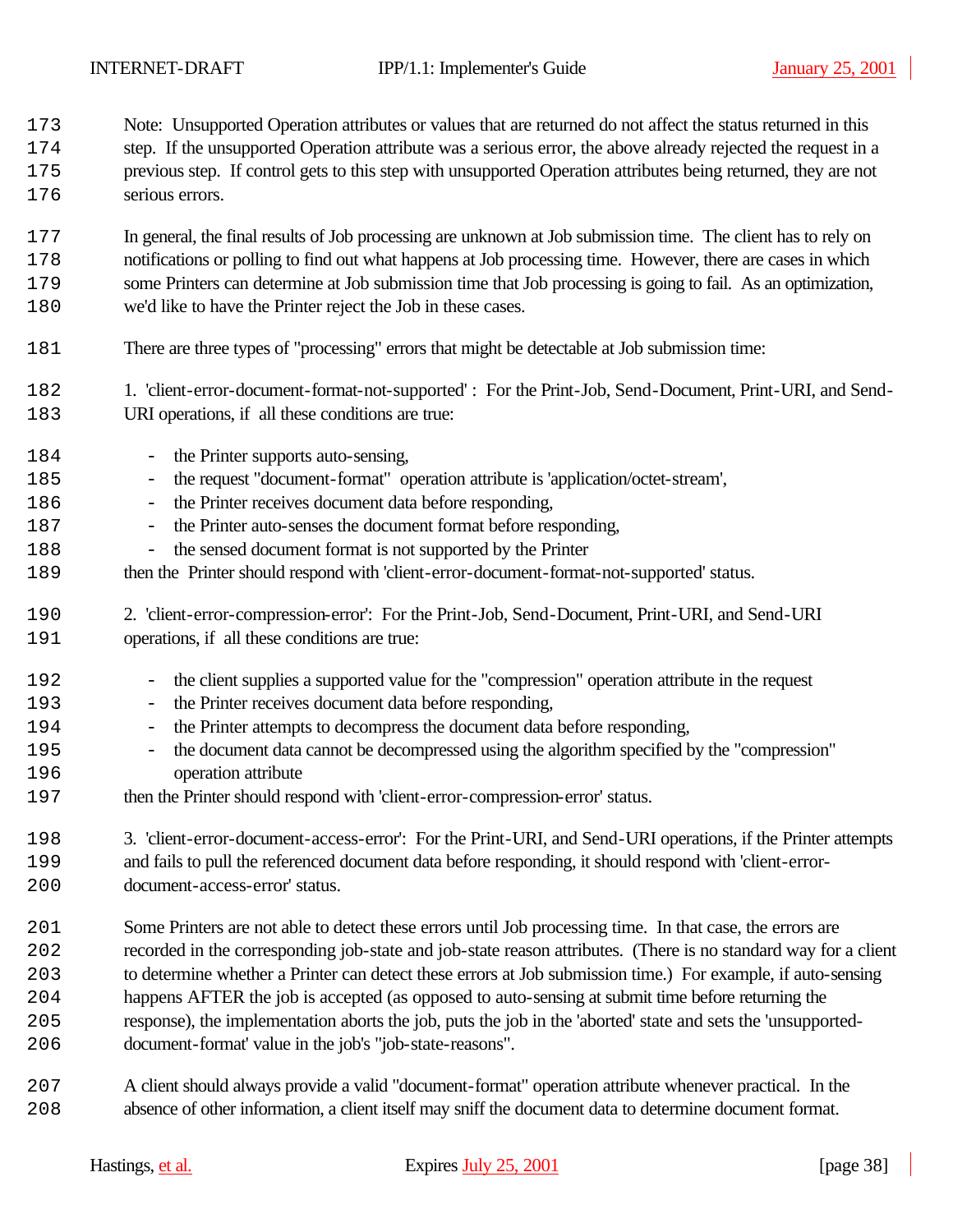Note: Unsupported Operation attributes or values that are returned do not affect the status returned in this step. If the unsupported Operation attribute was a serious error, the above already rejected the request in a previous step. If control gets to this step with unsupported Operation attributes being returned, they are not serious errors.

In general, the final results of Job processing are unknown at Job submission time. The client has to rely on notifications or polling to find out what happens at Job processing time. However, there are cases in which some Printers can determine at Job submission time that Job processing is going to fail. As an optimization, we'd like to have the Printer reject the Job in these cases.

There are three types of "processing" errors that might be detectable at Job submission time:

1. 'client-error-document-format-not-supported' : For the Print-Job, Send-Document, Print-URI, and Send-URI operations, if all these conditions are true:

- the Printer supports auto-sensing,
- the request "document-format" operation attribute is 'application/octet-stream',
- the Printer receives document data before responding,
- the Printer auto-senses the document format before responding,
- the sensed document format is not supported by the Printer

then the Printer should respond with 'client-error-document-format-not-supported' status.

2. 'client-error-compression-error': For the Print-Job, Send-Document, Print-URI, and Send-URI operations, if all these conditions are true:

- the client supplies a supported value for the "compression" operation attribute in the request
- the Printer receives document data before responding,
- the Printer attempts to decompress the document data before responding,
- the document data cannot be decompressed using the algorithm specified by the "compression" operation attribute

then the Printer should respond with 'client-error-compression-error' status.

3. 'client-error-document-access-error': For the Print-URI, and Send-URI operations, if the Printer attempts and fails to pull the referenced document data before responding, it should respond with 'client-error-document-access-error' status.

Some Printers are not able to detect these errors until Job processing time. In that case, the errors are recorded in the corresponding job-state and job-state reason attributes. (There is no standard way for a client to determine whether a Printer can detect these errors at Job submission time.) For example, if auto-sensing happens AFTER the job is accepted (as opposed to auto-sensing at submit time before returning the response), the implementation aborts the job, puts the job in the 'aborted' state and sets the 'unsupported-document-format' value in the job's "job-state-reasons".

A client should always provide a valid "document-format" operation attribute whenever practical. In the absence of other information, a client itself may sniff the document data to determine document format.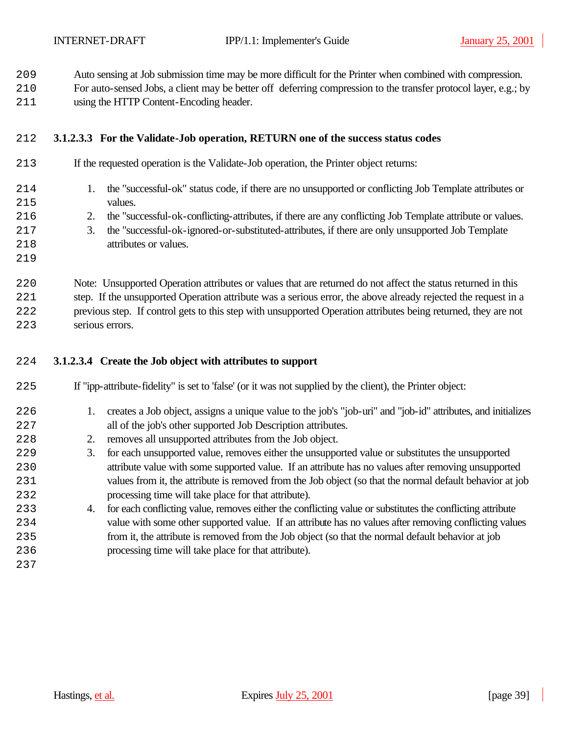Auto sensing at Job submission time may be more difficult for the Printer when combined with compression. For auto-sensed Jobs, a client may be better off deferring compression to the transfer protocol layer, e.g.; by using the HTTP Content-Encoding header.

#### 3.1.2.3.3 For the Validate-Job operation, RETURN one of the success status codes

If the requested operation is the Validate-Job operation, the Printer object returns:

1. the "successful-ok" status code, if there are no unsupported or conflicting Job Template attributes or values.
2. the "successful-ok-conflicting-attributes, if there are any conflicting Job Template attribute or values.
3. the "successful-ok-ignored-or-substituted-attributes, if there are only unsupported Job Template attributes or values.

Note: Unsupported Operation attributes or values that are returned do not affect the status returned in this step. If the unsupported Operation attribute was a serious error, the above already rejected the request in a previous step. If control gets to this step with unsupported Operation attributes being returned, they are not serious errors.

#### 3.1.2.3.4 Create the Job object with attributes to support

If "ipp-attribute-fidelity" is set to 'false' (or it was not supplied by the client), the Printer object:

1. creates a Job object, assigns a unique value to the job's "job-uri" and "job-id" attributes, and initializes all of the job's other supported Job Description attributes.
2. removes all unsupported attributes from the Job object.
3. for each unsupported value, removes either the unsupported value or substitutes the unsupported attribute value with some supported value. If an attribute has no values after removing unsupported values from it, the attribute is removed from the Job object (so that the normal default behavior at job processing time will take place for that attribute).
4. for each conflicting value, removes either the conflicting value or substitutes the conflicting attribute value with some other supported value. If an attribute has no values after removing conflicting values from it, the attribute is removed from the Job object (so that the normal default behavior at job processing time will take place for that attribute).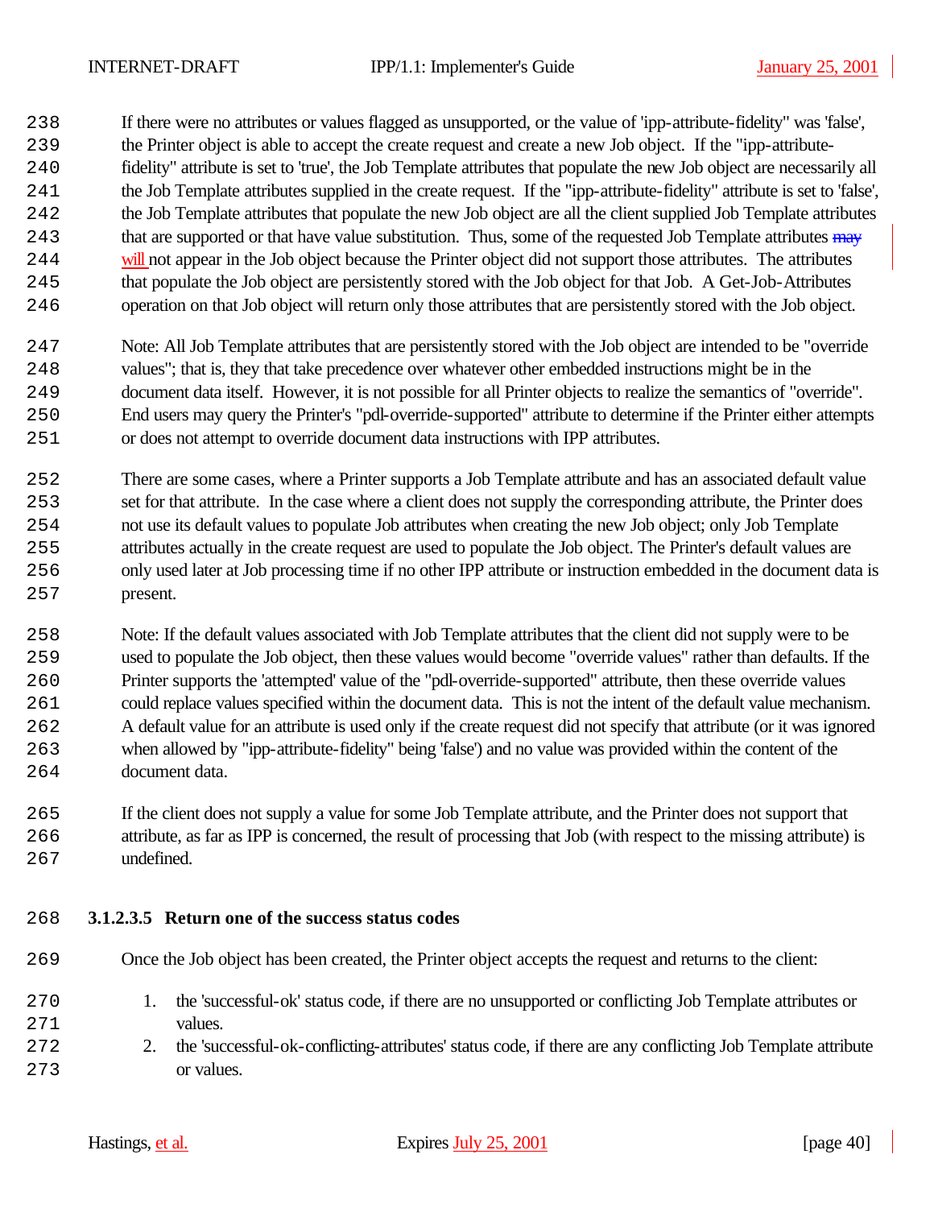If there were no attributes or values flagged as unsupported, or the value of 'ipp-attribute-fidelity" was 'false', the Printer object is able to accept the create request and create a new Job object. If the "ipp-attribute-fidelity" attribute is set to 'true', the Job Template attributes that populate the new Job object are necessarily all the Job Template attributes supplied in the create request. If the "ipp-attribute-fidelity" attribute is set to 'false', the Job Template attributes that populate the new Job object are all the client supplied Job Template attributes that are supported or that have value substitution. Thus, some of the requested Job Template attributes ~~may~~ will not appear in the Job object because the Printer object did not support those attributes. The attributes that populate the Job object are persistently stored with the Job object for that Job. A Get-Job-Attributes operation on that Job object will return only those attributes that are persistently stored with the Job object.

Note: All Job Template attributes that are persistently stored with the Job object are intended to be "override values"; that is, they that take precedence over whatever other embedded instructions might be in the document data itself. However, it is not possible for all Printer objects to realize the semantics of "override". End users may query the Printer's "pdl-override-supported" attribute to determine if the Printer either attempts or does not attempt to override document data instructions with IPP attributes.

There are some cases, where a Printer supports a Job Template attribute and has an associated default value set for that attribute. In the case where a client does not supply the corresponding attribute, the Printer does not use its default values to populate Job attributes when creating the new Job object; only Job Template attributes actually in the create request are used to populate the Job object. The Printer's default values are only used later at Job processing time if no other IPP attribute or instruction embedded in the document data is present.

Note: If the default values associated with Job Template attributes that the client did not supply were to be used to populate the Job object, then these values would become "override values" rather than defaults. If the Printer supports the 'attempted' value of the "pdl-override-supported" attribute, then these override values could replace values specified within the document data. This is not the intent of the default value mechanism. A default value for an attribute is used only if the create request did not specify that attribute (or it was ignored when allowed by "ipp-attribute-fidelity" being 'false') and no value was provided within the content of the document data.

If the client does not supply a value for some Job Template attribute, and the Printer does not support that attribute, as far as IPP is concerned, the result of processing that Job (with respect to the missing attribute) is undefined.

#### 3.1.2.3.5 Return one of the success status codes

Once the Job object has been created, the Printer object accepts the request and returns to the client:

1. the 'successful-ok' status code, if there are no unsupported or conflicting Job Template attributes or values.
2. the 'successful-ok-conflicting-attributes' status code, if there are any conflicting Job Template attribute or values.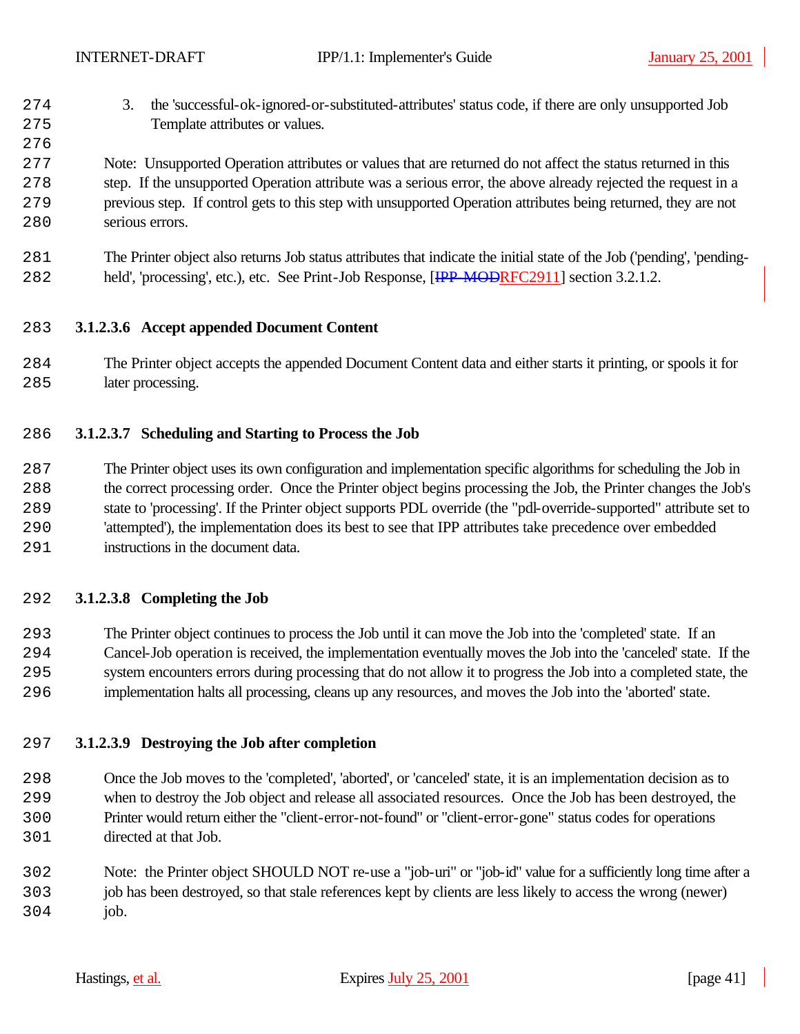3. the 'successful-ok-ignored-or-substituted-attributes' status code, if there are only unsupported Job Template attributes or values.

Note: Unsupported Operation attributes or values that are returned do not affect the status returned in this step. If the unsupported Operation attribute was a serious error, the above already rejected the request in a previous step. If control gets to this step with unsupported Operation attributes being returned, they are not serious errors.

The Printer object also returns Job status attributes that indicate the initial state of the Job ('pending', 'pending-held', 'processing', etc.), etc. See Print-Job Response, [~~IPP-MOD~~RFC2911] section 3.2.1.2.

#### 3.1.2.3.6 Accept appended Document Content

The Printer object accepts the appended Document Content data and either starts it printing, or spools it for later processing.

#### 3.1.2.3.7 Scheduling and Starting to Process the Job

The Printer object uses its own configuration and implementation specific algorithms for scheduling the Job in the correct processing order. Once the Printer object begins processing the Job, the Printer changes the Job's state to 'processing'. If the Printer object supports PDL override (the "pdl-override-supported" attribute set to 'attempted'), the implementation does its best to see that IPP attributes take precedence over embedded instructions in the document data.

#### 3.1.2.3.8 Completing the Job

The Printer object continues to process the Job until it can move the Job into the 'completed' state. If an Cancel-Job operation is received, the implementation eventually moves the Job into the 'canceled' state. If the system encounters errors during processing that do not allow it to progress the Job into a completed state, the implementation halts all processing, cleans up any resources, and moves the Job into the 'aborted' state.

#### 3.1.2.3.9 Destroying the Job after completion

Once the Job moves to the 'completed', 'aborted', or 'canceled' state, it is an implementation decision as to when to destroy the Job object and release all associated resources. Once the Job has been destroyed, the Printer would return either the "client-error-not-found" or "client-error-gone" status codes for operations directed at that Job.

Note: the Printer object SHOULD NOT re-use a "job-uri" or "job-id" value for a sufficiently long time after a job has been destroyed, so that stale references kept by clients are less likely to access the wrong (newer) job.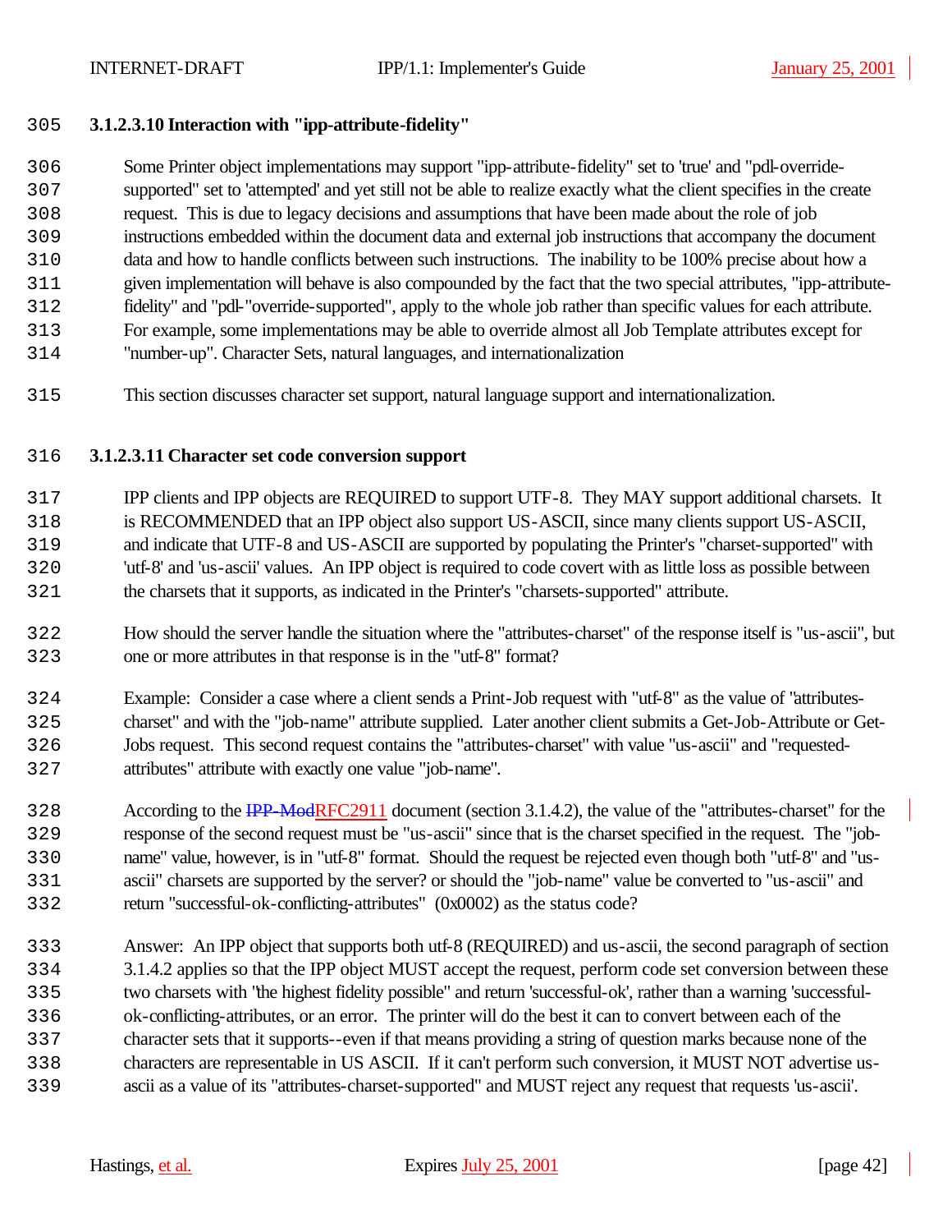#### 3.1.2.3.10 Interaction with "ipp-attribute-fidelity"

Some Printer object implementations may support "ipp-attribute-fidelity" set to 'true' and "pdl-override-supported" set to 'attempted' and yet still not be able to realize exactly what the client specifies in the create request. This is due to legacy decisions and assumptions that have been made about the role of job instructions embedded within the document data and external job instructions that accompany the document data and how to handle conflicts between such instructions. The inability to be 100% precise about how a given implementation will behave is also compounded by the fact that the two special attributes, "ipp-attribute-fidelity" and "pdl-"override-supported", apply to the whole job rather than specific values for each attribute. For example, some implementations may be able to override almost all Job Template attributes except for "number-up". Character Sets, natural languages, and internationalization

This section discusses character set support, natural language support and internationalization.

#### 3.1.2.3.11 Character set code conversion support

IPP clients and IPP objects are REQUIRED to support UTF-8. They MAY support additional charsets. It is RECOMMENDED that an IPP object also support US-ASCII, since many clients support US-ASCII, and indicate that UTF-8 and US-ASCII are supported by populating the Printer's "charset-supported" with 'utf-8' and 'us-ascii' values. An IPP object is required to code covert with as little loss as possible between the charsets that it supports, as indicated in the Printer's "charsets-supported" attribute.

How should the server handle the situation where the "attributes-charset" of the response itself is "us-ascii", but one or more attributes in that response is in the "utf-8" format?

Example: Consider a case where a client sends a Print-Job request with "utf-8" as the value of "attributes-charset" and with the "job-name" attribute supplied. Later another client submits a Get-Job-Attribute or Get-Jobs request. This second request contains the "attributes-charset" with value "us-ascii" and "requested-attributes" attribute with exactly one value "job-name".

According to the ~~IPP-Mod~~RFC2911 document (section 3.1.4.2), the value of the "attributes-charset" for the response of the second request must be "us-ascii" since that is the charset specified in the request. The "job-name" value, however, is in "utf-8" format. Should the request be rejected even though both "utf-8" and "us-ascii" charsets are supported by the server? or should the "job-name" value be converted to "us-ascii" and return "successful-ok-conflicting-attributes" (0x0002) as the status code?

Answer: An IPP object that supports both utf-8 (REQUIRED) and us-ascii, the second paragraph of section 3.1.4.2 applies so that the IPP object MUST accept the request, perform code set conversion between these two charsets with "the highest fidelity possible" and return 'successful-ok', rather than a warning 'successful-ok-conflicting-attributes, or an error. The printer will do the best it can to convert between each of the character sets that it supports--even if that means providing a string of question marks because none of the characters are representable in US ASCII. If it can't perform such conversion, it MUST NOT advertise us-ascii as a value of its "attributes-charset-supported" and MUST reject any request that requests 'us-ascii'.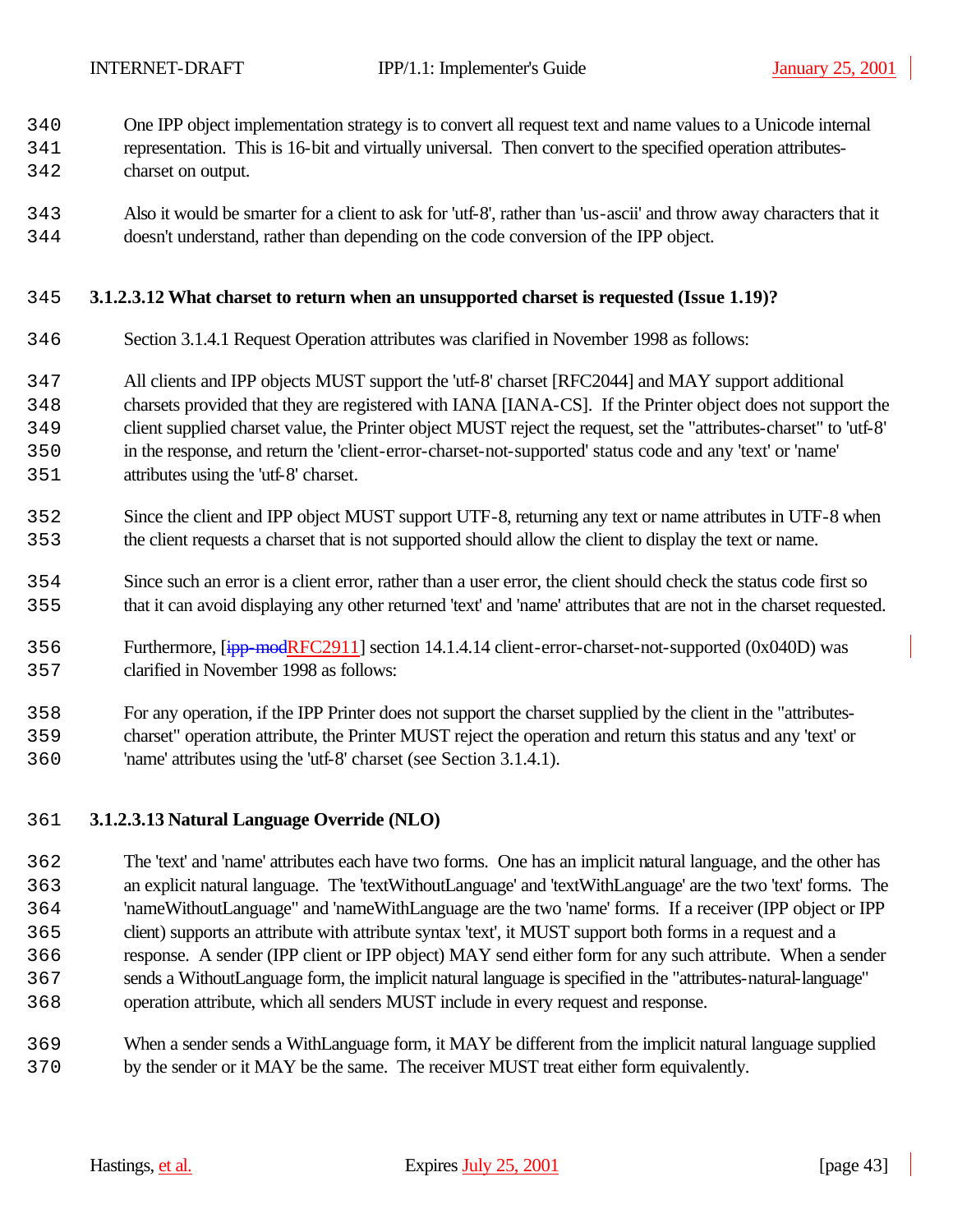One IPP object implementation strategy is to convert all request text and name values to a Unicode internal representation. This is 16-bit and virtually universal. Then convert to the specified operation attributes-charset on output.

Also it would be smarter for a client to ask for 'utf-8', rather than 'us-ascii' and throw away characters that it doesn't understand, rather than depending on the code conversion of the IPP object.

#### 3.1.2.3.12 What charset to return when an unsupported charset is requested (Issue 1.19)?

Section 3.1.4.1 Request Operation attributes was clarified in November 1998 as follows:

All clients and IPP objects MUST support the 'utf-8' charset [RFC2044] and MAY support additional charsets provided that they are registered with IANA [IANA-CS]. If the Printer object does not support the client supplied charset value, the Printer object MUST reject the request, set the "attributes-charset" to 'utf-8' in the response, and return the 'client-error-charset-not-supported' status code and any 'text' or 'name' attributes using the 'utf-8' charset.

Since the client and IPP object MUST support UTF-8, returning any text or name attributes in UTF-8 when the client requests a charset that is not supported should allow the client to display the text or name.

Since such an error is a client error, rather than a user error, the client should check the status code first so that it can avoid displaying any other returned 'text' and 'name' attributes that are not in the charset requested.

Furthermore, [~~ipp-mod~~RFC2911] section 14.1.4.14 client-error-charset-not-supported (0x040D) was clarified in November 1998 as follows:

For any operation, if the IPP Printer does not support the charset supplied by the client in the "attributes-charset" operation attribute, the Printer MUST reject the operation and return this status and any 'text' or 'name' attributes using the 'utf-8' charset (see Section 3.1.4.1).

#### 3.1.2.3.13 Natural Language Override (NLO)

The 'text' and 'name' attributes each have two forms. One has an implicit natural language, and the other has an explicit natural language. The 'textWithoutLanguage' and 'textWithLanguage' are the two 'text' forms. The 'nameWithoutLanguage" and 'nameWithLanguage are the two 'name' forms. If a receiver (IPP object or IPP client) supports an attribute with attribute syntax 'text', it MUST support both forms in a request and a response. A sender (IPP client or IPP object) MAY send either form for any such attribute. When a sender sends a WithoutLanguage form, the implicit natural language is specified in the "attributes-natural-language" operation attribute, which all senders MUST include in every request and response.

When a sender sends a WithLanguage form, it MAY be different from the implicit natural language supplied by the sender or it MAY be the same. The receiver MUST treat either form equivalently.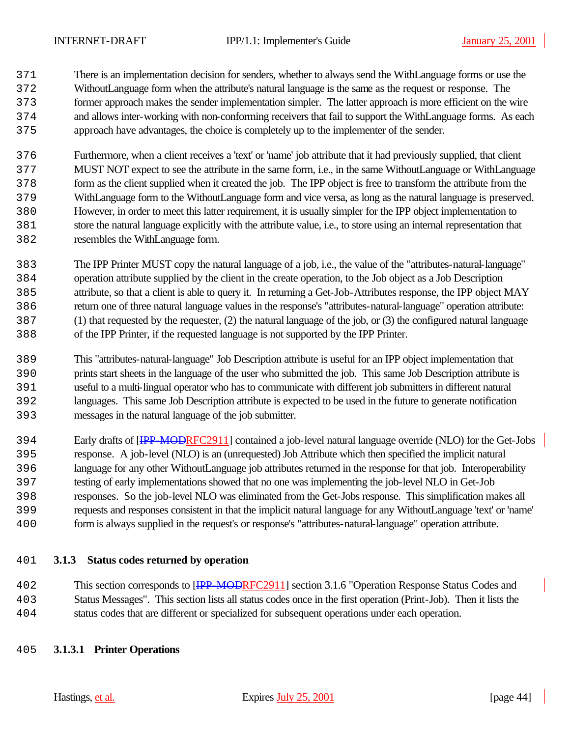There is an implementation decision for senders, whether to always send the WithLanguage forms or use the WithoutLanguage form when the attribute's natural language is the same as the request or response. The former approach makes the sender implementation simpler. The latter approach is more efficient on the wire and allows inter-working with non-conforming receivers that fail to support the WithLanguage forms. As each approach have advantages, the choice is completely up to the implementer of the sender.

Furthermore, when a client receives a 'text' or 'name' job attribute that it had previously supplied, that client MUST NOT expect to see the attribute in the same form, i.e., in the same WithoutLanguage or WithLanguage form as the client supplied when it created the job. The IPP object is free to transform the attribute from the WithLanguage form to the WithoutLanguage form and vice versa, as long as the natural language is preserved. However, in order to meet this latter requirement, it is usually simpler for the IPP object implementation to store the natural language explicitly with the attribute value, i.e., to store using an internal representation that resembles the WithLanguage form.

The IPP Printer MUST copy the natural language of a job, i.e., the value of the "attributes-natural-language" operation attribute supplied by the client in the create operation, to the Job object as a Job Description attribute, so that a client is able to query it. In returning a Get-Job-Attributes response, the IPP object MAY return one of three natural language values in the response's "attributes-natural-language" operation attribute: (1) that requested by the requester, (2) the natural language of the job, or (3) the configured natural language of the IPP Printer, if the requested language is not supported by the IPP Printer.

This "attributes-natural-language" Job Description attribute is useful for an IPP object implementation that prints start sheets in the language of the user who submitted the job. This same Job Description attribute is useful to a multi-lingual operator who has to communicate with different job submitters in different natural languages. This same Job Description attribute is expected to be used in the future to generate notification messages in the natural language of the job submitter.

Early drafts of [~~IPP-MOD~~RFC2911] contained a job-level natural language override (NLO) for the Get-Jobs response. A job-level (NLO) is an (unrequested) Job Attribute which then specified the implicit natural language for any other WithoutLanguage job attributes returned in the response for that job. Interoperability testing of early implementations showed that no one was implementing the job-level NLO in Get-Job responses. So the job-level NLO was eliminated from the Get-Jobs response. This simplification makes all requests and responses consistent in that the implicit natural language for any WithoutLanguage 'text' or 'name' form is always supplied in the request's or response's "attributes-natural-language" operation attribute.

### 3.1.3 Status codes returned by operation

This section corresponds to [~~IPP-MOD~~RFC2911] section 3.1.6 "Operation Response Status Codes and Status Messages". This section lists all status codes once in the first operation (Print-Job). Then it lists the status codes that are different or specialized for subsequent operations under each operation.

#### 3.1.3.1 Printer Operations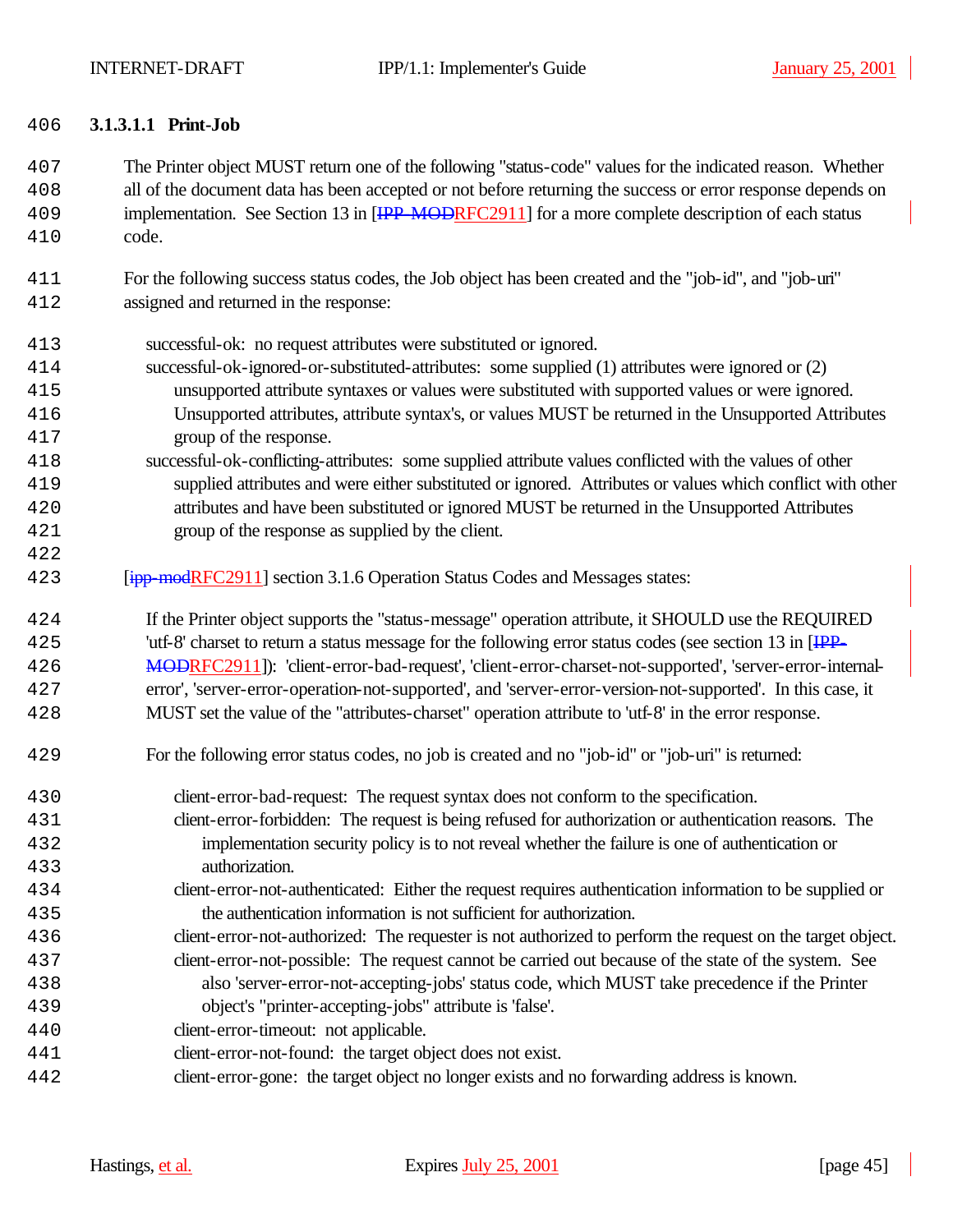#### 3.1.3.1.1 Print-Job

The Printer object MUST return one of the following "status-code" values for the indicated reason. Whether all of the document data has been accepted or not before returning the success or error response depends on implementation. See Section 13 in [~~IPP-MOD~~RFC2911] for a more complete description of each status code.

For the following success status codes, the Job object has been created and the "job-id", and "job-uri" assigned and returned in the response:

- successful-ok: no request attributes were substituted or ignored.
- successful-ok-ignored-or-substituted-attributes: some supplied (1) attributes were ignored or (2) unsupported attribute syntaxes or values were substituted with supported values or were ignored. Unsupported attributes, attribute syntax's, or values MUST be returned in the Unsupported Attributes group of the response.
- successful-ok-conflicting-attributes: some supplied attribute values conflicted with the values of other supplied attributes and were either substituted or ignored. Attributes or values which conflict with other attributes and have been substituted or ignored MUST be returned in the Unsupported Attributes group of the response as supplied by the client.

[~~ipp-mod~~RFC2911] section 3.1.6 Operation Status Codes and Messages states:

> If the Printer object supports the "status-message" operation attribute, it SHOULD use the REQUIRED 'utf-8' charset to return a status message for the following error status codes (see section 13 in [~~IPP-MOD~~RFC2911]): 'client-error-bad-request', 'client-error-charset-not-supported', 'server-error-internal-error', 'server-error-operation-not-supported', and 'server-error-version-not-supported'. In this case, it MUST set the value of the "attributes-charset" operation attribute to 'utf-8' in the error response.
>
> For the following error status codes, no job is created and no "job-id" or "job-uri" is returned:
>
> - client-error-bad-request: The request syntax does not conform to the specification.
> - client-error-forbidden: The request is being refused for authorization or authentication reasons. The implementation security policy is to not reveal whether the failure is one of authentication or authorization.
> - client-error-not-authenticated: Either the request requires authentication information to be supplied or the authentication information is not sufficient for authorization.
> - client-error-not-authorized: The requester is not authorized to perform the request on the target object.
> - client-error-not-possible: The request cannot be carried out because of the state of the system. See also 'server-error-not-accepting-jobs' status code, which MUST take precedence if the Printer object's "printer-accepting-jobs" attribute is 'false'.
> - client-error-timeout: not applicable.
> - client-error-not-found: the target object does not exist.
> - client-error-gone: the target object no longer exists and no forwarding address is known.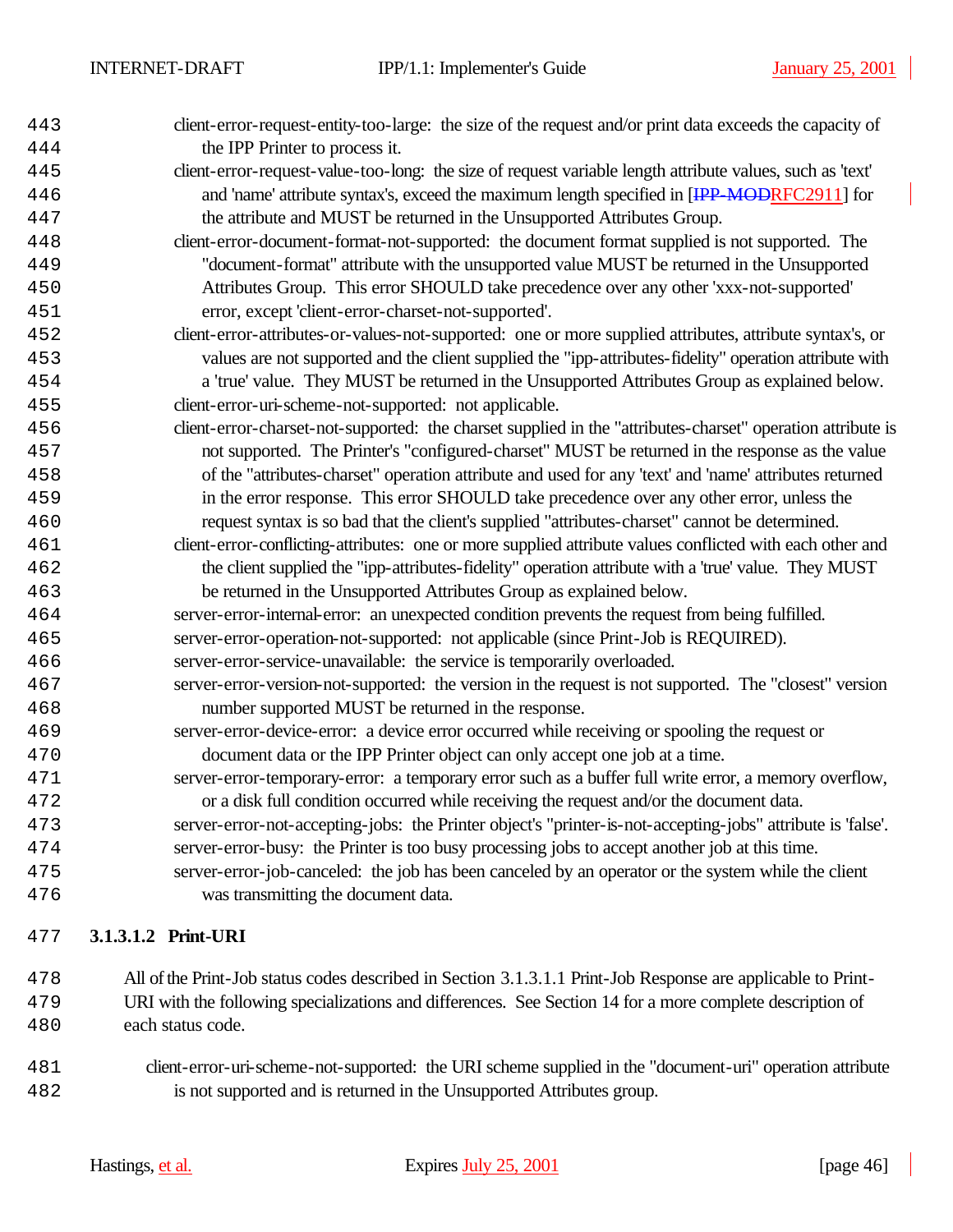client-error-request-entity-too-large: the size of the request and/or print data exceeds the capacity of the IPP Printer to process it.

client-error-request-value-too-long: the size of request variable length attribute values, such as 'text' and 'name' attribute syntax's, exceed the maximum length specified in [~~IPP-MOD~~RFC2911] for the attribute and MUST be returned in the Unsupported Attributes Group.

client-error-document-format-not-supported: the document format supplied is not supported. The "document-format" attribute with the unsupported value MUST be returned in the Unsupported Attributes Group. This error SHOULD take precedence over any other 'xxx-not-supported' error, except 'client-error-charset-not-supported'.

client-error-attributes-or-values-not-supported: one or more supplied attributes, attribute syntax's, or values are not supported and the client supplied the "ipp-attributes-fidelity" operation attribute with a 'true' value. They MUST be returned in the Unsupported Attributes Group as explained below.

client-error-uri-scheme-not-supported: not applicable.

client-error-charset-not-supported: the charset supplied in the "attributes-charset" operation attribute is not supported. The Printer's "configured-charset" MUST be returned in the response as the value of the "attributes-charset" operation attribute and used for any 'text' and 'name' attributes returned in the error response. This error SHOULD take precedence over any other error, unless the request syntax is so bad that the client's supplied "attributes-charset" cannot be determined.

client-error-conflicting-attributes: one or more supplied attribute values conflicted with each other and the client supplied the "ipp-attributes-fidelity" operation attribute with a 'true' value. They MUST be returned in the Unsupported Attributes Group as explained below.

server-error-internal-error: an unexpected condition prevents the request from being fulfilled.

server-error-operation-not-supported: not applicable (since Print-Job is REQUIRED).

server-error-service-unavailable: the service is temporarily overloaded.

server-error-version-not-supported: the version in the request is not supported. The "closest" version number supported MUST be returned in the response.

server-error-device-error: a device error occurred while receiving or spooling the request or document data or the IPP Printer object can only accept one job at a time.

server-error-temporary-error: a temporary error such as a buffer full write error, a memory overflow, or a disk full condition occurred while receiving the request and/or the document data.

server-error-not-accepting-jobs: the Printer object's "printer-is-not-accepting-jobs" attribute is 'false'.

server-error-busy: the Printer is too busy processing jobs to accept another job at this time.

server-error-job-canceled: the job has been canceled by an operator or the system while the client was transmitting the document data.

#### 3.1.3.1.2 Print-URI

All of the Print-Job status codes described in Section 3.1.3.1.1 Print-Job Response are applicable to Print-URI with the following specializations and differences. See Section 14 for a more complete description of each status code.

client-error-uri-scheme-not-supported: the URI scheme supplied in the "document-uri" operation attribute is not supported and is returned in the Unsupported Attributes group.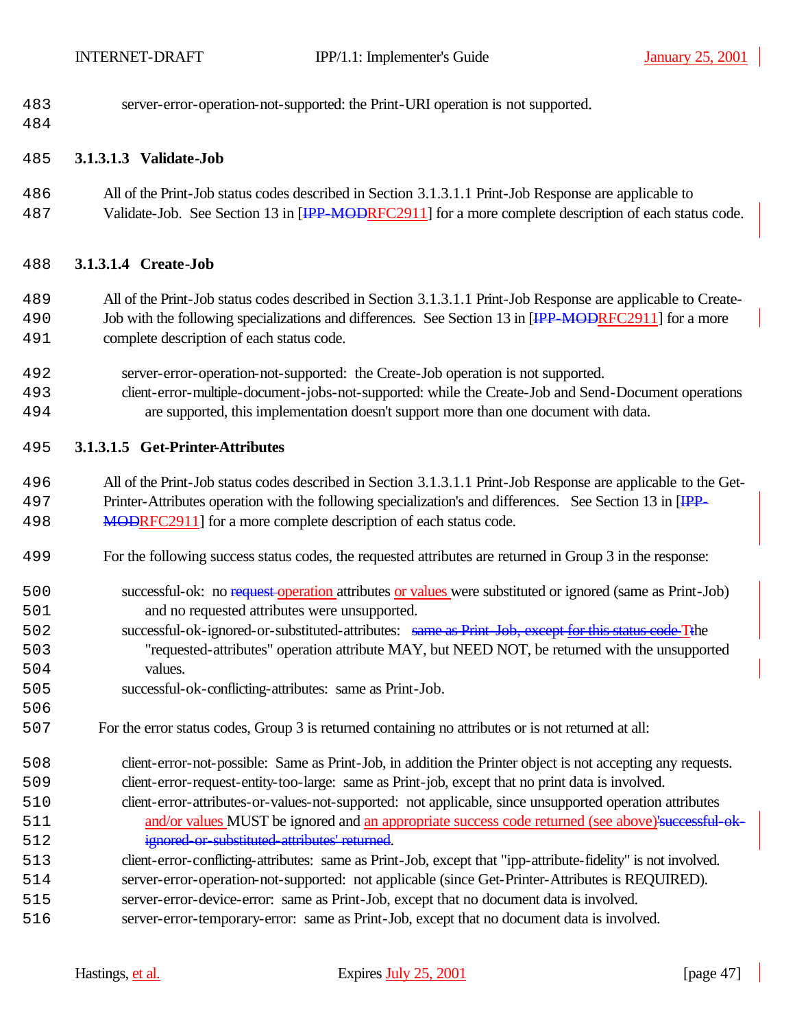server-error-operation-not-supported: the Print-URI operation is not supported.

#### 3.1.3.1.3 Validate-Job

All of the Print-Job status codes described in Section 3.1.3.1.1 Print-Job Response are applicable to Validate-Job. See Section 13 in [~~IPP-MOD~~RFC2911] for a more complete description of each status code.

#### 3.1.3.1.4 Create-Job

All of the Print-Job status codes described in Section 3.1.3.1.1 Print-Job Response are applicable to Create-Job with the following specializations and differences. See Section 13 in [~~IPP-MOD~~RFC2911] for a more complete description of each status code.

server-error-operation-not-supported: the Create-Job operation is not supported.
client-error-multiple-document-jobs-not-supported: while the Create-Job and Send-Document operations are supported, this implementation doesn't support more than one document with data.

#### 3.1.3.1.5 Get-Printer-Attributes

All of the Print-Job status codes described in Section 3.1.3.1.1 Print-Job Response are applicable to the Get-Printer-Attributes operation with the following specialization's and differences. See Section 13 in [~~IPP-MOD~~RFC2911] for a more complete description of each status code.

For the following success status codes, the requested attributes are returned in Group 3 in the response:

successful-ok: no ~~request~~ operation attributes or values were substituted or ignored (same as Print-Job) and no requested attributes were unsupported.
successful-ok-ignored-or-substituted-attributes: ~~same as Print-Job, except for this status code T~~the "requested-attributes" operation attribute MAY, but NEED NOT, be returned with the unsupported values.
successful-ok-conflicting-attributes: same as Print-Job.

For the error status codes, Group 3 is returned containing no attributes or is not returned at all:

client-error-not-possible: Same as Print-Job, in addition the Printer object is not accepting any requests.
client-error-request-entity-too-large: same as Print-job, except that no print data is involved.
client-error-attributes-or-values-not-supported: not applicable, since unsupported operation attributes and/or values MUST be ignored and an appropriate success code returned (see above)~~'successful-ok-ignored-or-substituted-attributes' returned~~.
client-error-conflicting-attributes: same as Print-Job, except that "ipp-attribute-fidelity" is not involved.
server-error-operation-not-supported: not applicable (since Get-Printer-Attributes is REQUIRED).
server-error-device-error: same as Print-Job, except that no document data is involved.
server-error-temporary-error: same as Print-Job, except that no document data is involved.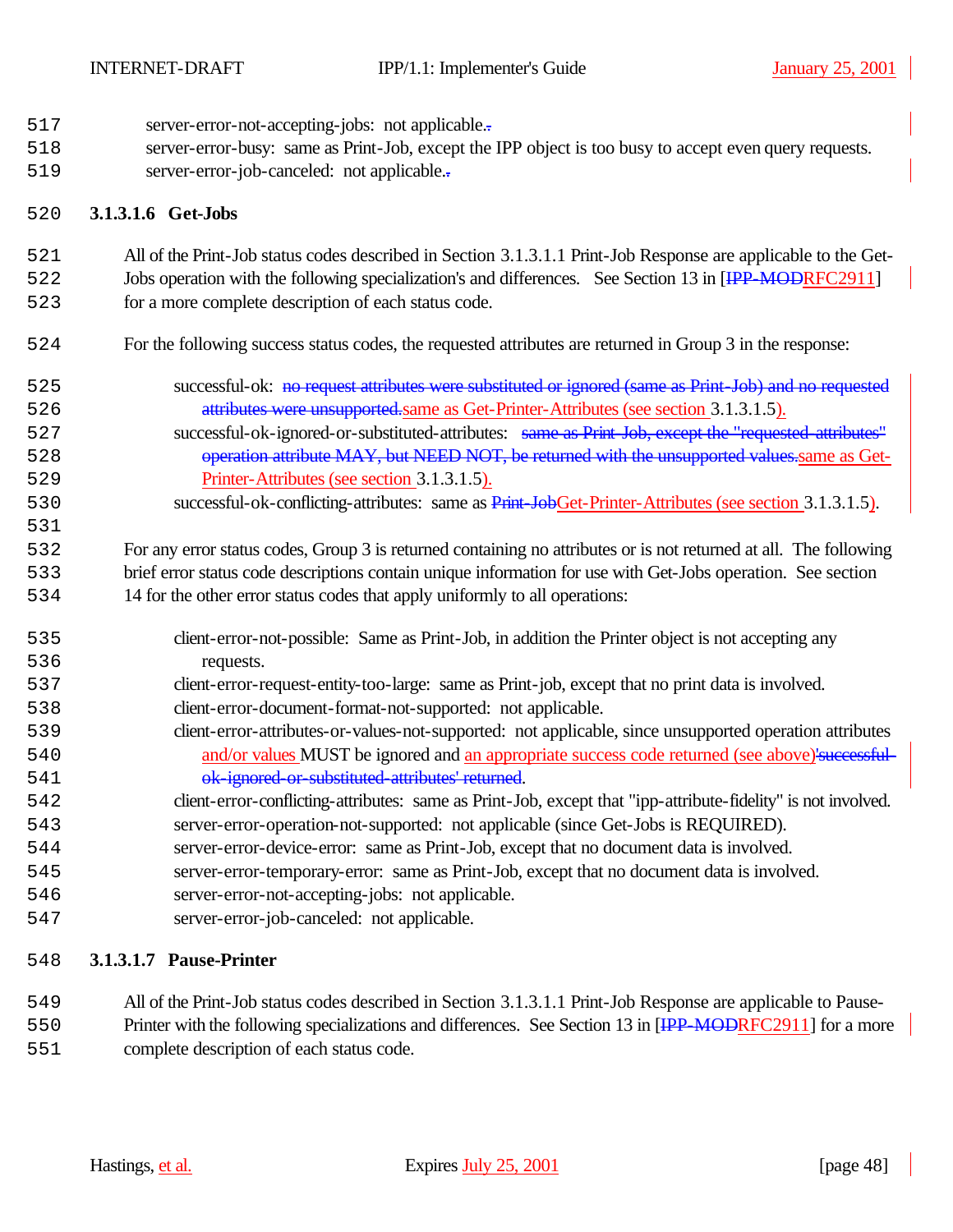server-error-not-accepting-jobs: not applicable.
server-error-busy: same as Print-Job, except the IPP object is too busy to accept even query requests.
server-error-job-canceled: not applicable.

#### 3.1.3.1.6 Get-Jobs

All of the Print-Job status codes described in Section 3.1.3.1.1 Print-Job Response are applicable to the Get-Jobs operation with the following specialization's and differences. See Section 13 in [~~IPP-MOD~~RFC2911] for a more complete description of each status code.

For the following success status codes, the requested attributes are returned in Group 3 in the response:

- successful-ok: ~~no request attributes were substituted or ignored (same as Print-Job) and no requested attributes were unsupported.~~same as Get-Printer-Attributes (see section 3.1.3.1.5).
- successful-ok-ignored-or-substituted-attributes: ~~same as Print-Job, except the "requested-attributes" operation attribute MAY, but NEED NOT, be returned with the unsupported values.~~same as Get-Printer-Attributes (see section 3.1.3.1.5).
- successful-ok-conflicting-attributes: same as ~~Print-Job~~Get-Printer-Attributes (see section 3.1.3.1.5).

For any error status codes, Group 3 is returned containing no attributes or is not returned at all. The following brief error status code descriptions contain unique information for use with Get-Jobs operation. See section 14 for the other error status codes that apply uniformly to all operations:

- client-error-not-possible: Same as Print-Job, in addition the Printer object is not accepting any requests.
- client-error-request-entity-too-large: same as Print-job, except that no print data is involved.
- client-error-document-format-not-supported: not applicable.
- client-error-attributes-or-values-not-supported: not applicable, since unsupported operation attributes and/or values MUST be ignored and an appropriate success code returned (see above)~~'successful-ok-ignored-or-substituted-attributes' returned~~.
- client-error-conflicting-attributes: same as Print-Job, except that "ipp-attribute-fidelity" is not involved.
- server-error-operation-not-supported: not applicable (since Get-Jobs is REQUIRED).
- server-error-device-error: same as Print-Job, except that no document data is involved.
- server-error-temporary-error: same as Print-Job, except that no document data is involved.
- server-error-not-accepting-jobs: not applicable.
- server-error-job-canceled: not applicable.

#### 3.1.3.1.7 Pause-Printer

All of the Print-Job status codes described in Section 3.1.3.1.1 Print-Job Response are applicable to Pause-Printer with the following specializations and differences. See Section 13 in [~~IPP-MOD~~RFC2911] for a more complete description of each status code.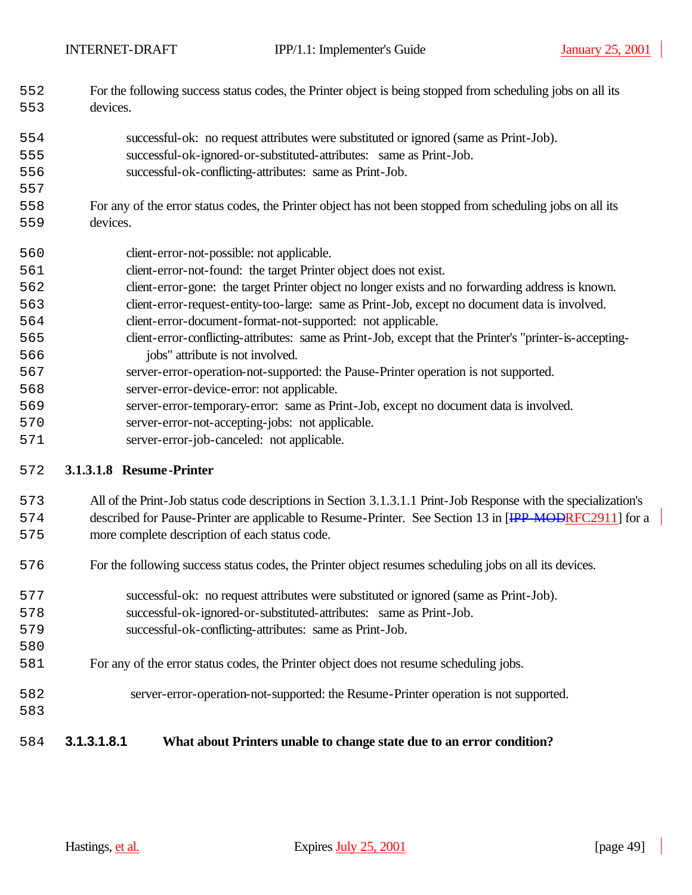For the following success status codes, the Printer object is being stopped from scheduling jobs on all its devices.

- successful-ok: no request attributes were substituted or ignored (same as Print-Job).
- successful-ok-ignored-or-substituted-attributes: same as Print-Job.
- successful-ok-conflicting-attributes: same as Print-Job.

For any of the error status codes, the Printer object has not been stopped from scheduling jobs on all its devices.

- client-error-not-possible: not applicable.
- client-error-not-found: the target Printer object does not exist.
- client-error-gone: the target Printer object no longer exists and no forwarding address is known.
- client-error-request-entity-too-large: same as Print-Job, except no document data is involved.
- client-error-document-format-not-supported: not applicable.
- client-error-conflicting-attributes: same as Print-Job, except that the Printer's "printer-is-accepting-jobs" attribute is not involved.
- server-error-operation-not-supported: the Pause-Printer operation is not supported.
- server-error-device-error: not applicable.
- server-error-temporary-error: same as Print-Job, except no document data is involved.
- server-error-not-accepting-jobs: not applicable.
- server-error-job-canceled: not applicable.

#### 3.1.3.1.8 Resume-Printer

All of the Print-Job status code descriptions in Section 3.1.3.1.1 Print-Job Response with the specialization's described for Pause-Printer are applicable to Resume-Printer. See Section 13 in [~~IPP-MOD~~RFC2911] for a more complete description of each status code.

For the following success status codes, the Printer object resumes scheduling jobs on all its devices.

- successful-ok: no request attributes were substituted or ignored (same as Print-Job).
- successful-ok-ignored-or-substituted-attributes: same as Print-Job.
- successful-ok-conflicting-attributes: same as Print-Job.

For any of the error status codes, the Printer object does not resume scheduling jobs.

- server-error-operation-not-supported: the Resume-Printer operation is not supported.

##### 3.1.3.1.8.1 What about Printers unable to change state due to an error condition?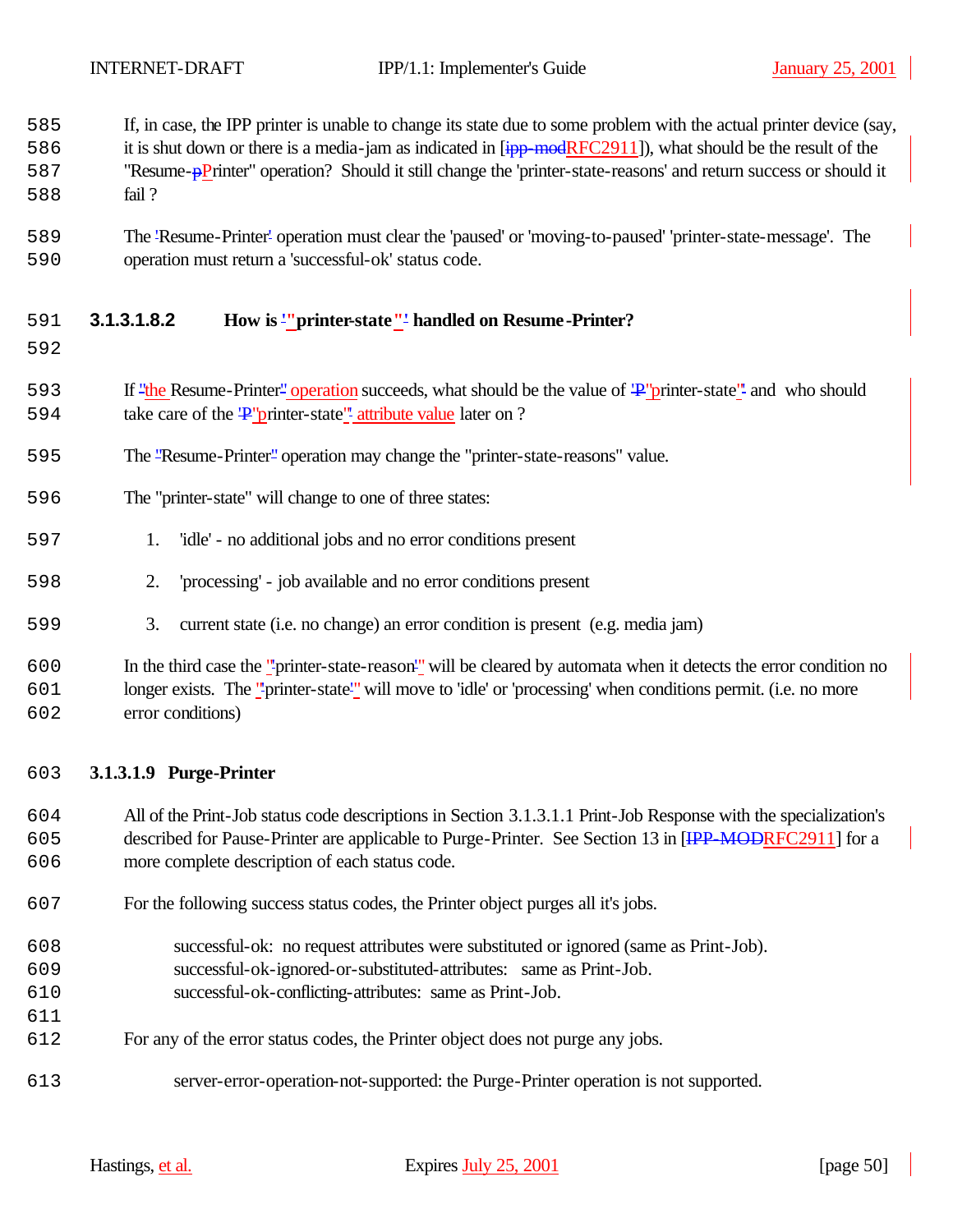If, in case, the IPP printer is unable to change its state due to some problem with the actual printer device (say, it is shut down or there is a media-jam as indicated in [ipp-modRFC2911]), what should be the result of the "Resume-pPrinter" operation? Should it still change the 'printer-state-reasons' and return success or should it fail ?

The 'Resume-Printer' operation must clear the 'paused' or 'moving-to-paused' 'printer-state-message'. The operation must return a 'successful-ok' status code.

#### 3.1.3.1.8.2 How is '"printer-state"' handled on Resume-Printer?

If "the Resume-Printer" operation succeeds, what should be the value of 'P"printer-state"' and who should take care of the 'P"printer-state"' attribute value later on ?

The "Resume-Printer" operation may change the "printer-state-reasons" value.

The "printer-state" will change to one of three states:

1. 'idle' - no additional jobs and no error conditions present
2. 'processing' - job available and no error conditions present
3. current state (i.e. no change) an error condition is present (e.g. media jam)

In the third case the '"printer-state-reason"' will be cleared by automata when it detects the error condition no longer exists. The '"printer-state"' will move to 'idle' or 'processing' when conditions permit. (i.e. no more error conditions)

#### 3.1.3.1.9 Purge-Printer

All of the Print-Job status code descriptions in Section 3.1.3.1.1 Print-Job Response with the specialization's described for Pause-Printer are applicable to Purge-Printer. See Section 13 in [IPP-MODRFC2911] for a more complete description of each status code.

For the following success status codes, the Printer object purges all it's jobs.

successful-ok: no request attributes were substituted or ignored (same as Print-Job).
successful-ok-ignored-or-substituted-attributes: same as Print-Job.
successful-ok-conflicting-attributes: same as Print-Job.

For any of the error status codes, the Printer object does not purge any jobs.

server-error-operation-not-supported: the Purge-Printer operation is not supported.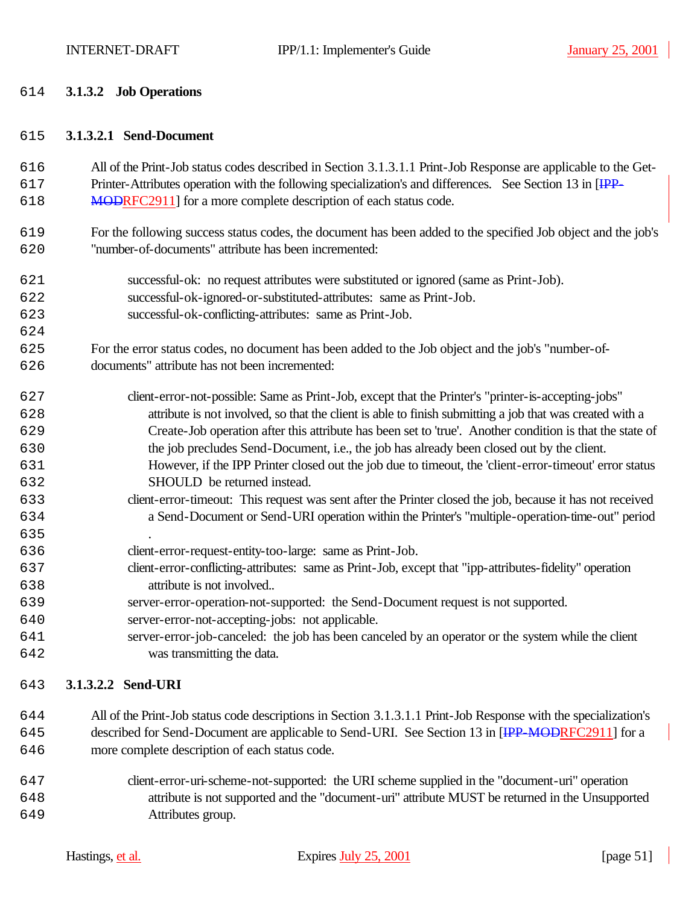#### 3.1.3.2 Job Operations

##### 3.1.3.2.1 Send-Document

All of the Print-Job status codes described in Section 3.1.3.1.1 Print-Job Response are applicable to the Get-Printer-Attributes operation with the following specialization's and differences. See Section 13 in [~~IPP-MOD~~RFC2911] for a more complete description of each status code.

For the following success status codes, the document has been added to the specified Job object and the job's "number-of-documents" attribute has been incremented:

- successful-ok: no request attributes were substituted or ignored (same as Print-Job).
- successful-ok-ignored-or-substituted-attributes: same as Print-Job.
- successful-ok-conflicting-attributes: same as Print-Job.

For the error status codes, no document has been added to the Job object and the job's "number-of-documents" attribute has not been incremented:

- client-error-not-possible: Same as Print-Job, except that the Printer's "printer-is-accepting-jobs" attribute is not involved, so that the client is able to finish submitting a job that was created with a Create-Job operation after this attribute has been set to 'true'. Another condition is that the state of the job precludes Send-Document, i.e., the job has already been closed out by the client. However, if the IPP Printer closed out the job due to timeout, the 'client-error-timeout' error status SHOULD be returned instead.
- client-error-timeout: This request was sent after the Printer closed the job, because it has not received a Send-Document or Send-URI operation within the Printer's "multiple-operation-time-out" period .
- client-error-request-entity-too-large: same as Print-Job.
- client-error-conflicting-attributes: same as Print-Job, except that "ipp-attributes-fidelity" operation attribute is not involved..
- server-error-operation-not-supported: the Send-Document request is not supported.
- server-error-not-accepting-jobs: not applicable.
- server-error-job-canceled: the job has been canceled by an operator or the system while the client was transmitting the data.

##### 3.1.3.2.2 Send-URI

All of the Print-Job status code descriptions in Section 3.1.3.1.1 Print-Job Response with the specialization's described for Send-Document are applicable to Send-URI. See Section 13 in [~~IPP-MOD~~RFC2911] for a more complete description of each status code.

- client-error-uri-scheme-not-supported: the URI scheme supplied in the "document-uri" operation attribute is not supported and the "document-uri" attribute MUST be returned in the Unsupported Attributes group.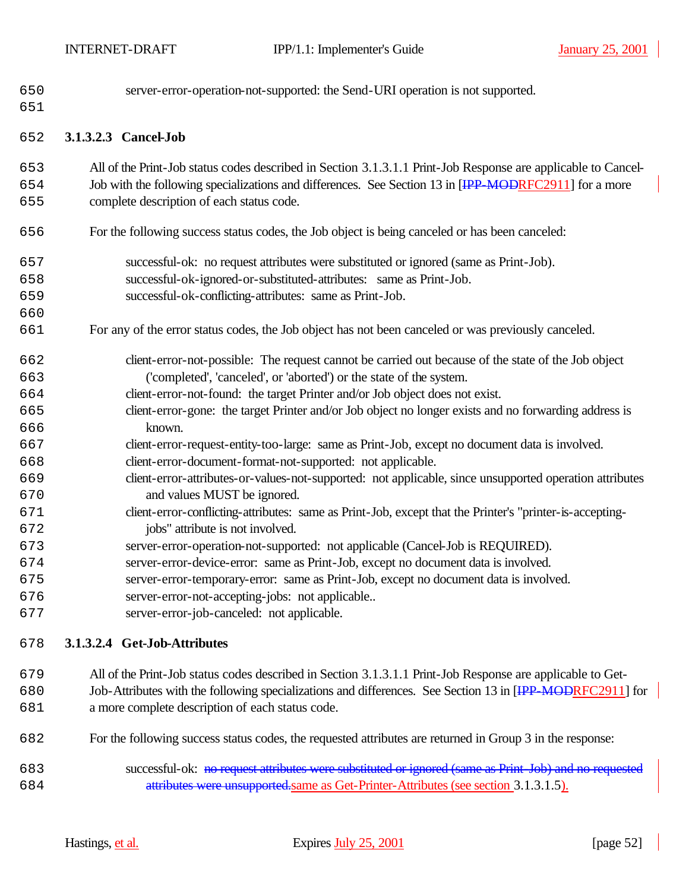server-error-operation-not-supported: the Send-URI operation is not supported.

#### 3.1.3.2.3 Cancel-Job

All of the Print-Job status codes described in Section 3.1.3.1.1 Print-Job Response are applicable to Cancel-Job with the following specializations and differences. See Section 13 in [~~IPP-MOD~~RFC2911] for a more complete description of each status code.

For the following success status codes, the Job object is being canceled or has been canceled:

successful-ok: no request attributes were substituted or ignored (same as Print-Job).
successful-ok-ignored-or-substituted-attributes: same as Print-Job.
successful-ok-conflicting-attributes: same as Print-Job.

For any of the error status codes, the Job object has not been canceled or was previously canceled.

client-error-not-possible: The request cannot be carried out because of the state of the Job object ('completed', 'canceled', or 'aborted') or the state of the system.
client-error-not-found: the target Printer and/or Job object does not exist.
client-error-gone: the target Printer and/or Job object no longer exists and no forwarding address is known.
client-error-request-entity-too-large: same as Print-Job, except no document data is involved.
client-error-document-format-not-supported: not applicable.
client-error-attributes-or-values-not-supported: not applicable, since unsupported operation attributes and values MUST be ignored.
client-error-conflicting-attributes: same as Print-Job, except that the Printer's "printer-is-accepting-jobs" attribute is not involved.
server-error-operation-not-supported: not applicable (Cancel-Job is REQUIRED).
server-error-device-error: same as Print-Job, except no document data is involved.
server-error-temporary-error: same as Print-Job, except no document data is involved.
server-error-not-accepting-jobs: not applicable..
server-error-job-canceled: not applicable.

#### 3.1.3.2.4 Get-Job-Attributes

All of the Print-Job status codes described in Section 3.1.3.1.1 Print-Job Response are applicable to Get-Job-Attributes with the following specializations and differences. See Section 13 in [~~IPP-MOD~~RFC2911] for a more complete description of each status code.

For the following success status codes, the requested attributes are returned in Group 3 in the response:

successful-ok: ~~no request attributes were substituted or ignored (same as Print-Job) and no requested attributes were unsupported.~~same as Get-Printer-Attributes (see section 3.1.3.1.5).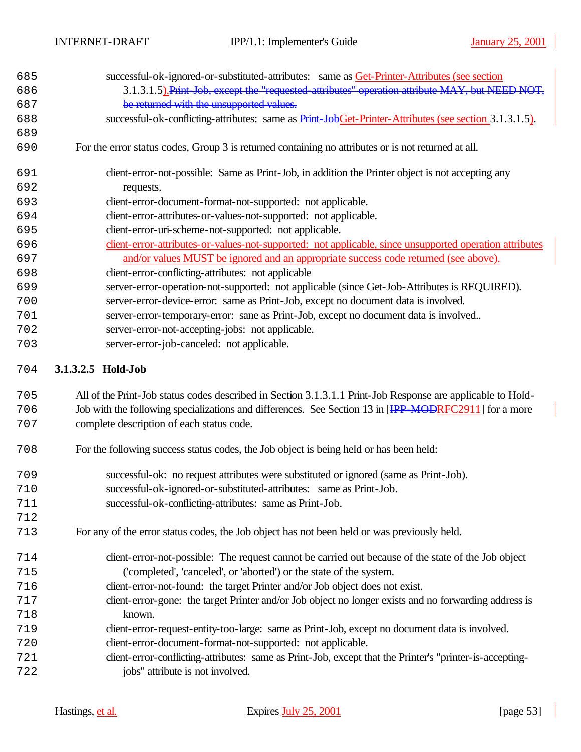successful-ok-ignored-or-substituted-attributes: same as Get-Printer-Attributes (see section 3.1.3.1.5).~~Print-Job, except the "requested-attributes" operation attribute MAY, but NEED NOT, be returned with the unsupported values.~~

successful-ok-conflicting-attributes: same as ~~Print-Job~~Get-Printer-Attributes (see section 3.1.3.1.5).

For the error status codes, Group 3 is returned containing no attributes or is not returned at all.

client-error-not-possible: Same as Print-Job, in addition the Printer object is not accepting any requests.

client-error-document-format-not-supported: not applicable.

client-error-attributes-or-values-not-supported: not applicable.

client-error-uri-scheme-not-supported: not applicable.

client-error-attributes-or-values-not-supported: not applicable, since unsupported operation attributes and/or values MUST be ignored and an appropriate success code returned (see above).

client-error-conflicting-attributes: not applicable

server-error-operation-not-supported: not applicable (since Get-Job-Attributes is REQUIRED).

server-error-device-error: same as Print-Job, except no document data is involved.

server-error-temporary-error: sane as Print-Job, except no document data is involved..

server-error-not-accepting-jobs: not applicable.

server-error-job-canceled: not applicable.

#### 3.1.3.2.5 Hold-Job

All of the Print-Job status codes described in Section 3.1.3.1.1 Print-Job Response are applicable to Hold-Job with the following specializations and differences. See Section 13 in [~~IPP-MOD~~RFC2911] for a more complete description of each status code.

For the following success status codes, the Job object is being held or has been held:

successful-ok: no request attributes were substituted or ignored (same as Print-Job).

successful-ok-ignored-or-substituted-attributes: same as Print-Job.

successful-ok-conflicting-attributes: same as Print-Job.

For any of the error status codes, the Job object has not been held or was previously held.

client-error-not-possible: The request cannot be carried out because of the state of the Job object ('completed', 'canceled', or 'aborted') or the state of the system.

client-error-not-found: the target Printer and/or Job object does not exist.

client-error-gone: the target Printer and/or Job object no longer exists and no forwarding address is known.

client-error-request-entity-too-large: same as Print-Job, except no document data is involved.

client-error-document-format-not-supported: not applicable.

client-error-conflicting-attributes: same as Print-Job, except that the Printer's "printer-is-accepting-jobs" attribute is not involved.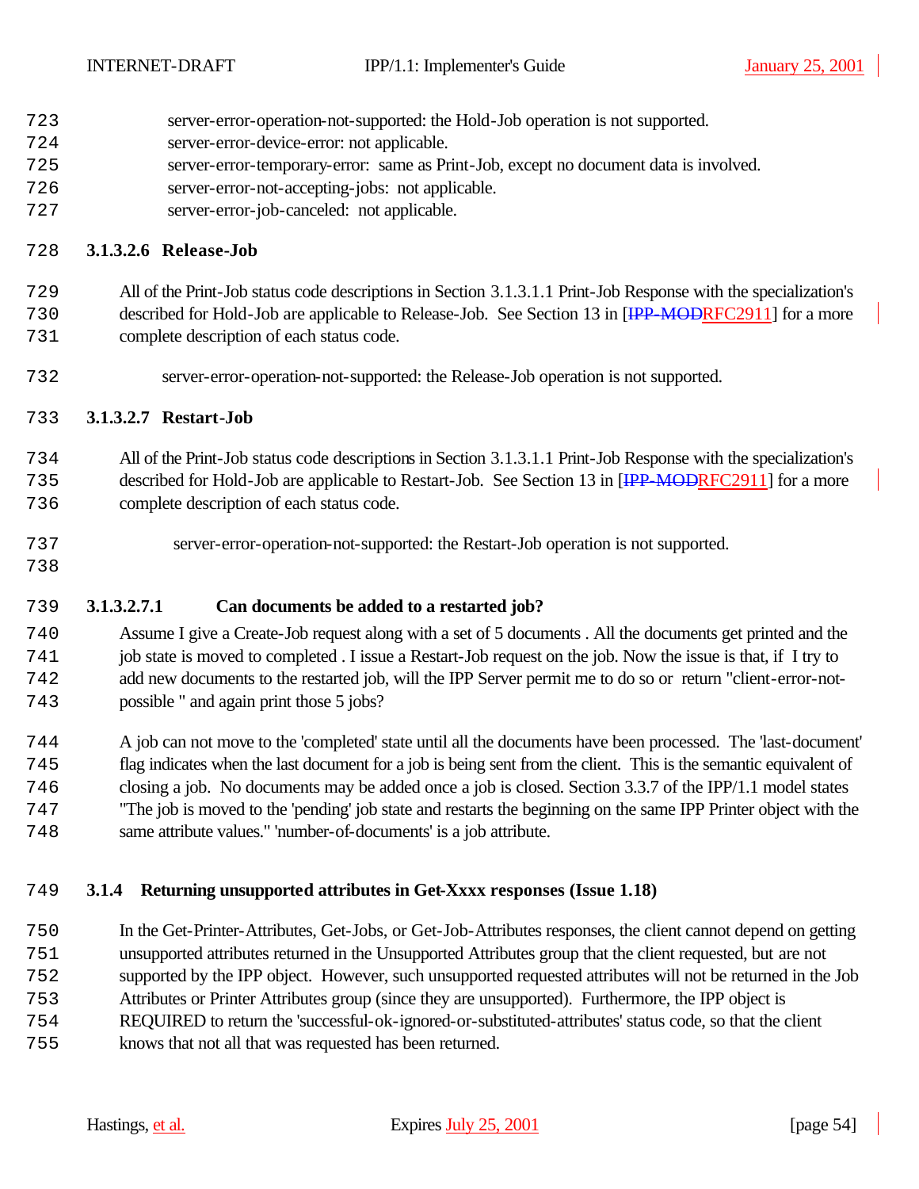server-error-operation-not-supported: the Hold-Job operation is not supported.
server-error-device-error: not applicable.
server-error-temporary-error: same as Print-Job, except no document data is involved.
server-error-not-accepting-jobs: not applicable.
server-error-job-canceled: not applicable.

#### 3.1.3.2.6 Release-Job

All of the Print-Job status code descriptions in Section 3.1.3.1.1 Print-Job Response with the specialization's described for Hold-Job are applicable to Release-Job. See Section 13 in [~~IPP-MOD~~RFC2911] for a more complete description of each status code.

server-error-operation-not-supported: the Release-Job operation is not supported.

#### 3.1.3.2.7 Restart-Job

All of the Print-Job status code descriptions in Section 3.1.3.1.1 Print-Job Response with the specialization's described for Hold-Job are applicable to Restart-Job. See Section 13 in [~~IPP-MOD~~RFC2911] for a more complete description of each status code.

server-error-operation-not-supported: the Restart-Job operation is not supported.

##### 3.1.3.2.7.1 Can documents be added to a restarted job?

Assume I give a Create-Job request along with a set of 5 documents . All the documents get printed and the job state is moved to completed . I issue a Restart-Job request on the job. Now the issue is that, if I try to add new documents to the restarted job, will the IPP Server permit me to do so or return "client-error-not-possible " and again print those 5 jobs?

A job can not move to the 'completed' state until all the documents have been processed. The 'last-document' flag indicates when the last document for a job is being sent from the client. This is the semantic equivalent of closing a job. No documents may be added once a job is closed. Section 3.3.7 of the IPP/1.1 model states "The job is moved to the 'pending' job state and restarts the beginning on the same IPP Printer object with the same attribute values." 'number-of-documents' is a job attribute.

### 3.1.4 Returning unsupported attributes in Get-Xxxx responses (Issue 1.18)

In the Get-Printer-Attributes, Get-Jobs, or Get-Job-Attributes responses, the client cannot depend on getting unsupported attributes returned in the Unsupported Attributes group that the client requested, but are not supported by the IPP object. However, such unsupported requested attributes will not be returned in the Job Attributes or Printer Attributes group (since they are unsupported). Furthermore, the IPP object is REQUIRED to return the 'successful-ok-ignored-or-substituted-attributes' status code, so that the client knows that not all that was requested has been returned.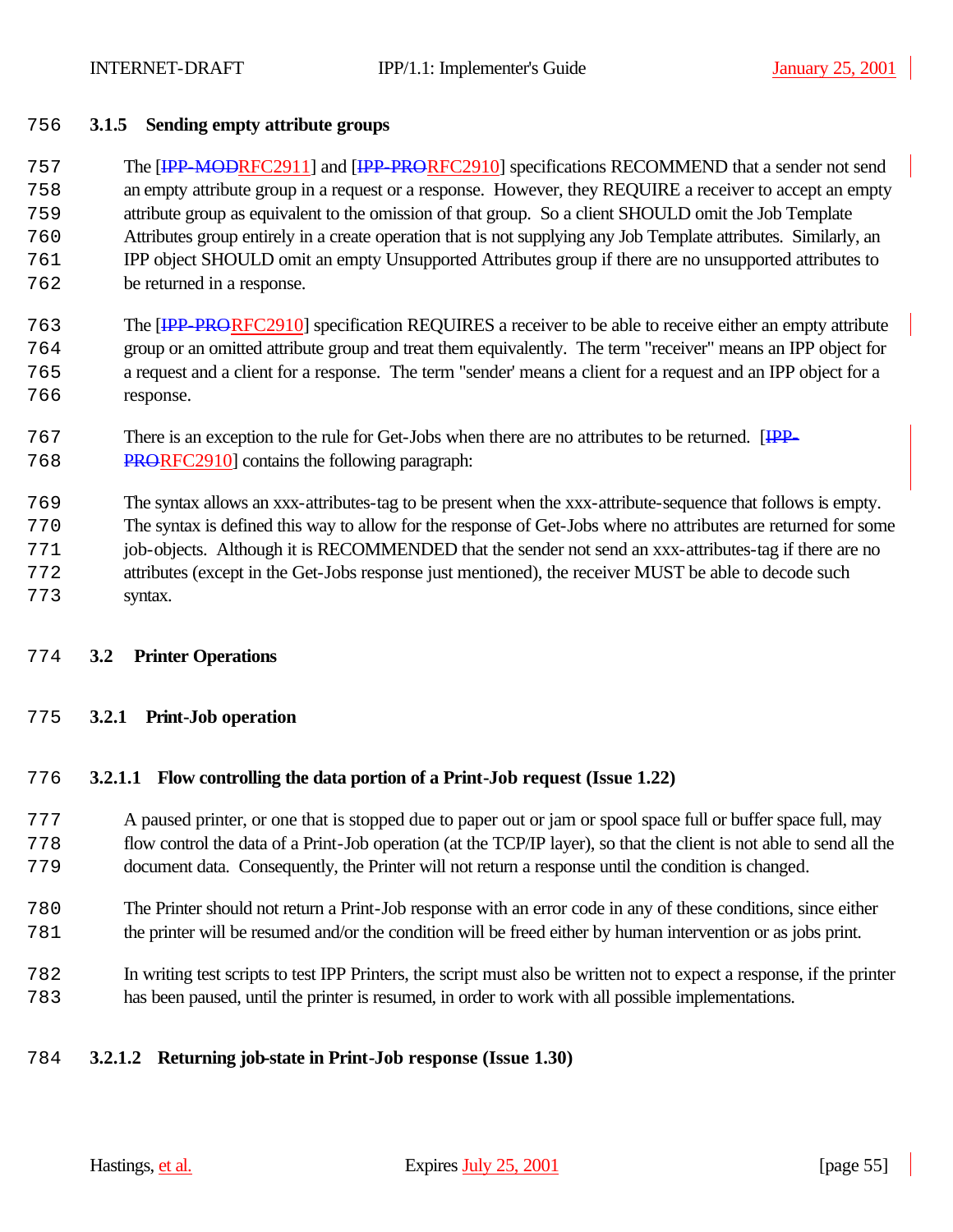### 3.1.5 Sending empty attribute groups

The [IPP-MODRFC2911] and [IPP-PRORFC2910] specifications RECOMMEND that a sender not send an empty attribute group in a request or a response. However, they REQUIRE a receiver to accept an empty attribute group as equivalent to the omission of that group. So a client SHOULD omit the Job Template Attributes group entirely in a create operation that is not supplying any Job Template attributes. Similarly, an IPP object SHOULD omit an empty Unsupported Attributes group if there are no unsupported attributes to be returned in a response.

The [IPP-PRORFC2910] specification REQUIRES a receiver to be able to receive either an empty attribute group or an omitted attribute group and treat them equivalently. The term "receiver" means an IPP object for a request and a client for a response. The term "sender' means a client for a request and an IPP object for a response.

There is an exception to the rule for Get-Jobs when there are no attributes to be returned. [IPP-PRORFC2910] contains the following paragraph:

The syntax allows an xxx-attributes-tag to be present when the xxx-attribute-sequence that follows is empty. The syntax is defined this way to allow for the response of Get-Jobs where no attributes are returned for some job-objects. Although it is RECOMMENDED that the sender not send an xxx-attributes-tag if there are no attributes (except in the Get-Jobs response just mentioned), the receiver MUST be able to decode such syntax.

## 3.2 Printer Operations

### 3.2.1 Print-Job operation

#### 3.2.1.1 Flow controlling the data portion of a Print-Job request (Issue 1.22)

A paused printer, or one that is stopped due to paper out or jam or spool space full or buffer space full, may flow control the data of a Print-Job operation (at the TCP/IP layer), so that the client is not able to send all the document data. Consequently, the Printer will not return a response until the condition is changed.

The Printer should not return a Print-Job response with an error code in any of these conditions, since either the printer will be resumed and/or the condition will be freed either by human intervention or as jobs print.

In writing test scripts to test IPP Printers, the script must also be written not to expect a response, if the printer has been paused, until the printer is resumed, in order to work with all possible implementations.

#### 3.2.1.2 Returning job-state in Print-Job response (Issue 1.30)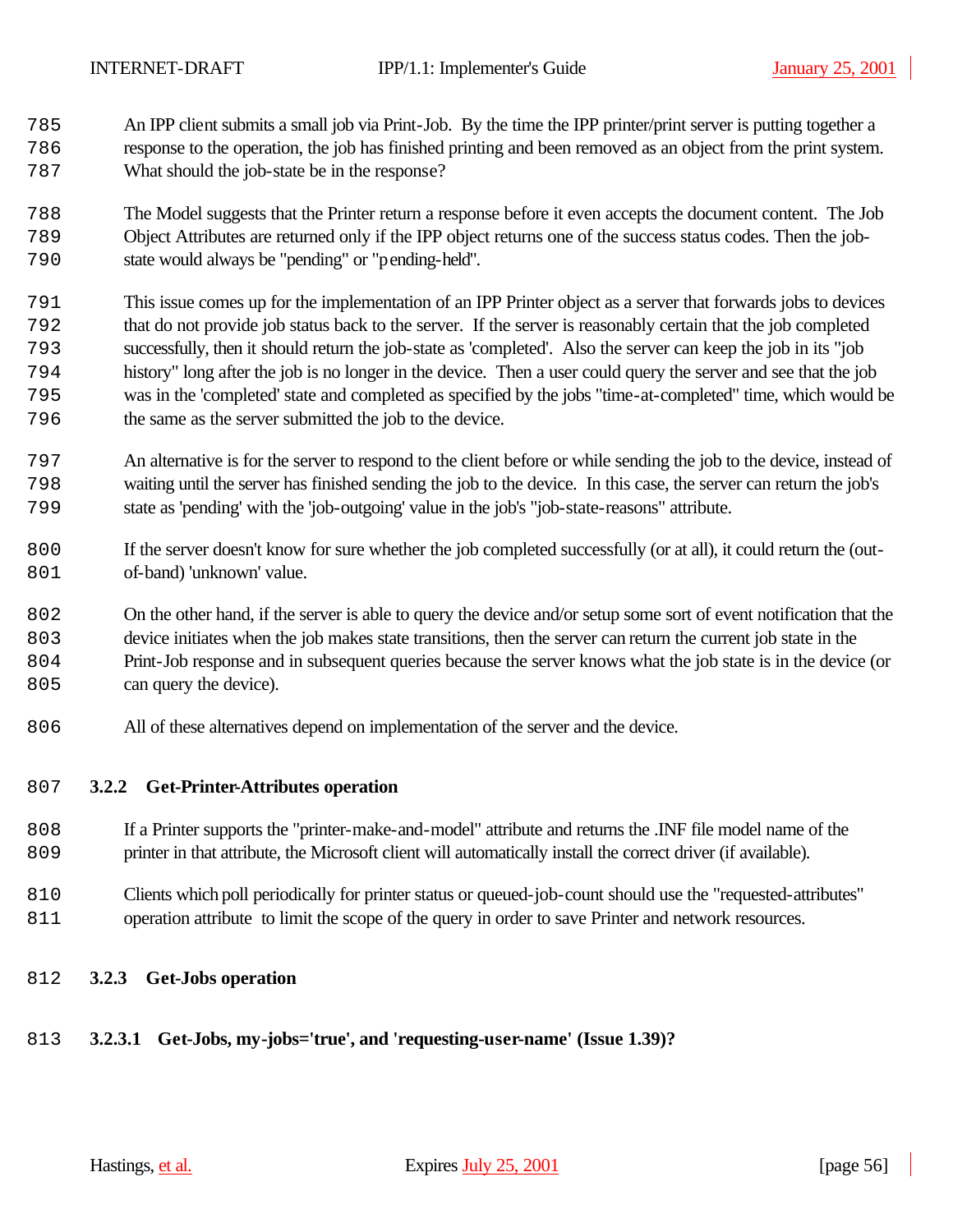An IPP client submits a small job via Print-Job. By the time the IPP printer/print server is putting together a response to the operation, the job has finished printing and been removed as an object from the print system. What should the job-state be in the response?

The Model suggests that the Printer return a response before it even accepts the document content. The Job Object Attributes are returned only if the IPP object returns one of the success status codes. Then the job-state would always be "pending" or "pending-held".

This issue comes up for the implementation of an IPP Printer object as a server that forwards jobs to devices that do not provide job status back to the server. If the server is reasonably certain that the job completed successfully, then it should return the job-state as 'completed'. Also the server can keep the job in its "job history" long after the job is no longer in the device. Then a user could query the server and see that the job was in the 'completed' state and completed as specified by the jobs "time-at-completed" time, which would be the same as the server submitted the job to the device.

An alternative is for the server to respond to the client before or while sending the job to the device, instead of waiting until the server has finished sending the job to the device. In this case, the server can return the job's state as 'pending' with the 'job-outgoing' value in the job's "job-state-reasons" attribute.

If the server doesn't know for sure whether the job completed successfully (or at all), it could return the (out-of-band) 'unknown' value.

On the other hand, if the server is able to query the device and/or setup some sort of event notification that the device initiates when the job makes state transitions, then the server can return the current job state in the Print-Job response and in subsequent queries because the server knows what the job state is in the device (or can query the device).

All of these alternatives depend on implementation of the server and the device.

### 3.2.2 Get-Printer-Attributes operation

If a Printer supports the "printer-make-and-model" attribute and returns the .INF file model name of the printer in that attribute, the Microsoft client will automatically install the correct driver (if available).

Clients which poll periodically for printer status or queued-job-count should use the "requested-attributes" operation attribute to limit the scope of the query in order to save Printer and network resources.

### 3.2.3 Get-Jobs operation

#### 3.2.3.1 Get-Jobs, my-jobs='true', and 'requesting-user-name' (Issue 1.39)?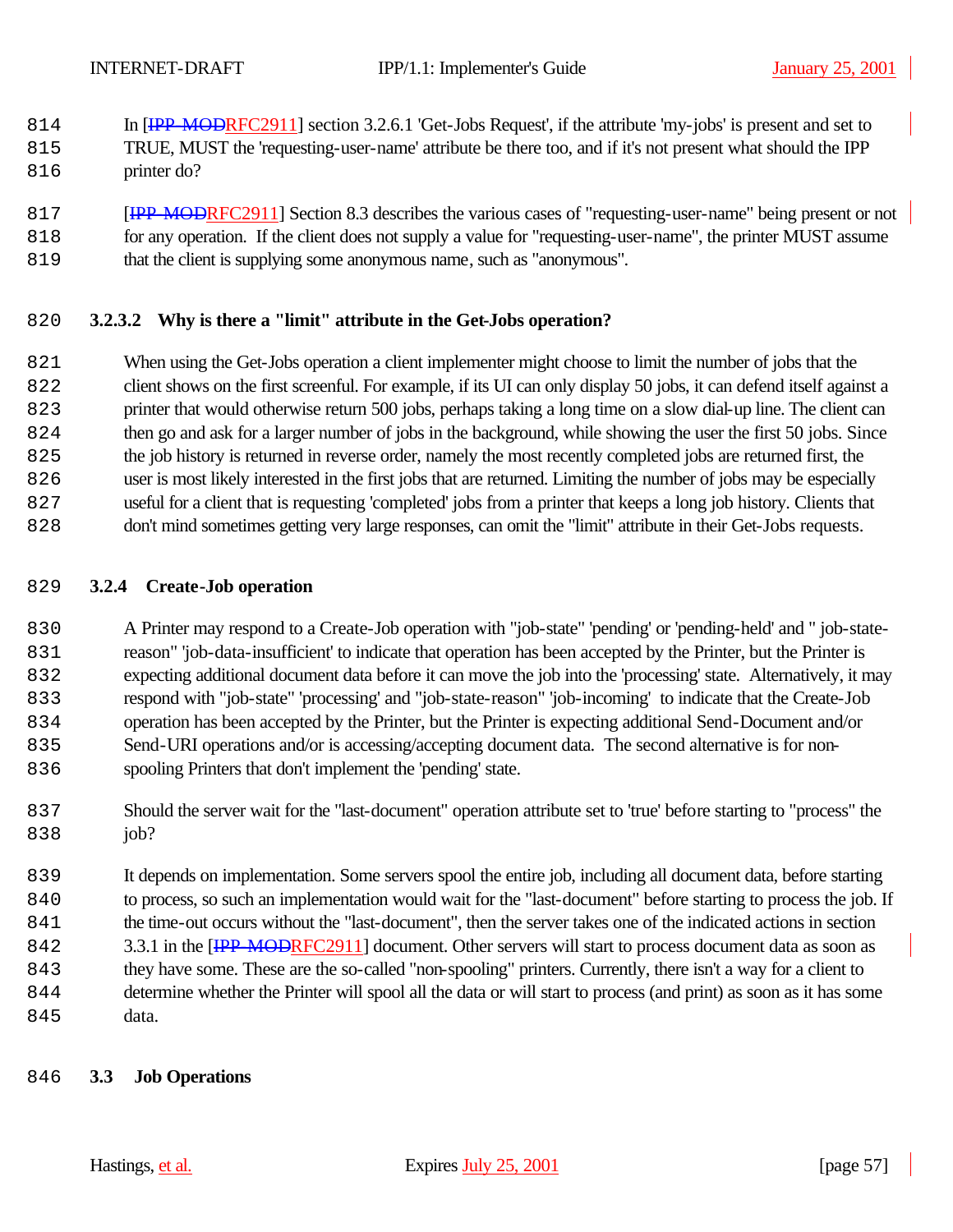In [~~IPP-MOD~~RFC2911] section 3.2.6.1 'Get-Jobs Request', if the attribute 'my-jobs' is present and set to TRUE, MUST the 'requesting-user-name' attribute be there too, and if it's not present what should the IPP printer do?

[~~IPP-MOD~~RFC2911] Section 8.3 describes the various cases of "requesting-user-name" being present or not for any operation. If the client does not supply a value for "requesting-user-name", the printer MUST assume that the client is supplying some anonymous name, such as "anonymous".

#### 3.2.3.2 Why is there a "limit" attribute in the Get-Jobs operation?

When using the Get-Jobs operation a client implementer might choose to limit the number of jobs that the client shows on the first screenful. For example, if its UI can only display 50 jobs, it can defend itself against a printer that would otherwise return 500 jobs, perhaps taking a long time on a slow dial-up line. The client can then go and ask for a larger number of jobs in the background, while showing the user the first 50 jobs. Since the job history is returned in reverse order, namely the most recently completed jobs are returned first, the user is most likely interested in the first jobs that are returned. Limiting the number of jobs may be especially useful for a client that is requesting 'completed' jobs from a printer that keeps a long job history. Clients that don't mind sometimes getting very large responses, can omit the "limit" attribute in their Get-Jobs requests.

### 3.2.4 Create-Job operation

A Printer may respond to a Create-Job operation with "job-state" 'pending' or 'pending-held' and " job-state-reason" 'job-data-insufficient' to indicate that operation has been accepted by the Printer, but the Printer is expecting additional document data before it can move the job into the 'processing' state. Alternatively, it may respond with "job-state" 'processing' and "job-state-reason" 'job-incoming' to indicate that the Create-Job operation has been accepted by the Printer, but the Printer is expecting additional Send-Document and/or Send-URI operations and/or is accessing/accepting document data. The second alternative is for non-spooling Printers that don't implement the 'pending' state.

Should the server wait for the "last-document" operation attribute set to 'true' before starting to "process" the job?

It depends on implementation. Some servers spool the entire job, including all document data, before starting to process, so such an implementation would wait for the "last-document" before starting to process the job. If the time-out occurs without the "last-document", then the server takes one of the indicated actions in section 3.3.1 in the [~~IPP-MOD~~RFC2911] document. Other servers will start to process document data as soon as they have some. These are the so-called "non-spooling" printers. Currently, there isn't a way for a client to determine whether the Printer will spool all the data or will start to process (and print) as soon as it has some data.

## 3.3 Job Operations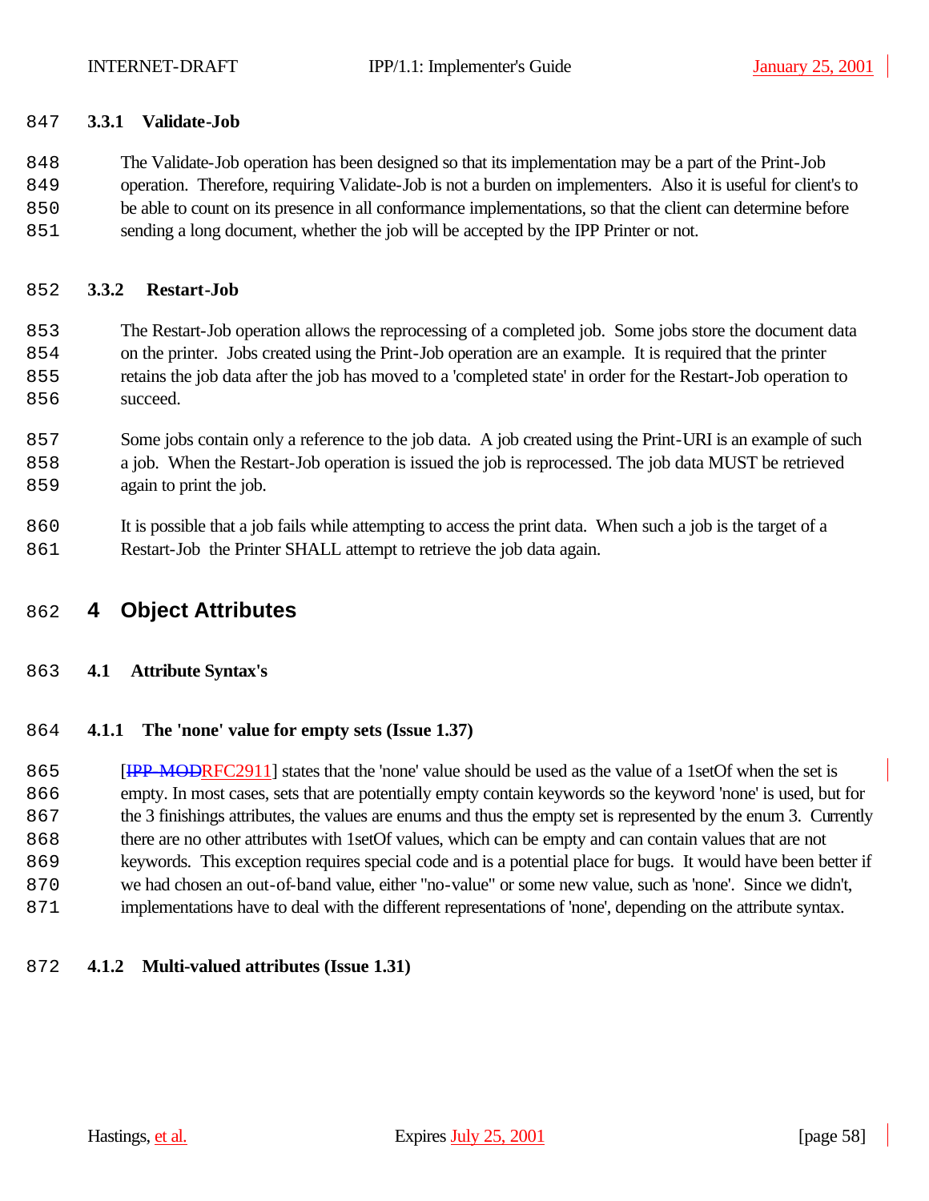### 3.3.1 Validate-Job

The Validate-Job operation has been designed so that its implementation may be a part of the Print-Job operation. Therefore, requiring Validate-Job is not a burden on implementers. Also it is useful for client's to be able to count on its presence in all conformance implementations, so that the client can determine before sending a long document, whether the job will be accepted by the IPP Printer or not.

### 3.3.2 Restart-Job

The Restart-Job operation allows the reprocessing of a completed job. Some jobs store the document data on the printer. Jobs created using the Print-Job operation are an example. It is required that the printer retains the job data after the job has moved to a 'completed state' in order for the Restart-Job operation to succeed.

Some jobs contain only a reference to the job data. A job created using the Print-URI is an example of such a job. When the Restart-Job operation is issued the job is reprocessed. The job data MUST be retrieved again to print the job.

It is possible that a job fails while attempting to access the print data. When such a job is the target of a Restart-Job the Printer SHALL attempt to retrieve the job data again.

# 4 Object Attributes

## 4.1 Attribute Syntax's

### 4.1.1 The 'none' value for empty sets (Issue 1.37)

[~~IPP-MOD~~RFC2911] states that the 'none' value should be used as the value of a 1setOf when the set is empty. In most cases, sets that are potentially empty contain keywords so the keyword 'none' is used, but for the 3 finishings attributes, the values are enums and thus the empty set is represented by the enum 3. Currently there are no other attributes with 1setOf values, which can be empty and can contain values that are not keywords. This exception requires special code and is a potential place for bugs. It would have been better if we had chosen an out-of-band value, either "no-value" or some new value, such as 'none'. Since we didn't, implementations have to deal with the different representations of 'none', depending on the attribute syntax.

### 4.1.2 Multi-valued attributes (Issue 1.31)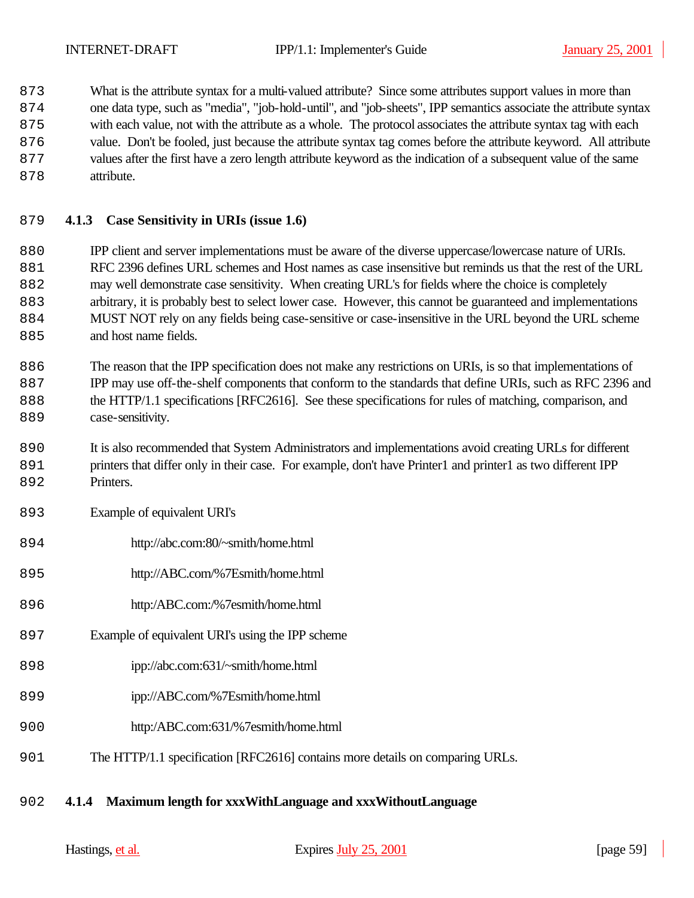What is the attribute syntax for a multi-valued attribute? Since some attributes support values in more than one data type, such as "media", "job-hold-until", and "job-sheets", IPP semantics associate the attribute syntax with each value, not with the attribute as a whole. The protocol associates the attribute syntax tag with each value. Don't be fooled, just because the attribute syntax tag comes before the attribute keyword. All attribute values after the first have a zero length attribute keyword as the indication of a subsequent value of the same attribute.

### 4.1.3 Case Sensitivity in URIs (issue 1.6)

IPP client and server implementations must be aware of the diverse uppercase/lowercase nature of URIs. RFC 2396 defines URL schemes and Host names as case insensitive but reminds us that the rest of the URL may well demonstrate case sensitivity. When creating URL's for fields where the choice is completely arbitrary, it is probably best to select lower case. However, this cannot be guaranteed and implementations MUST NOT rely on any fields being case-sensitive or case-insensitive in the URL beyond the URL scheme and host name fields.

The reason that the IPP specification does not make any restrictions on URIs, is so that implementations of IPP may use off-the-shelf components that conform to the standards that define URIs, such as RFC 2396 and the HTTP/1.1 specifications [RFC2616]. See these specifications for rules of matching, comparison, and case-sensitivity.

It is also recommended that System Administrators and implementations avoid creating URLs for different printers that differ only in their case. For example, don't have Printer1 and printer1 as two different IPP Printers.

Example of equivalent URI's

    http://abc.com:80/~smith/home.html

    http://ABC.com/%7Esmith/home.html

    http:/ABC.com:/%7esmith/home.html

Example of equivalent URI's using the IPP scheme

    ipp://abc.com:631/~smith/home.html

    ipp://ABC.com/%7Esmith/home.html

    http:/ABC.com:631/%7esmith/home.html

The HTTP/1.1 specification [RFC2616] contains more details on comparing URLs.

### 4.1.4 Maximum length for xxxWithLanguage and xxxWithoutLanguage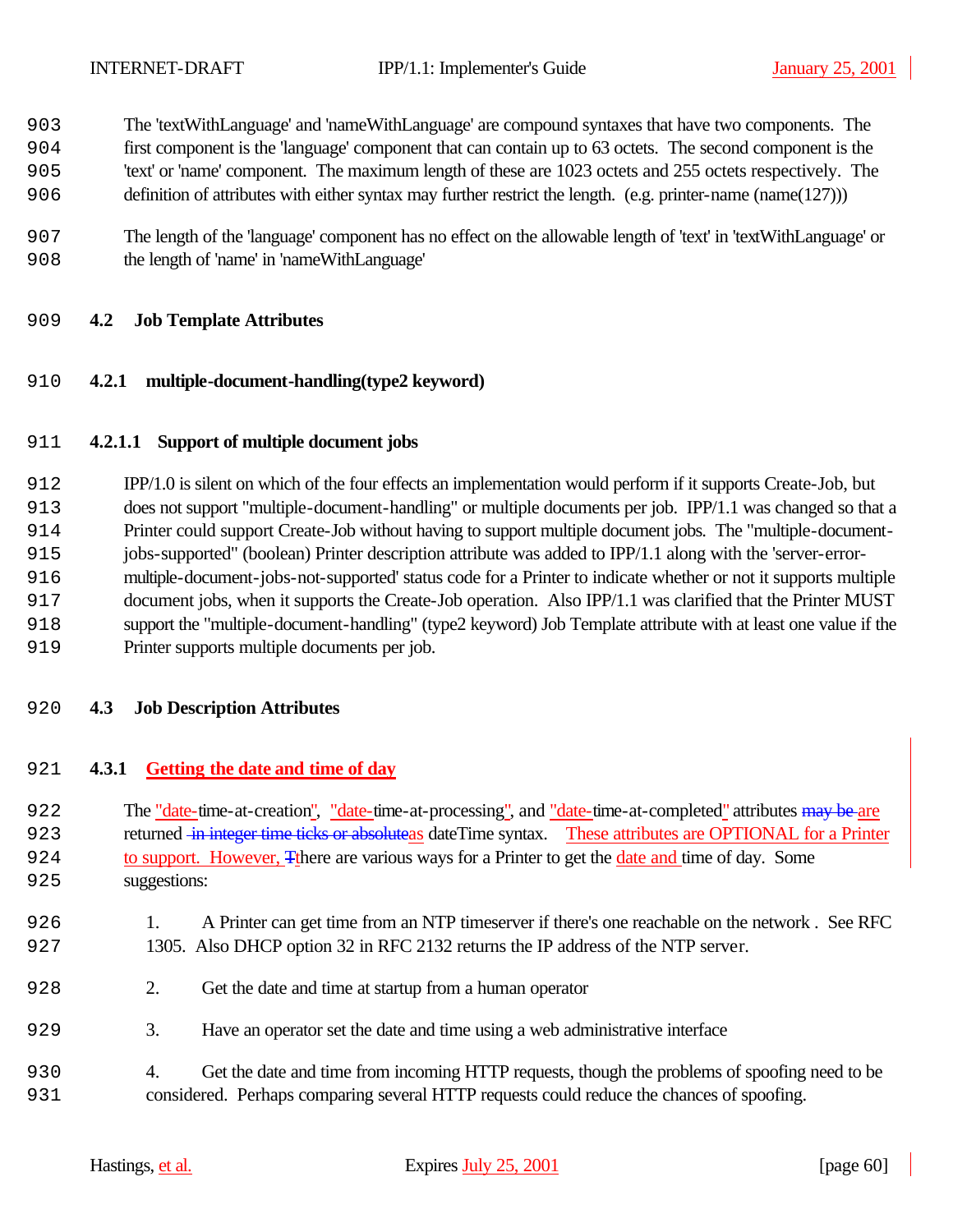The 'textWithLanguage' and 'nameWithLanguage' are compound syntaxes that have two components. The first component is the 'language' component that can contain up to 63 octets. The second component is the 'text' or 'name' component. The maximum length of these are 1023 octets and 255 octets respectively. The definition of attributes with either syntax may further restrict the length. (e.g. printer-name (name(127)))

The length of the 'language' component has no effect on the allowable length of 'text' in 'textWithLanguage' or the length of 'name' in 'nameWithLanguage'

## 4.2 Job Template Attributes

### 4.2.1 multiple-document-handling(type2 keyword)

#### 4.2.1.1 Support of multiple document jobs

IPP/1.0 is silent on which of the four effects an implementation would perform if it supports Create-Job, but does not support "multiple-document-handling" or multiple documents per job. IPP/1.1 was changed so that a Printer could support Create-Job without having to support multiple document jobs. The "multiple-document-jobs-supported" (boolean) Printer description attribute was added to IPP/1.1 along with the 'server-error-multiple-document-jobs-not-supported' status code for a Printer to indicate whether or not it supports multiple document jobs, when it supports the Create-Job operation. Also IPP/1.1 was clarified that the Printer MUST support the "multiple-document-handling" (type2 keyword) Job Template attribute with at least one value if the Printer supports multiple documents per job.

## 4.3 Job Description Attributes

### 4.3.1 Getting the date and time of day

The "date-time-at-creation", "date-time-at-processing", and "date-time-at-completed" attributes ~~may be~~ are returned ~~in integer time ticks or absolute~~as dateTime syntax. These attributes are OPTIONAL for a Printer to support. However, ~~T~~there are various ways for a Printer to get the date and time of day. Some suggestions:

1. A Printer can get time from an NTP timeserver if there's one reachable on the network . See RFC 1305. Also DHCP option 32 in RFC 2132 returns the IP address of the NTP server.

2. Get the date and time at startup from a human operator

3. Have an operator set the date and time using a web administrative interface

4. Get the date and time from incoming HTTP requests, though the problems of spoofing need to be considered. Perhaps comparing several HTTP requests could reduce the chances of spoofing.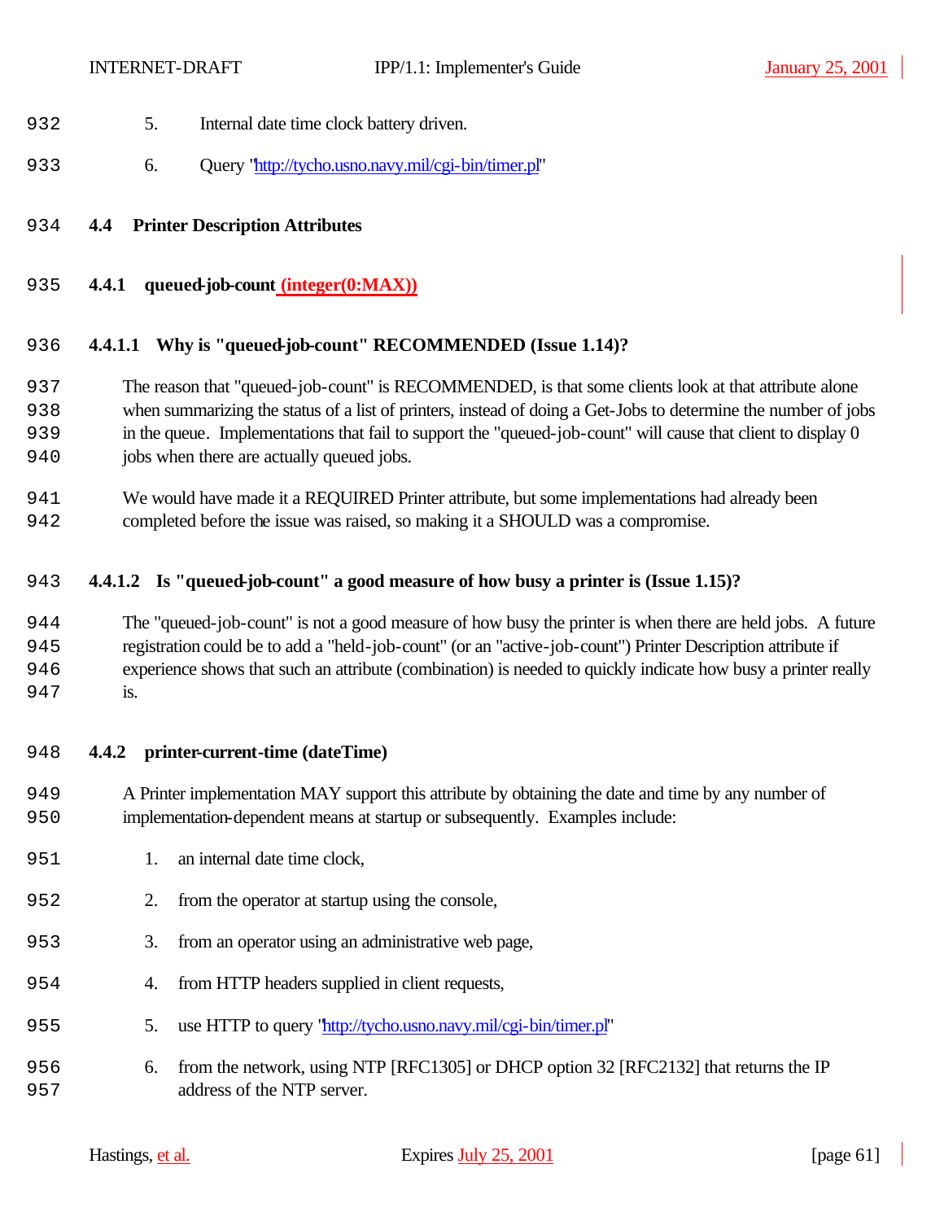5. Internal date time clock battery driven.

6. Query "http://tycho.usno.navy.mil/cgi-bin/timer.pl"

## 4.4 Printer Description Attributes

### 4.4.1 queued-job-count (integer(0:MAX))

#### 4.4.1.1 Why is "queued-job-count" RECOMMENDED (Issue 1.14)?

The reason that "queued-job-count" is RECOMMENDED, is that some clients look at that attribute alone when summarizing the status of a list of printers, instead of doing a Get-Jobs to determine the number of jobs in the queue. Implementations that fail to support the "queued-job-count" will cause that client to display 0 jobs when there are actually queued jobs.

We would have made it a REQUIRED Printer attribute, but some implementations had already been completed before the issue was raised, so making it a SHOULD was a compromise.

#### 4.4.1.2 Is "queued-job-count" a good measure of how busy a printer is (Issue 1.15)?

The "queued-job-count" is not a good measure of how busy the printer is when there are held jobs. A future registration could be to add a "held-job-count" (or an "active-job-count") Printer Description attribute if experience shows that such an attribute (combination) is needed to quickly indicate how busy a printer really is.

### 4.4.2 printer-current-time (dateTime)

A Printer implementation MAY support this attribute by obtaining the date and time by any number of implementation-dependent means at startup or subsequently. Examples include:

1. an internal date time clock,
2. from the operator at startup using the console,
3. from an operator using an administrative web page,
4. from HTTP headers supplied in client requests,
5. use HTTP to query "http://tycho.usno.navy.mil/cgi-bin/timer.pl"
6. from the network, using NTP [RFC1305] or DHCP option 32 [RFC2132] that returns the IP address of the NTP server.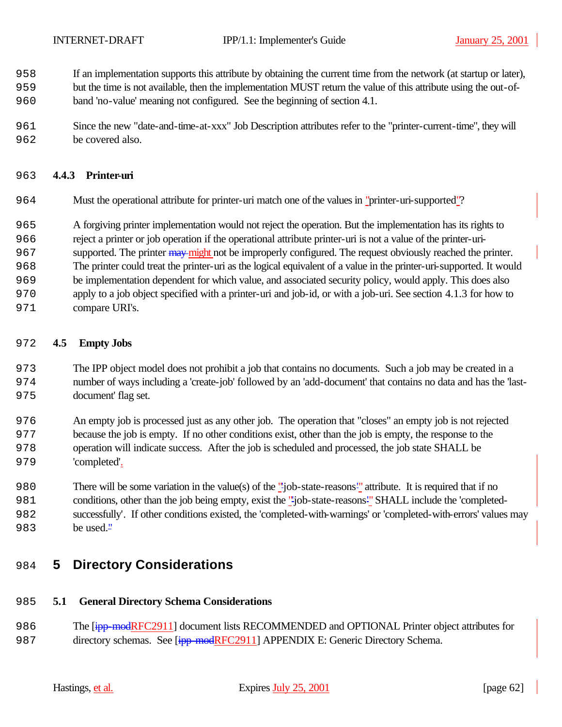If an implementation supports this attribute by obtaining the current time from the network (at startup or later), but the time is not available, then the implementation MUST return the value of this attribute using the out-of-band 'no-value' meaning not configured. See the beginning of section 4.1.

Since the new "date-and-time-at-xxx" Job Description attributes refer to the "printer-current-time", they will be covered also.

### 4.4.3 Printer-uri

Must the operational attribute for printer-uri match one of the values in "printer-uri-supported"?

A forgiving printer implementation would not reject the operation. But the implementation has its rights to reject a printer or job operation if the operational attribute printer-uri is not a value of the printer-uri-supported. The printer might not be improperly configured. The request obviously reached the printer. The printer could treat the printer-uri as the logical equivalent of a value in the printer-uri-supported. It would be implementation dependent for which value, and associated security policy, would apply. This does also apply to a job object specified with a printer-uri and job-id, or with a job-uri. See section 4.1.3 for how to compare URI's.

## 4.5 Empty Jobs

The IPP object model does not prohibit a job that contains no documents. Such a job may be created in a number of ways including a 'create-job' followed by an 'add-document' that contains no data and has the 'last-document' flag set.

An empty job is processed just as any other job. The operation that "closes" an empty job is not rejected because the job is empty. If no other conditions exist, other than the job is empty, the response to the operation will indicate success. After the job is scheduled and processed, the job state SHALL be 'completed'.

There will be some variation in the value(s) of the "job-state-reasons" attribute. It is required that if no conditions, other than the job being empty, exist the "job-state-reasons" SHALL include the 'completed-successfully'. If other conditions existed, the 'completed-with-warnings' or 'completed-with-errors' values may be used.

# 5 Directory Considerations

## 5.1 General Directory Schema Considerations

The [RFC2911] document lists RECOMMENDED and OPTIONAL Printer object attributes for directory schemas. See [RFC2911] APPENDIX E: Generic Directory Schema.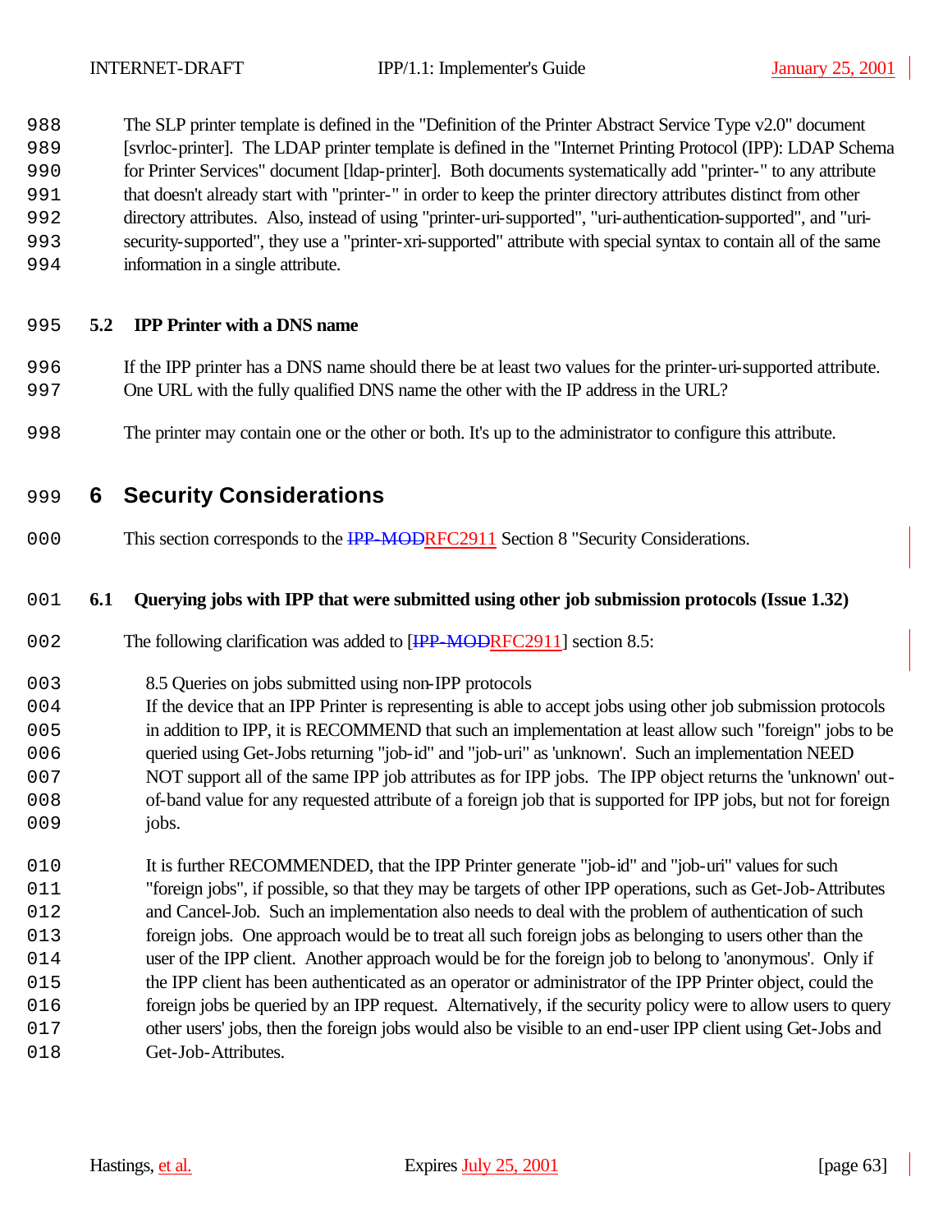The SLP printer template is defined in the "Definition of the Printer Abstract Service Type v2.0" document [svrloc-printer]. The LDAP printer template is defined in the "Internet Printing Protocol (IPP): LDAP Schema for Printer Services" document [ldap-printer]. Both documents systematically add "printer-" to any attribute that doesn't already start with "printer-" in order to keep the printer directory attributes distinct from other directory attributes. Also, instead of using "printer-uri-supported", "uri-authentication-supported", and "uri-security-supported", they use a "printer-xri-supported" attribute with special syntax to contain all of the same information in a single attribute.

### 5.2 IPP Printer with a DNS name

If the IPP printer has a DNS name should there be at least two values for the printer-uri-supported attribute. One URL with the fully qualified DNS name the other with the IP address in the URL?

The printer may contain one or the other or both. It's up to the administrator to configure this attribute.

## 6 Security Considerations

This section corresponds to the ~~IPP-MOD~~RFC2911 Section 8 "Security Considerations.

### 6.1 Querying jobs with IPP that were submitted using other job submission protocols (Issue 1.32)

The following clarification was added to [~~IPP-MOD~~RFC2911] section 8.5:

> 8.5 Queries on jobs submitted using non-IPP protocols
> If the device that an IPP Printer is representing is able to accept jobs using other job submission protocols in addition to IPP, it is RECOMMEND that such an implementation at least allow such "foreign" jobs to be queried using Get-Jobs returning "job-id" and "job-uri" as 'unknown'. Such an implementation NEED NOT support all of the same IPP job attributes as for IPP jobs. The IPP object returns the 'unknown' out-of-band value for any requested attribute of a foreign job that is supported for IPP jobs, but not for foreign jobs.
>
> It is further RECOMMENDED, that the IPP Printer generate "job-id" and "job-uri" values for such "foreign jobs", if possible, so that they may be targets of other IPP operations, such as Get-Job-Attributes and Cancel-Job. Such an implementation also needs to deal with the problem of authentication of such foreign jobs. One approach would be to treat all such foreign jobs as belonging to users other than the user of the IPP client. Another approach would be for the foreign job to belong to 'anonymous'. Only if the IPP client has been authenticated as an operator or administrator of the IPP Printer object, could the foreign jobs be queried by an IPP request. Alternatively, if the security policy were to allow users to query other users' jobs, then the foreign jobs would also be visible to an end-user IPP client using Get-Jobs and Get-Job-Attributes.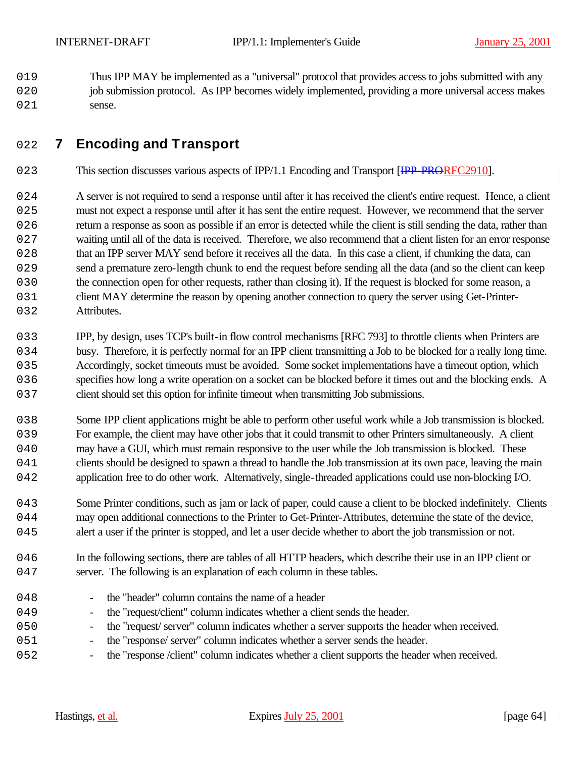Thus IPP MAY be implemented as a "universal" protocol that provides access to jobs submitted with any job submission protocol. As IPP becomes widely implemented, providing a more universal access makes sense.

# 7 Encoding and Transport

This section discusses various aspects of IPP/1.1 Encoding and Transport [~~IPP-PRO~~RFC2910].

A server is not required to send a response until after it has received the client's entire request. Hence, a client must not expect a response until after it has sent the entire request. However, we recommend that the server return a response as soon as possible if an error is detected while the client is still sending the data, rather than waiting until all of the data is received. Therefore, we also recommend that a client listen for an error response that an IPP server MAY send before it receives all the data. In this case a client, if chunking the data, can send a premature zero-length chunk to end the request before sending all the data (and so the client can keep the connection open for other requests, rather than closing it). If the request is blocked for some reason, a client MAY determine the reason by opening another connection to query the server using Get-Printer-Attributes.

IPP, by design, uses TCP's built-in flow control mechanisms [RFC 793] to throttle clients when Printers are busy. Therefore, it is perfectly normal for an IPP client transmitting a Job to be blocked for a really long time. Accordingly, socket timeouts must be avoided. Some socket implementations have a timeout option, which specifies how long a write operation on a socket can be blocked before it times out and the blocking ends. A client should set this option for infinite timeout when transmitting Job submissions.

Some IPP client applications might be able to perform other useful work while a Job transmission is blocked. For example, the client may have other jobs that it could transmit to other Printers simultaneously. A client may have a GUI, which must remain responsive to the user while the Job transmission is blocked. These clients should be designed to spawn a thread to handle the Job transmission at its own pace, leaving the main application free to do other work. Alternatively, single-threaded applications could use non-blocking I/O.

Some Printer conditions, such as jam or lack of paper, could cause a client to be blocked indefinitely. Clients may open additional connections to the Printer to Get-Printer-Attributes, determine the state of the device, alert a user if the printer is stopped, and let a user decide whether to abort the job transmission or not.

In the following sections, there are tables of all HTTP headers, which describe their use in an IPP client or server. The following is an explanation of each column in these tables.

- the "header" column contains the name of a header
- the "request/client" column indicates whether a client sends the header.
- the "request/ server" column indicates whether a server supports the header when received.
- the "response/ server" column indicates whether a server sends the header.
- the "response /client" column indicates whether a client supports the header when received.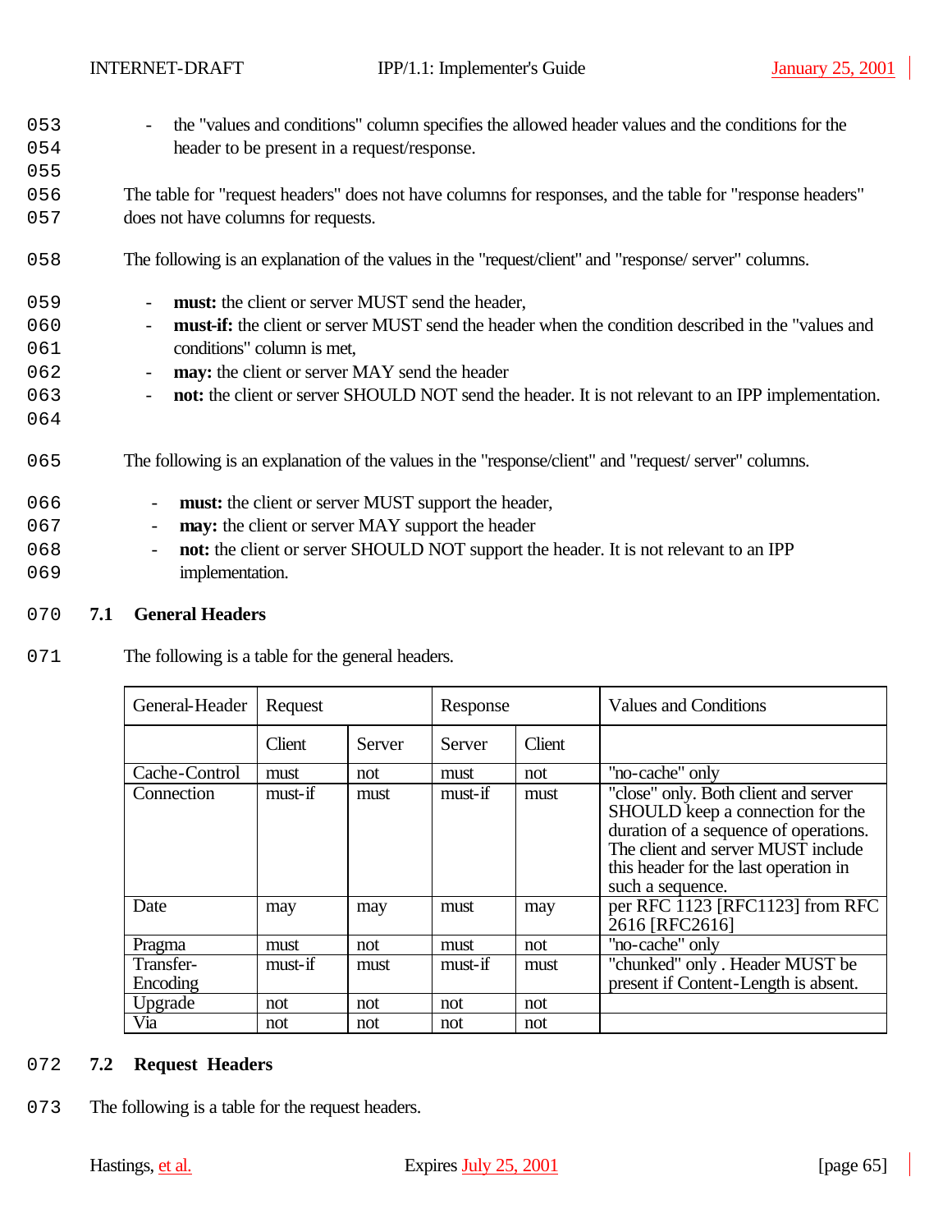- the "values and conditions" column specifies the allowed header values and the conditions for the header to be present in a request/response.

The table for "request headers" does not have columns for responses, and the table for "response headers" does not have columns for requests.

The following is an explanation of the values in the "request/client" and "response/ server" columns.

- **must:** the client or server MUST send the header,
- **must-if:** the client or server MUST send the header when the condition described in the "values and conditions" column is met,
- **may:** the client or server MAY send the header
- **not:** the client or server SHOULD NOT send the header. It is not relevant to an IPP implementation.

The following is an explanation of the values in the "response/client" and "request/ server" columns.

- **must:** the client or server MUST support the header,
- **may:** the client or server MAY support the header
- **not:** the client or server SHOULD NOT support the header. It is not relevant to an IPP implementation.

## 7.1 General Headers

The following is a table for the general headers.

| General-Header | Request | | Response | | Values and Conditions |
|---|---|---|---|---|---|
| | Client | Server | Server | Client | |
| Cache-Control | must | not | must | not | "no-cache" only |
| Connection | must-if | must | must-if | must | "close" only. Both client and server SHOULD keep a connection for the duration of a sequence of operations. The client and server MUST include this header for the last operation in such a sequence. |
| Date | may | may | must | may | per RFC 1123 [RFC1123] from RFC 2616 [RFC2616] |
| Pragma | must | not | must | not | "no-cache" only |
| Transfer-Encoding | must-if | must | must-if | must | "chunked" only . Header MUST be present if Content-Length is absent. |
| Upgrade | not | not | not | not | |
| Via | not | not | not | not | |

## 7.2 Request Headers

The following is a table for the request headers.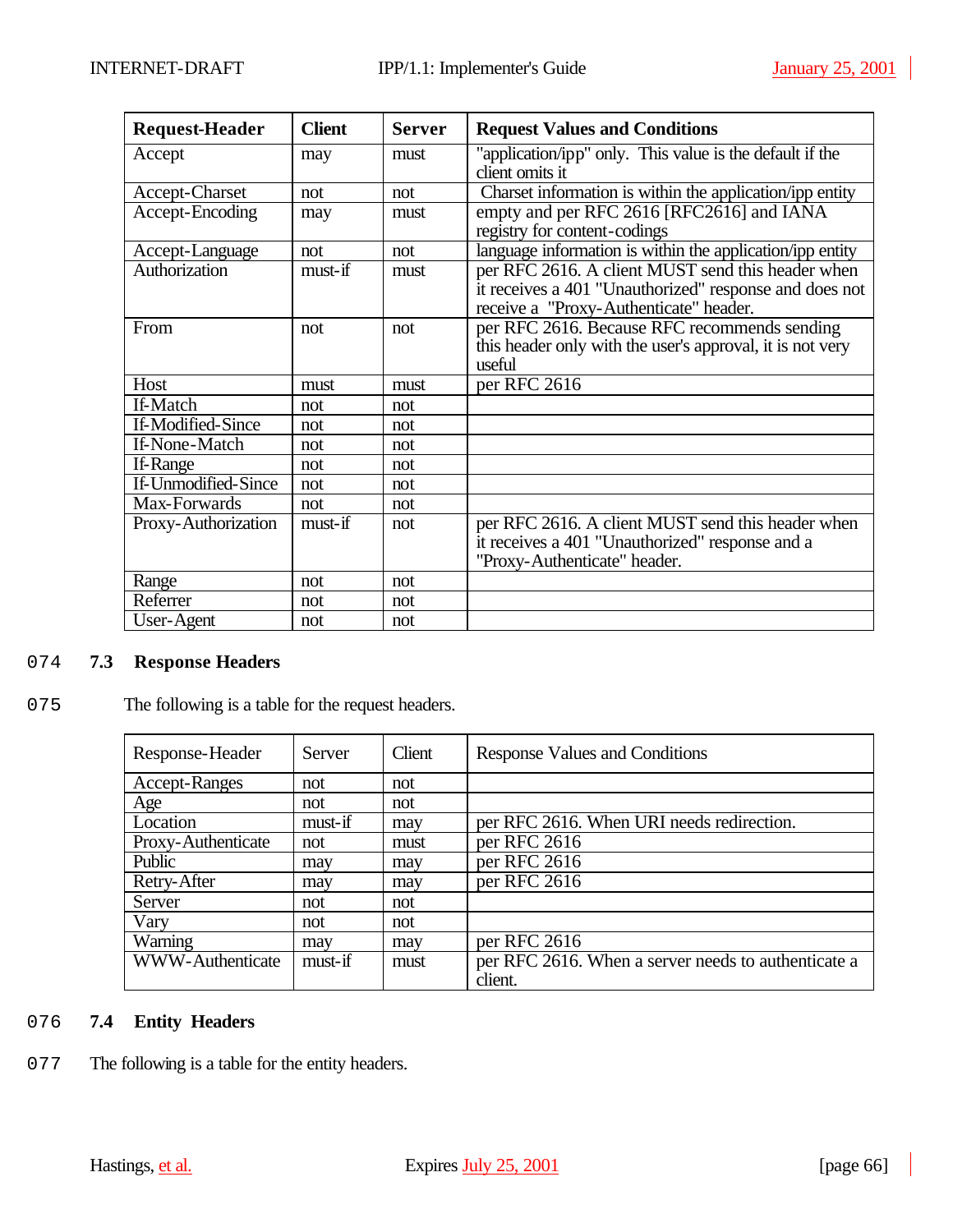| Request-Header | Client | Server | Request Values and Conditions |
|---|---|---|---|
| Accept | may | must | "application/ipp" only. This value is the default if the client omits it |
| Accept-Charset | not | not | Charset information is within the application/ipp entity |
| Accept-Encoding | may | must | empty and per RFC 2616 [RFC2616] and IANA registry for content-codings |
| Accept-Language | not | not | language information is within the application/ipp entity |
| Authorization | must-if | must | per RFC 2616. A client MUST send this header when it receives a 401 "Unauthorized" response and does not receive a "Proxy-Authenticate" header. |
| From | not | not | per RFC 2616. Because RFC recommends sending this header only with the user's approval, it is not very useful |
| Host | must | must | per RFC 2616 |
| If-Match | not | not | |
| If-Modified-Since | not | not | |
| If-None-Match | not | not | |
| If-Range | not | not | |
| If-Unmodified-Since | not | not | |
| Max-Forwards | not | not | |
| Proxy-Authorization | must-if | not | per RFC 2616. A client MUST send this header when it receives a 401 "Unauthorized" response and a "Proxy-Authenticate" header. |
| Range | not | not | |
| Referrer | not | not | |
| User-Agent | not | not | |

074 **7.3 Response Headers**

075 The following is a table for the request headers.

| Response-Header | Server | Client | Response Values and Conditions |
|---|---|---|---|
| Accept-Ranges | not | not | |
| Age | not | not | |
| Location | must-if | may | per RFC 2616. When URI needs redirection. |
| Proxy-Authenticate | not | must | per RFC 2616 |
| Public | may | may | per RFC 2616 |
| Retry-After | may | may | per RFC 2616 |
| Server | not | not | |
| Vary | not | not | |
| Warning | may | may | per RFC 2616 |
| WWW-Authenticate | must-if | must | per RFC 2616. When a server needs to authenticate a client. |

076 **7.4 Entity Headers**

077 The following is a table for the entity headers.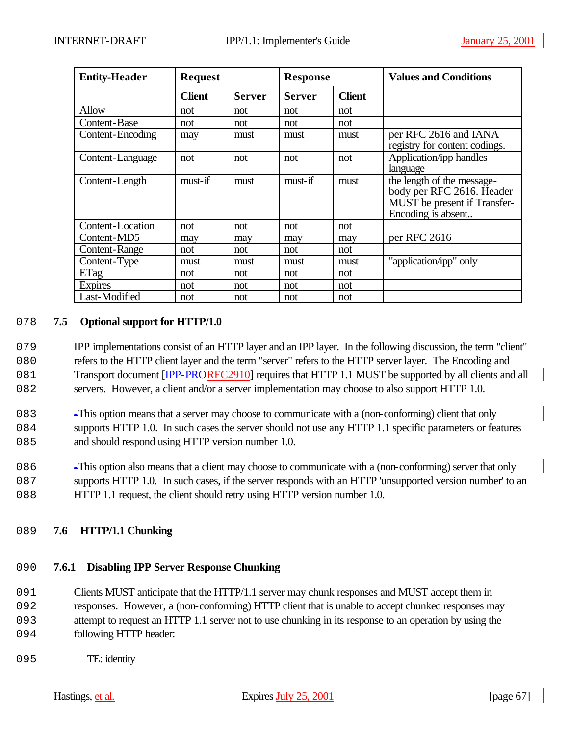| Entity-Header | Request | | Response | | Values and Conditions |
|---|---|---|---|---|---|
| | Client | Server | Server | Client | |
| Allow | not | not | not | not | |
| Content-Base | not | not | not | not | |
| Content-Encoding | may | must | must | must | per RFC 2616 and IANA registry for content codings. |
| Content-Language | not | not | not | not | Application/ipp handles language |
| Content-Length | must-if | must | must-if | must | the length of the message-body per RFC 2616. Header MUST be present if Transfer-Encoding is absent.. |
| Content-Location | not | not | not | not | |
| Content-MD5 | may | may | may | may | per RFC 2616 |
| Content-Range | not | not | not | not | |
| Content-Type | must | must | must | must | "application/ipp" only |
| ETag | not | not | not | not | |
| Expires | not | not | not | not | |
| Last-Modified | not | not | not | not | |

078 **7.5 Optional support for HTTP/1.0**

079 IPP implementations consist of an HTTP layer and an IPP layer. In the following discussion, the term "client"
080 refers to the HTTP client layer and the term "server" refers to the HTTP server layer. The Encoding and
081 Transport document [~~IPP-PRO~~RFC2910] requires that HTTP 1.1 MUST be supported by all clients and all
082 servers. However, a client and/or a server implementation may choose to also support HTTP 1.0.

083 -This option means that a server may choose to communicate with a (non-conforming) client that only
084 supports HTTP 1.0. In such cases the server should not use any HTTP 1.1 specific parameters or features
085 and should respond using HTTP version number 1.0.

086 -This option also means that a client may choose to communicate with a (non-conforming) server that only
087 supports HTTP 1.0. In such cases, if the server responds with an HTTP 'unsupported version number' to an
088 HTTP 1.1 request, the client should retry using HTTP version number 1.0.

089 **7.6 HTTP/1.1 Chunking**

090 **7.6.1 Disabling IPP Server Response Chunking**

091 Clients MUST anticipate that the HTTP/1.1 server may chunk responses and MUST accept them in
092 responses. However, a (non-conforming) HTTP client that is unable to accept chunked responses may
093 attempt to request an HTTP 1.1 server not to use chunking in its response to an operation by using the
094 following HTTP header:

095 TE: identity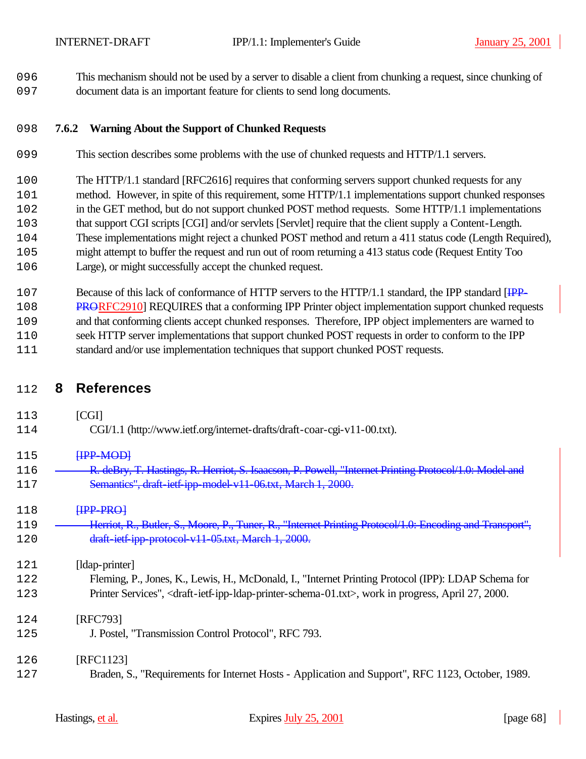This mechanism should not be used by a server to disable a client from chunking a request, since chunking of document data is an important feature for clients to send long documents.

### 7.6.2 Warning About the Support of Chunked Requests

This section describes some problems with the use of chunked requests and HTTP/1.1 servers.

The HTTP/1.1 standard [RFC2616] requires that conforming servers support chunked requests for any method. However, in spite of this requirement, some HTTP/1.1 implementations support chunked responses in the GET method, but do not support chunked POST method requests. Some HTTP/1.1 implementations that support CGI scripts [CGI] and/or servlets [Servlet] require that the client supply a Content-Length. These implementations might reject a chunked POST method and return a 411 status code (Length Required), might attempt to buffer the request and run out of room returning a 413 status code (Request Entity Too Large), or might successfully accept the chunked request.

Because of this lack of conformance of HTTP servers to the HTTP/1.1 standard, the IPP standard [~~IPP-PRO~~RFC2910] REQUIRES that a conforming IPP Printer object implementation support chunked requests and that conforming clients accept chunked responses. Therefore, IPP object implementers are warned to seek HTTP server implementations that support chunked POST requests in order to conform to the IPP standard and/or use implementation techniques that support chunked POST requests.

## 8 References

[CGI]
CGI/1.1 (http://www.ietf.org/internet-drafts/draft-coar-cgi-v11-00.txt).

~~[IPP-MOD]~~
~~R. deBry, T. Hastings, R. Herriot, S. Isaacson, P. Powell, "Internet Printing Protocol/1.0: Model and Semantics", draft-ietf-ipp-model-v11-06.txt, March 1, 2000.~~

~~[IPP-PRO]~~
~~Herriot, R., Butler, S., Moore, P., Tuner, R., "Internet Printing Protocol/1.0: Encoding and Transport", draft-ietf-ipp-protocol-v11-05.txt, March 1, 2000.~~

[ldap-printer]
Fleming, P., Jones, K., Lewis, H., McDonald, I., "Internet Printing Protocol (IPP): LDAP Schema for Printer Services", <draft-ietf-ipp-ldap-printer-schema-01.txt>, work in progress, April 27, 2000.

[RFC793]
J. Postel, "Transmission Control Protocol", RFC 793.

[RFC1123]
Braden, S., "Requirements for Internet Hosts - Application and Support", RFC 1123, October, 1989.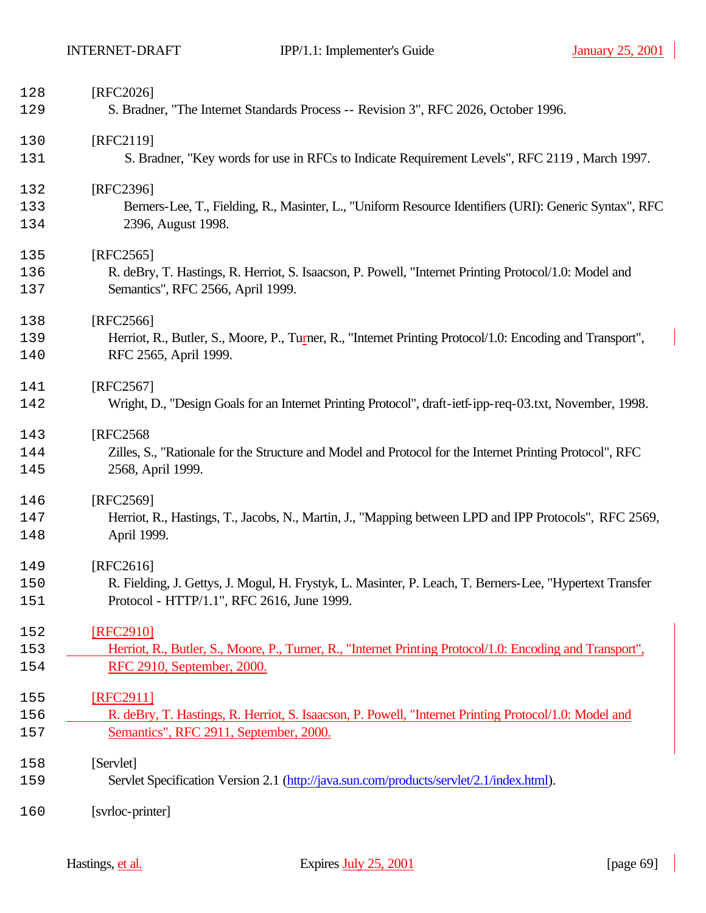[RFC2026]
S. Bradner, "The Internet Standards Process -- Revision 3", RFC 2026, October 1996.

[RFC2119]
S. Bradner, "Key words for use in RFCs to Indicate Requirement Levels", RFC 2119 , March 1997.

[RFC2396]
Berners-Lee, T., Fielding, R., Masinter, L., "Uniform Resource Identifiers (URI): Generic Syntax", RFC 2396, August 1998.

[RFC2565]
R. deBry, T. Hastings, R. Herriot, S. Isaacson, P. Powell, "Internet Printing Protocol/1.0: Model and Semantics", RFC 2566, April 1999.

[RFC2566]
Herriot, R., Butler, S., Moore, P., Turner, R., "Internet Printing Protocol/1.0: Encoding and Transport", RFC 2565, April 1999.

[RFC2567]
Wright, D., "Design Goals for an Internet Printing Protocol", draft-ietf-ipp-req-03.txt, November, 1998.

[RFC2568
Zilles, S., "Rationale for the Structure and Model and Protocol for the Internet Printing Protocol", RFC 2568, April 1999.

[RFC2569]
Herriot, R., Hastings, T., Jacobs, N., Martin, J., "Mapping between LPD and IPP Protocols", RFC 2569, April 1999.

[RFC2616]
R. Fielding, J. Gettys, J. Mogul, H. Frystyk, L. Masinter, P. Leach, T. Berners-Lee, "Hypertext Transfer Protocol - HTTP/1.1", RFC 2616, June 1999.

[RFC2910]
Herriot, R., Butler, S., Moore, P., Turner, R., "Internet Printing Protocol/1.0: Encoding and Transport", RFC 2910, September, 2000.

[RFC2911]
R. deBry, T. Hastings, R. Herriot, S. Isaacson, P. Powell, "Internet Printing Protocol/1.0: Model and Semantics", RFC 2911, September, 2000.

[Servlet]
Servlet Specification Version 2.1 (http://java.sun.com/products/servlet/2.1/index.html).

[svrloc-printer]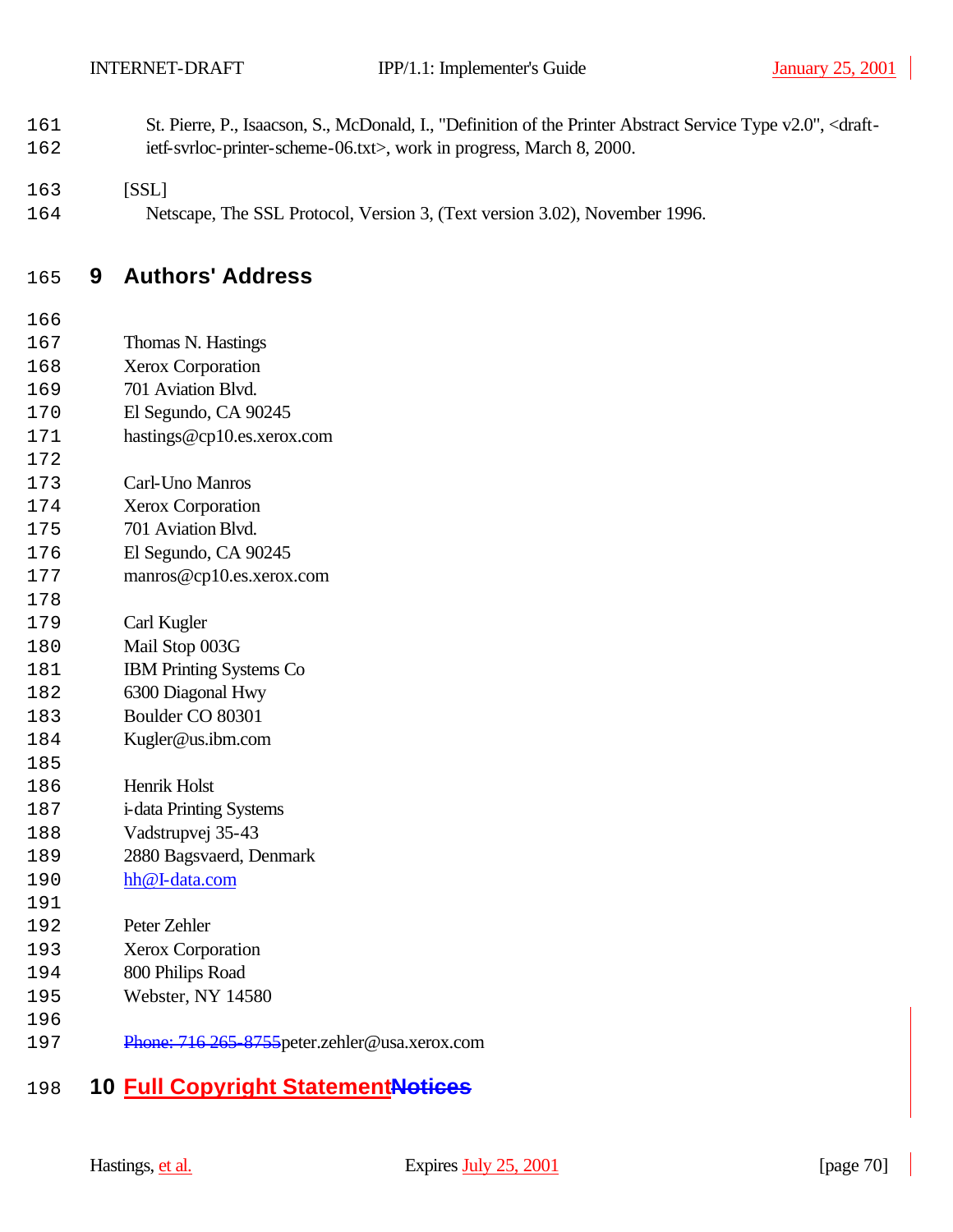St. Pierre, P., Isaacson, S., McDonald, I., "Definition of the Printer Abstract Service Type v2.0", <draft-ietf-svrloc-printer-scheme-06.txt>, work in progress, March 8, 2000.

[SSL]
Netscape, The SSL Protocol, Version 3, (Text version 3.02), November 1996.

# 9 Authors' Address

Thomas N. Hastings
Xerox Corporation
701 Aviation Blvd.
El Segundo, CA 90245
hastings@cp10.es.xerox.com

Carl-Uno Manros
Xerox Corporation
701 Aviation Blvd.
El Segundo, CA 90245
manros@cp10.es.xerox.com

Carl Kugler
Mail Stop 003G
IBM Printing Systems Co
6300 Diagonal Hwy
Boulder CO 80301
Kugler@us.ibm.com

Henrik Holst
i-data Printing Systems
Vadstrupvej 35-43
2880 Bagsvaerd, Denmark
hh@I-data.com

Peter Zehler
Xerox Corporation
800 Philips Road
Webster, NY 14580

~~Phone: 716 265-8755~~peter.zehler@usa.xerox.com

# 10 Full Copyright Statement~~Notices~~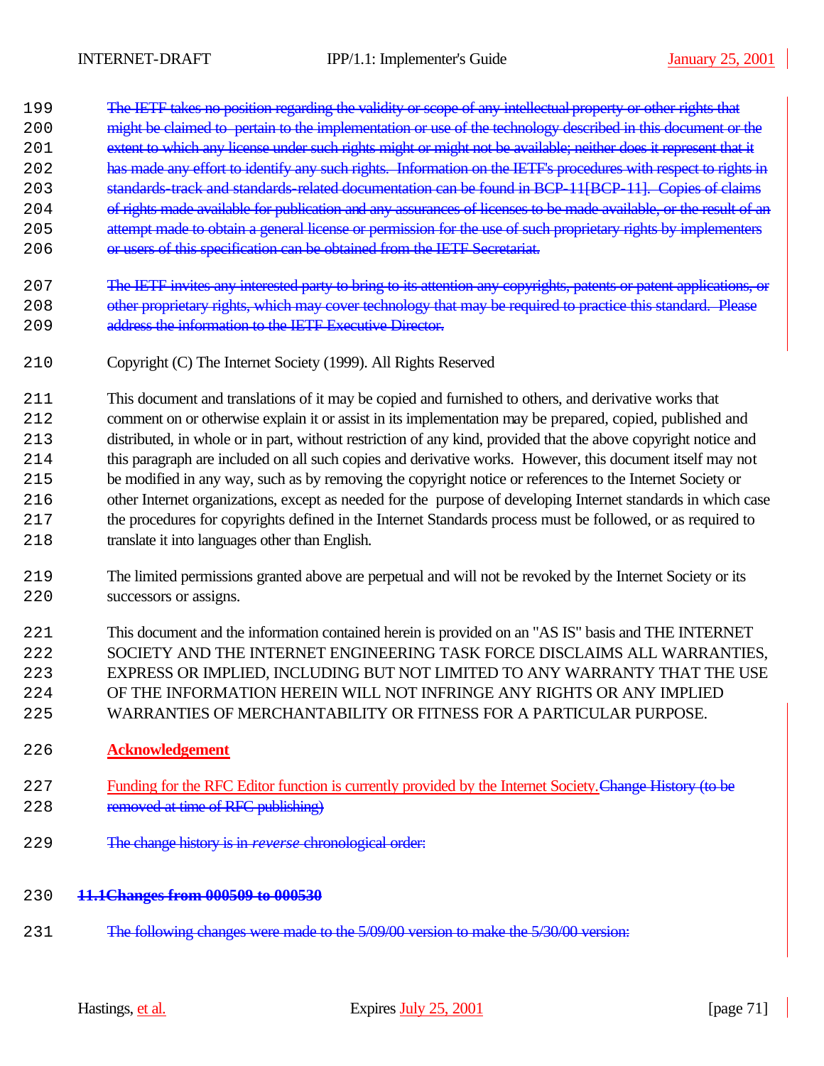~~The IETF takes no position regarding the validity or scope of any intellectual property or other rights that might be claimed to pertain to the implementation or use of the technology described in this document or the extent to which any license under such rights might or might not be available; neither does it represent that it has made any effort to identify any such rights. Information on the IETF's procedures with respect to rights in standards-track and standards-related documentation can be found in BCP-11[BCP-11]. Copies of claims of rights made available for publication and any assurances of licenses to be made available, or the result of an attempt made to obtain a general license or permission for the use of such proprietary rights by implementers or users of this specification can be obtained from the IETF Secretariat.~~

~~The IETF invites any interested party to bring to its attention any copyrights, patents or patent applications, or other proprietary rights, which may cover technology that may be required to practice this standard. Please address the information to the IETF Executive Director.~~

Copyright (C) The Internet Society (1999). All Rights Reserved

This document and translations of it may be copied and furnished to others, and derivative works that comment on or otherwise explain it or assist in its implementation may be prepared, copied, published and distributed, in whole or in part, without restriction of any kind, provided that the above copyright notice and this paragraph are included on all such copies and derivative works. However, this document itself may not be modified in any way, such as by removing the copyright notice or references to the Internet Society or other Internet organizations, except as needed for the purpose of developing Internet standards in which case the procedures for copyrights defined in the Internet Standards process must be followed, or as required to translate it into languages other than English.

The limited permissions granted above are perpetual and will not be revoked by the Internet Society or its successors or assigns.

This document and the information contained herein is provided on an "AS IS" basis and THE INTERNET SOCIETY AND THE INTERNET ENGINEERING TASK FORCE DISCLAIMS ALL WARRANTIES, EXPRESS OR IMPLIED, INCLUDING BUT NOT LIMITED TO ANY WARRANTY THAT THE USE OF THE INFORMATION HEREIN WILL NOT INFRINGE ANY RIGHTS OR ANY IMPLIED WARRANTIES OF MERCHANTABILITY OR FITNESS FOR A PARTICULAR PURPOSE.

**Acknowledgement**

Funding for the RFC Editor function is currently provided by the Internet Society.~~Change History (to be removed at time of RFC publishing)~~

~~The change history is in *reverse* chronological order:~~

## ~~11.1Changes from 000509 to 000530~~

~~The following changes were made to the 5/09/00 version to make the 5/30/00 version:~~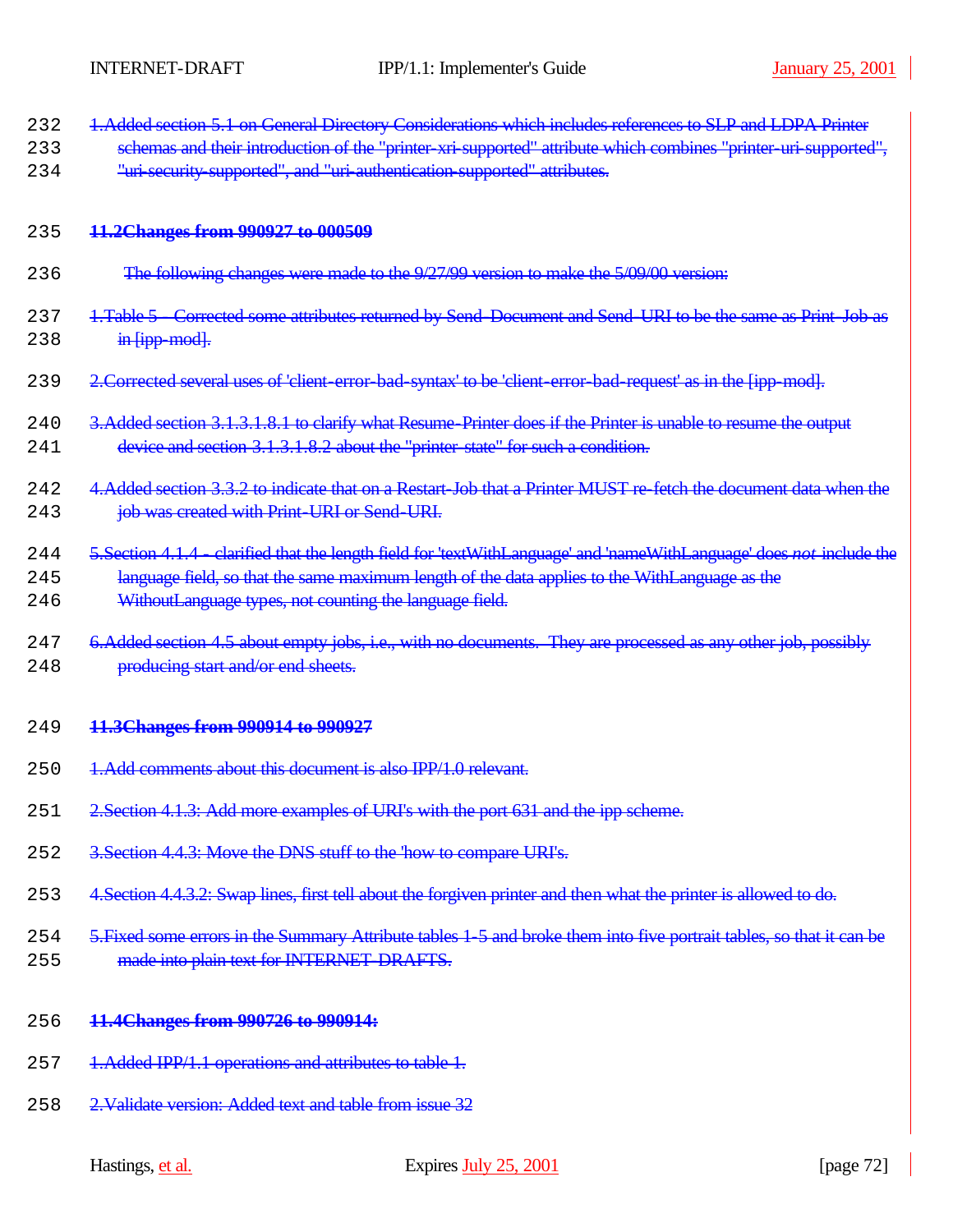232 1.Added section 5.1 on General Directory Considerations which includes references to SLP and LDPA Printer
233 schemas and their introduction of the "printer-xri-supported" attribute which combines "printer-uri-supported",
234 "uri-security-supported", and "uri-authentication-supported" attributes.

### 235 11.2Changes from 990927 to 000509

236 The following changes were made to the 9/27/99 version to make the 5/09/00 version:

237 1.Table 5 – Corrected some attributes returned by Send-Document and Send-URI to be the same as Print-Job as
238 in [ipp-mod].

239 2.Corrected several uses of 'client-error-bad-syntax' to be 'client-error-bad-request' as in the [ipp-mod].

240 3.Added section 3.1.3.1.8.1 to clarify what Resume-Printer does if the Printer is unable to resume the output
241 device and section 3.1.3.1.8.2 about the "printer-state" for such a condition.

242 4.Added section 3.3.2 to indicate that on a Restart-Job that a Printer MUST re-fetch the document data when the
243 job was created with Print-URI or Send-URI.

244 5.Section 4.1.4 - clarified that the length field for 'textWithLanguage' and 'nameWithLanguage' does *not* include the
245 language field, so that the same maximum length of the data applies to the WithLanguage as the
246 WithoutLanguage types, not counting the language field.

247 6.Added section 4.5 about empty jobs, i.e., with no documents. They are processed as any other job, possibly
248 producing start and/or end sheets.

### 249 11.3Changes from 990914 to 990927

250 1.Add comments about this document is also IPP/1.0 relevant.

251 2.Section 4.1.3: Add more examples of URI's with the port 631 and the ipp scheme.

252 3.Section 4.4.3: Move the DNS stuff to the 'how to compare URI's.

253 4.Section 4.4.3.2: Swap lines, first tell about the forgiven printer and then what the printer is allowed to do.

254 5.Fixed some errors in the Summary Attribute tables 1-5 and broke them into five portrait tables, so that it can be
255 made into plain text for INTERNET-DRAFTS.

### 256 11.4Changes from 990726 to 990914:

257 1.Added IPP/1.1 operations and attributes to table 1.

258 2.Validate version: Added text and table from issue 32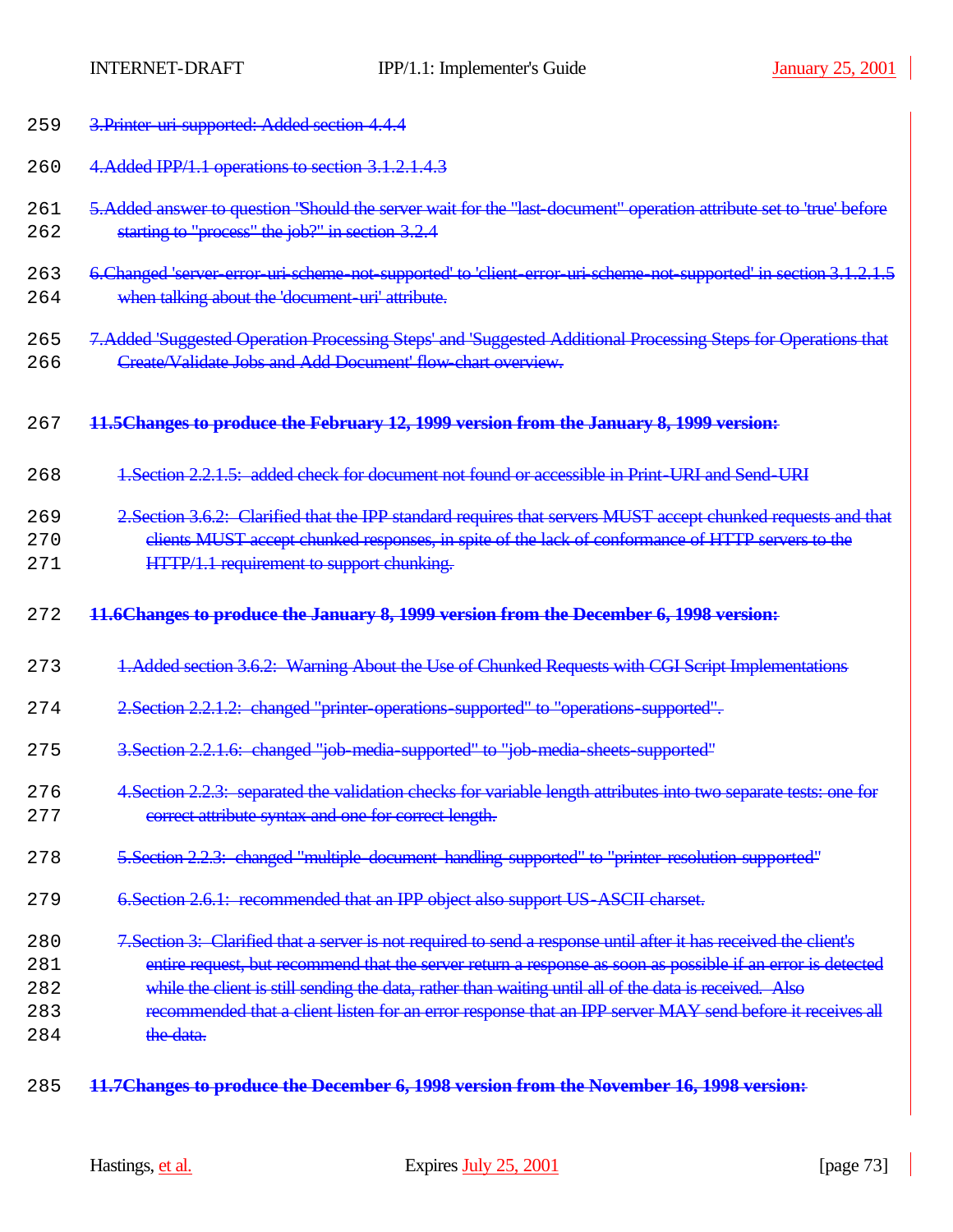3. Printer-uri-supported: Added section 4.4.4

4. Added IPP/1.1 operations to section 3.1.2.1.4.3

5. Added answer to question "Should the server wait for the "last-document" operation attribute set to 'true' before starting to "process" the job?" in section 3.2.4

6. Changed 'server-error-uri-scheme-not-supported' to 'client-error-uri-scheme-not-supported' in section 3.1.2.1.5 when talking about the 'document-uri' attribute.

7. Added 'Suggested Operation Processing Steps' and 'Suggested Additional Processing Steps for Operations that Create/Validate Jobs and Add Document' flow-chart overview.

### 11.5 Changes to produce the February 12, 1999 version from the January 8, 1999 version:

1. Section 2.2.1.5: added check for document not found or accessible in Print-URI and Send-URI

2. Section 3.6.2: Clarified that the IPP standard requires that servers MUST accept chunked requests and that clients MUST accept chunked responses, in spite of the lack of conformance of HTTP servers to the HTTP/1.1 requirement to support chunking.

### 11.6 Changes to produce the January 8, 1999 version from the December 6, 1998 version:

1. Added section 3.6.2: Warning About the Use of Chunked Requests with CGI Script Implementations

2. Section 2.2.1.2: changed "printer-operations-supported" to "operations-supported".

3. Section 2.2.1.6: changed "job-media-supported" to "job-media-sheets-supported"

4. Section 2.2.3: separated the validation checks for variable length attributes into two separate tests: one for correct attribute syntax and one for correct length.

5. Section 2.2.3: changed "multiple-document-handling-supported" to "printer-resolution-supported"

6. Section 2.6.1: recommended that an IPP object also support US-ASCII charset.

7. Section 3: Clarified that a server is not required to send a response until after it has received the client's entire request, but recommend that the server return a response as soon as possible if an error is detected while the client is still sending the data, rather than waiting until all of the data is received. Also recommended that a client listen for an error response that an IPP server MAY send before it receives all the data.

### 11.7 Changes to produce the December 6, 1998 version from the November 16, 1998 version: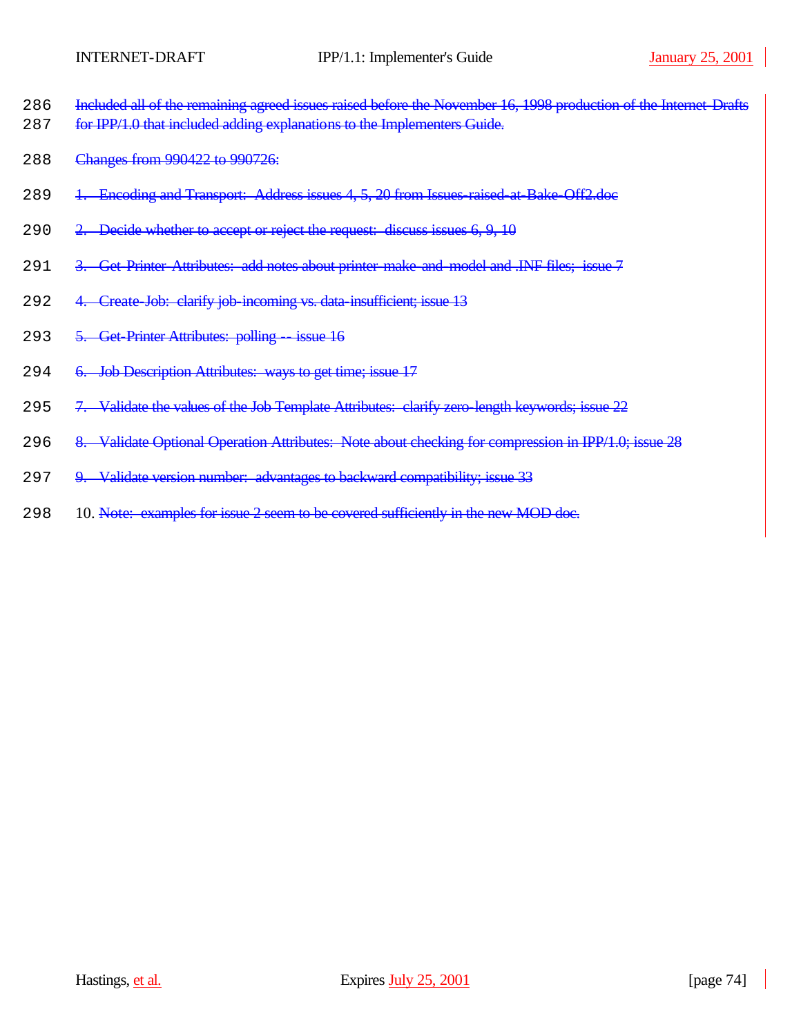~~Included all of the remaining agreed issues raised before the November 16, 1998 production of the Internet-Drafts for IPP/1.0 that included adding explanations to the Implementers Guide.~~

~~Changes from 990422 to 990726:~~

1. ~~Encoding and Transport: Address issues 4, 5, 20 from Issues-raised-at-Bake-Off2.doc~~
2. ~~Decide whether to accept or reject the request: discuss issues 6, 9, 10~~
3. ~~Get-Printer-Attributes: add notes about printer-make-and-model and .INF files; issue 7~~
4. ~~Create-Job: clarify job-incoming vs. data-insufficient; issue 13~~
5. ~~Get-Printer Attributes: polling -- issue 16~~
6. ~~Job Description Attributes: ways to get time; issue 17~~
7. ~~Validate the values of the Job Template Attributes: clarify zero-length keywords; issue 22~~
8. ~~Validate Optional Operation Attributes: Note about checking for compression in IPP/1.0; issue 28~~
9. ~~Validate version number: advantages to backward compatibility; issue 33~~
10. ~~Note: examples for issue 2 seem to be covered sufficiently in the new MOD doc.~~